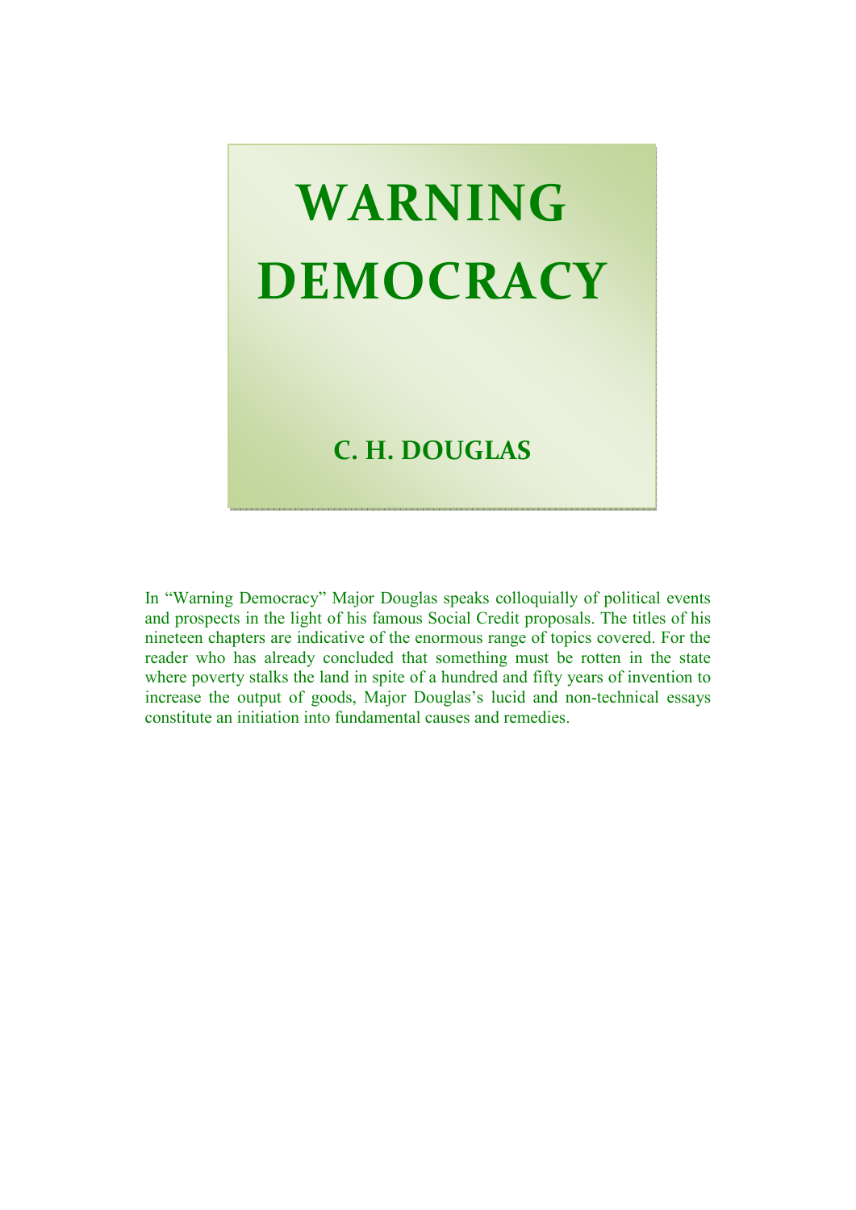# WARNING DEMOCRACY

## C. H. DOUGLAS

In "Warning Democracy" Major Douglas speaks colloquially of political events and prospects in the light of his famous Social Credit proposals. The titles of his nineteen chapters are indicative of the enormous range of topics covered. For the reader who has already concluded that something must be rotten in the state where poverty stalks the land in spite of a hundred and fifty years of invention to increase the output of goods, Major Douglas's lucid and non-technical essays constitute an initiation into fundamental causes and remedies.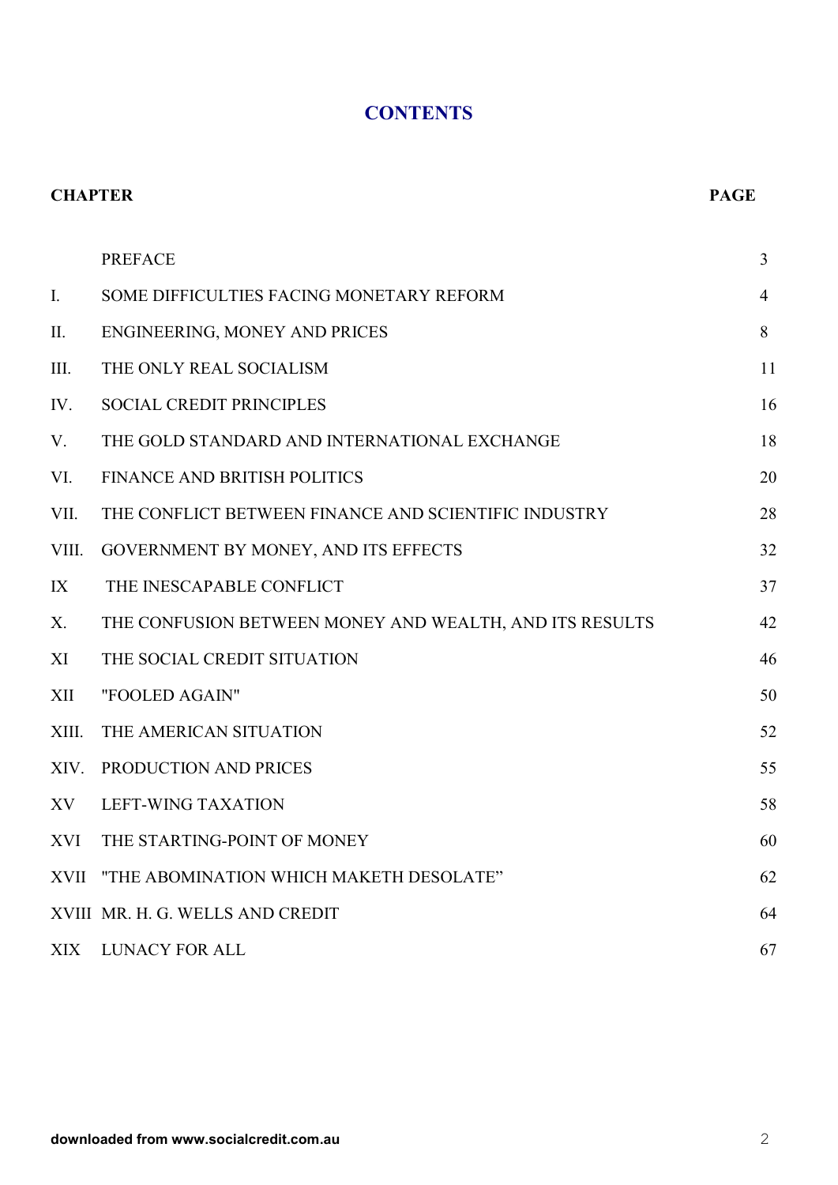# CONTENTS

| CHAPTER | | PAGE |
|---|---|---|
| | PREFACE | 3 |
| I. | SOME DIFFICULTIES FACING MONETARY REFORM | 4 |
| II. | ENGINEERING, MONEY AND PRICES | 8 |
| III. | THE ONLY REAL SOCIALISM | 11 |
| IV. | SOCIAL CREDIT PRINCIPLES | 16 |
| V. | THE GOLD STANDARD AND INTERNATIONAL EXCHANGE | 18 |
| VI. | FINANCE AND BRITISH POLITICS | 20 |
| VII. | THE CONFLICT BETWEEN FINANCE AND SCIENTIFIC INDUSTRY | 28 |
| VIII. | GOVERNMENT BY MONEY, AND ITS EFFECTS | 32 |
| IX | THE INESCAPABLE CONFLICT | 37 |
| X. | THE CONFUSION BETWEEN MONEY AND WEALTH, AND ITS RESULTS | 42 |
| XI | THE SOCIAL CREDIT SITUATION | 46 |
| XII | "FOOLED AGAIN" | 50 |
| XIII. | THE AMERICAN SITUATION | 52 |
| XIV. | PRODUCTION AND PRICES | 55 |
| XV | LEFT-WING TAXATION | 58 |
| XVI | THE STARTING-POINT OF MONEY | 60 |
| XVII | "THE ABOMINATION WHICH MAKETH DESOLATE" | 62 |
| XVIII | MR. H. G. WELLS AND CREDIT | 64 |
| XIX | LUNACY FOR ALL | 67 |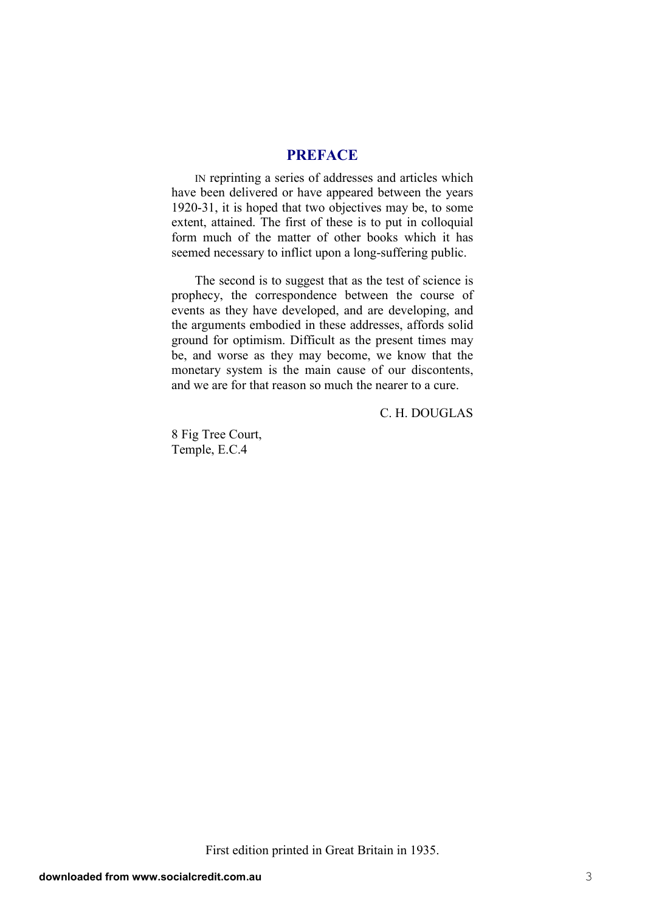# PREFACE

IN reprinting a series of addresses and articles which have been delivered or have appeared between the years 1920-31, it is hoped that two objectives may be, to some extent, attained. The first of these is to put in colloquial form much of the matter of other books which it has seemed necessary to inflict upon a long-suffering public.

The second is to suggest that as the test of science is prophecy, the correspondence between the course of events as they have developed, and are developing, and the arguments embodied in these addresses, affords solid ground for optimism. Difficult as the present times may be, and worse as they may become, we know that the monetary system is the main cause of our discontents, and we are for that reason so much the nearer to a cure.

C. H. DOUGLAS

8 Fig Tree Court,
Temple, E.C.4

First edition printed in Great Britain in 1935.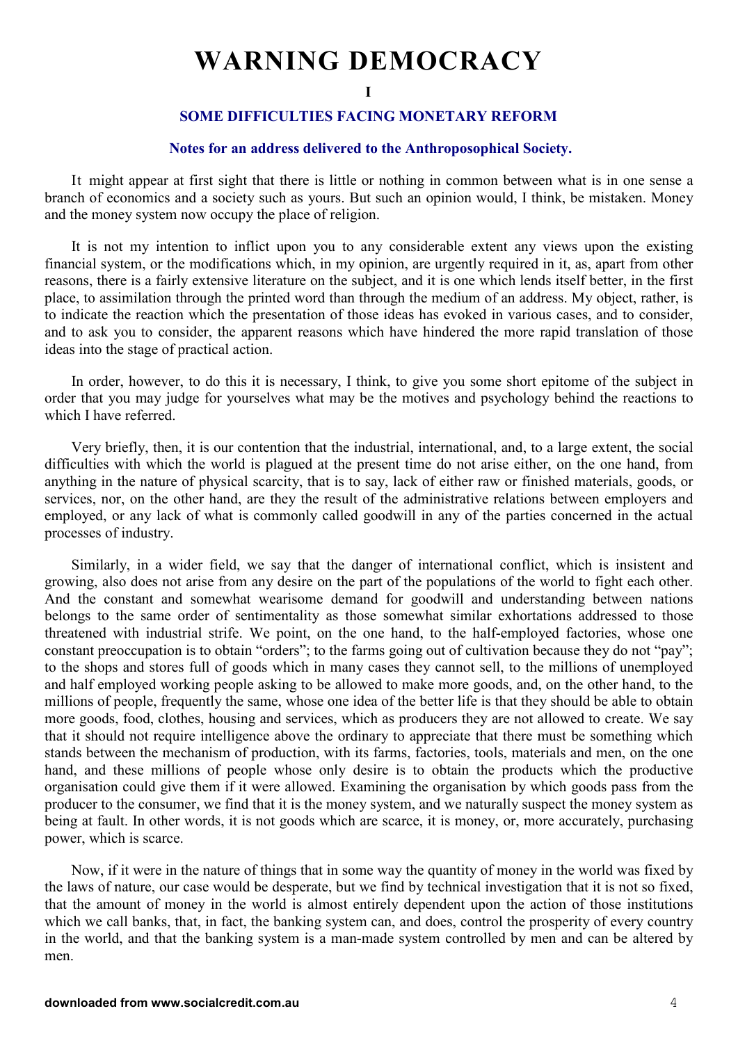# WARNING DEMOCRACY

## I

### SOME DIFFICULTIES FACING MONETARY REFORM

#### Notes for an address delivered to the Anthroposophical Society.

It might appear at first sight that there is little or nothing in common between what is in one sense a branch of economics and a society such as yours. But such an opinion would, I think, be mistaken. Money and the money system now occupy the place of religion.

It is not my intention to inflict upon you to any considerable extent any views upon the existing financial system, or the modifications which, in my opinion, are urgently required in it, as, apart from other reasons, there is a fairly extensive literature on the subject, and it is one which lends itself better, in the first place, to assimilation through the printed word than through the medium of an address. My object, rather, is to indicate the reaction which the presentation of those ideas has evoked in various cases, and to consider, and to ask you to consider, the apparent reasons which have hindered the more rapid translation of those ideas into the stage of practical action.

In order, however, to do this it is necessary, I think, to give you some short epitome of the subject in order that you may judge for yourselves what may be the motives and psychology behind the reactions to which I have referred.

Very briefly, then, it is our contention that the industrial, international, and, to a large extent, the social difficulties with which the world is plagued at the present time do not arise either, on the one hand, from anything in the nature of physical scarcity, that is to say, lack of either raw or finished materials, goods, or services, nor, on the other hand, are they the result of the administrative relations between employers and employed, or any lack of what is commonly called goodwill in any of the parties concerned in the actual processes of industry.

Similarly, in a wider field, we say that the danger of international conflict, which is insistent and growing, also does not arise from any desire on the part of the populations of the world to fight each other. And the constant and somewhat wearisome demand for goodwill and understanding between nations belongs to the same order of sentimentality as those somewhat similar exhortations addressed to those threatened with industrial strife. We point, on the one hand, to the half-employed factories, whose one constant preoccupation is to obtain "orders"; to the farms going out of cultivation because they do not "pay"; to the shops and stores full of goods which in many cases they cannot sell, to the millions of unemployed and half employed working people asking to be allowed to make more goods, and, on the other hand, to the millions of people, frequently the same, whose one idea of the better life is that they should be able to obtain more goods, food, clothes, housing and services, which as producers they are not allowed to create. We say that it should not require intelligence above the ordinary to appreciate that there must be something which stands between the mechanism of production, with its farms, factories, tools, materials and men, on the one hand, and these millions of people whose only desire is to obtain the products which the productive organisation could give them if it were allowed. Examining the organisation by which goods pass from the producer to the consumer, we find that it is the money system, and we naturally suspect the money system as being at fault. In other words, it is not goods which are scarce, it is money, or, more accurately, purchasing power, which is scarce.

Now, if it were in the nature of things that in some way the quantity of money in the world was fixed by the laws of nature, our case would be desperate, but we find by technical investigation that it is not so fixed, that the amount of money in the world is almost entirely dependent upon the action of those institutions which we call banks, that, in fact, the banking system can, and does, control the prosperity of every country in the world, and that the banking system is a man-made system controlled by men and can be altered by men.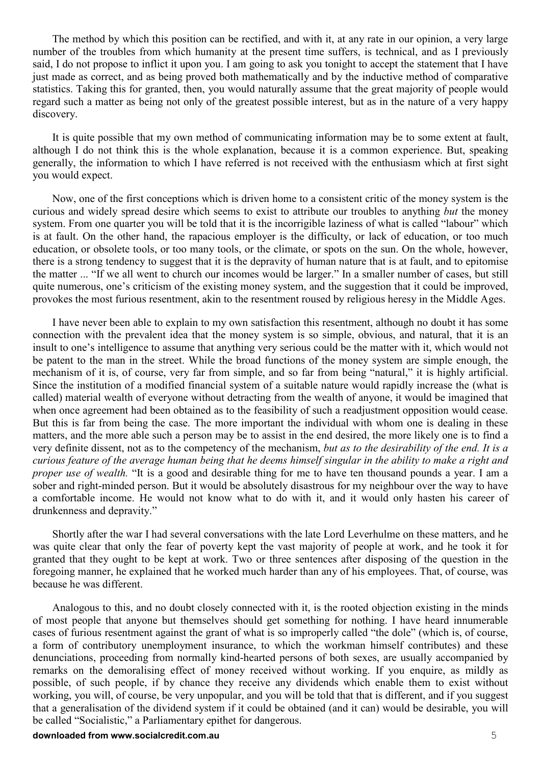The method by which this position can be rectified, and with it, at any rate in our opinion, a very large number of the troubles from which humanity at the present time suffers, is technical, and as I previously said, I do not propose to inflict it upon you. I am going to ask you tonight to accept the statement that I have just made as correct, and as being proved both mathematically and by the inductive method of comparative statistics. Taking this for granted, then, you would naturally assume that the great majority of people would regard such a matter as being not only of the greatest possible interest, but as in the nature of a very happy discovery.

It is quite possible that my own method of communicating information may be to some extent at fault, although I do not think this is the whole explanation, because it is a common experience. But, speaking generally, the information to which I have referred is not received with the enthusiasm which at first sight you would expect.

Now, one of the first conceptions which is driven home to a consistent critic of the money system is the curious and widely spread desire which seems to exist to attribute our troubles to anything *but* the money system. From one quarter you will be told that it is the incorrigible laziness of what is called "labour" which is at fault. On the other hand, the rapacious employer is the difficulty, or lack of education, or too much education, or obsolete tools, or too many tools, or the climate, or spots on the sun. On the whole, however, there is a strong tendency to suggest that it is the depravity of human nature that is at fault, and to epitomise the matter ... "If we all went to church our incomes would be larger." In a smaller number of cases, but still quite numerous, one's criticism of the existing money system, and the suggestion that it could be improved, provokes the most furious resentment, akin to the resentment roused by religious heresy in the Middle Ages.

I have never been able to explain to my own satisfaction this resentment, although no doubt it has some connection with the prevalent idea that the money system is so simple, obvious, and natural, that it is an insult to one's intelligence to assume that anything very serious could be the matter with it, which would not be patent to the man in the street. While the broad functions of the money system are simple enough, the mechanism of it is, of course, very far from simple, and so far from being "natural," it is highly artificial. Since the institution of a modified financial system of a suitable nature would rapidly increase the (what is called) material wealth of everyone without detracting from the wealth of anyone, it would be imagined that when once agreement had been obtained as to the feasibility of such a readjustment opposition would cease. But this is far from being the case. The more important the individual with whom one is dealing in these matters, and the more able such a person may be to assist in the end desired, the more likely one is to find a very definite dissent, not as to the competency of the mechanism, *but as to the desirability of the end. It is a curious feature of the average human being that he deems himself singular in the ability to make a right and proper use of wealth.* "It is a good and desirable thing for me to have ten thousand pounds a year. I am a sober and right-minded person. But it would be absolutely disastrous for my neighbour over the way to have a comfortable income. He would not know what to do with it, and it would only hasten his career of drunkenness and depravity."

Shortly after the war I had several conversations with the late Lord Leverhulme on these matters, and he was quite clear that only the fear of poverty kept the vast majority of people at work, and he took it for granted that they ought to be kept at work. Two or three sentences after disposing of the question in the foregoing manner, he explained that he worked much harder than any of his employees. That, of course, was because he was different.

Analogous to this, and no doubt closely connected with it, is the rooted objection existing in the minds of most people that anyone but themselves should get something for nothing. I have heard innumerable cases of furious resentment against the grant of what is so improperly called "the dole" (which is, of course, a form of contributory unemployment insurance, to which the workman himself contributes) and these denunciations, proceeding from normally kind-hearted persons of both sexes, are usually accompanied by remarks on the demoralising effect of money received without working. If you enquire, as mildly as possible, of such people, if by chance they receive any dividends which enable them to exist without working, you will, of course, be very unpopular, and you will be told that that is different, and if you suggest that a generalisation of the dividend system if it could be obtained (and it can) would be desirable, you will be called "Socialistic," a Parliamentary epithet for dangerous.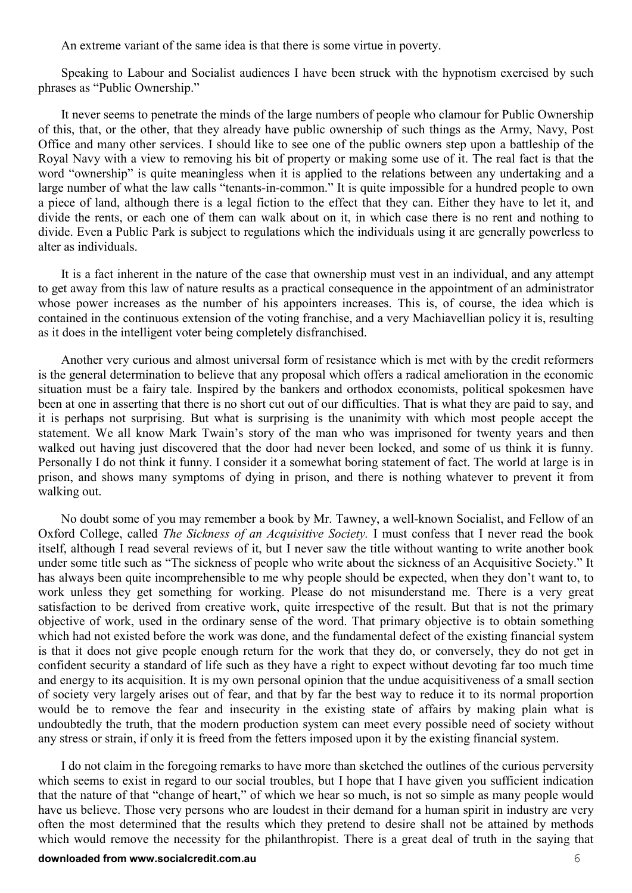An extreme variant of the same idea is that there is some virtue in poverty.

Speaking to Labour and Socialist audiences I have been struck with the hypnotism exercised by such phrases as "Public Ownership."

It never seems to penetrate the minds of the large numbers of people who clamour for Public Ownership of this, that, or the other, that they already have public ownership of such things as the Army, Navy, Post Office and many other services. I should like to see one of the public owners step upon a battleship of the Royal Navy with a view to removing his bit of property or making some use of it. The real fact is that the word "ownership" is quite meaningless when it is applied to the relations between any undertaking and a large number of what the law calls "tenants-in-common." It is quite impossible for a hundred people to own a piece of land, although there is a legal fiction to the effect that they can. Either they have to let it, and divide the rents, or each one of them can walk about on it, in which case there is no rent and nothing to divide. Even a Public Park is subject to regulations which the individuals using it are generally powerless to alter as individuals.

It is a fact inherent in the nature of the case that ownership must vest in an individual, and any attempt to get away from this law of nature results as a practical consequence in the appointment of an administrator whose power increases as the number of his appointers increases. This is, of course, the idea which is contained in the continuous extension of the voting franchise, and a very Machiavellian policy it is, resulting as it does in the intelligent voter being completely disfranchised.

Another very curious and almost universal form of resistance which is met with by the credit reformers is the general determination to believe that any proposal which offers a radical amelioration in the economic situation must be a fairy tale. Inspired by the bankers and orthodox economists, political spokesmen have been at one in asserting that there is no short cut out of our difficulties. That is what they are paid to say, and it is perhaps not surprising. But what is surprising is the unanimity with which most people accept the statement. We all know Mark Twain's story of the man who was imprisoned for twenty years and then walked out having just discovered that the door had never been locked, and some of us think it is funny. Personally I do not think it funny. I consider it a somewhat boring statement of fact. The world at large is in prison, and shows many symptoms of dying in prison, and there is nothing whatever to prevent it from walking out.

No doubt some of you may remember a book by Mr. Tawney, a well-known Socialist, and Fellow of an Oxford College, called *The Sickness of an Acquisitive Society.* I must confess that I never read the book itself, although I read several reviews of it, but I never saw the title without wanting to write another book under some title such as "The sickness of people who write about the sickness of an Acquisitive Society." It has always been quite incomprehensible to me why people should be expected, when they don't want to, to work unless they get something for working. Please do not misunderstand me. There is a very great satisfaction to be derived from creative work, quite irrespective of the result. But that is not the primary objective of work, used in the ordinary sense of the word. That primary objective is to obtain something which had not existed before the work was done, and the fundamental defect of the existing financial system is that it does not give people enough return for the work that they do, or conversely, they do not get in confident security a standard of life such as they have a right to expect without devoting far too much time and energy to its acquisition. It is my own personal opinion that the undue acquisitiveness of a small section of society very largely arises out of fear, and that by far the best way to reduce it to its normal proportion would be to remove the fear and insecurity in the existing state of affairs by making plain what is undoubtedly the truth, that the modern production system can meet every possible need of society without any stress or strain, if only it is freed from the fetters imposed upon it by the existing financial system.

I do not claim in the foregoing remarks to have more than sketched the outlines of the curious perversity which seems to exist in regard to our social troubles, but I hope that I have given you sufficient indication that the nature of that "change of heart," of which we hear so much, is not so simple as many people would have us believe. Those very persons who are loudest in their demand for a human spirit in industry are very often the most determined that the results which they pretend to desire shall not be attained by methods which would remove the necessity for the philanthropist. There is a great deal of truth in the saying that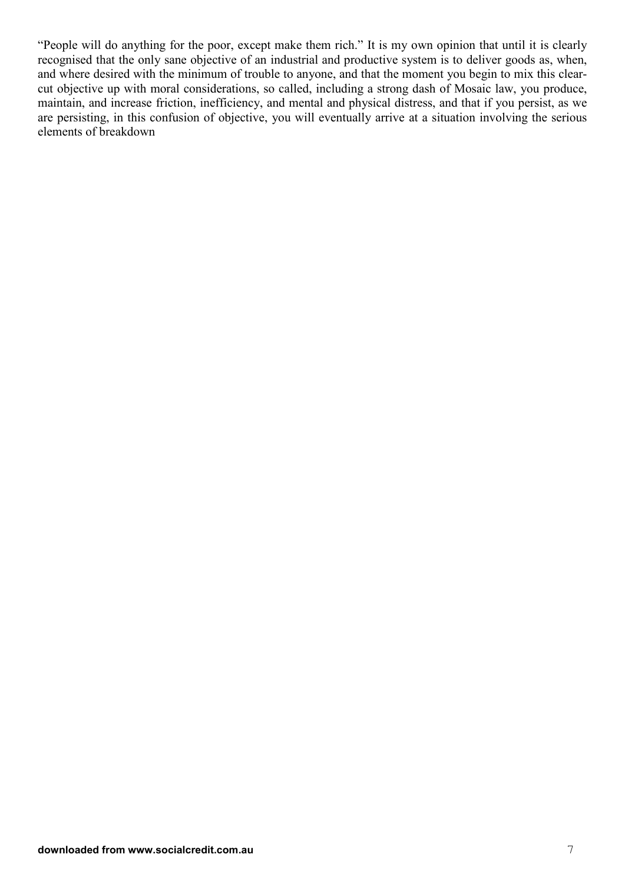"People will do anything for the poor, except make them rich." It is my own opinion that until it is clearly recognised that the only sane objective of an industrial and productive system is to deliver goods as, when, and where desired with the minimum of trouble to anyone, and that the moment you begin to mix this clear-cut objective up with moral considerations, so called, including a strong dash of Mosaic law, you produce, maintain, and increase friction, inefficiency, and mental and physical distress, and that if you persist, as we are persisting, in this confusion of objective, you will eventually arrive at a situation involving the serious elements of breakdown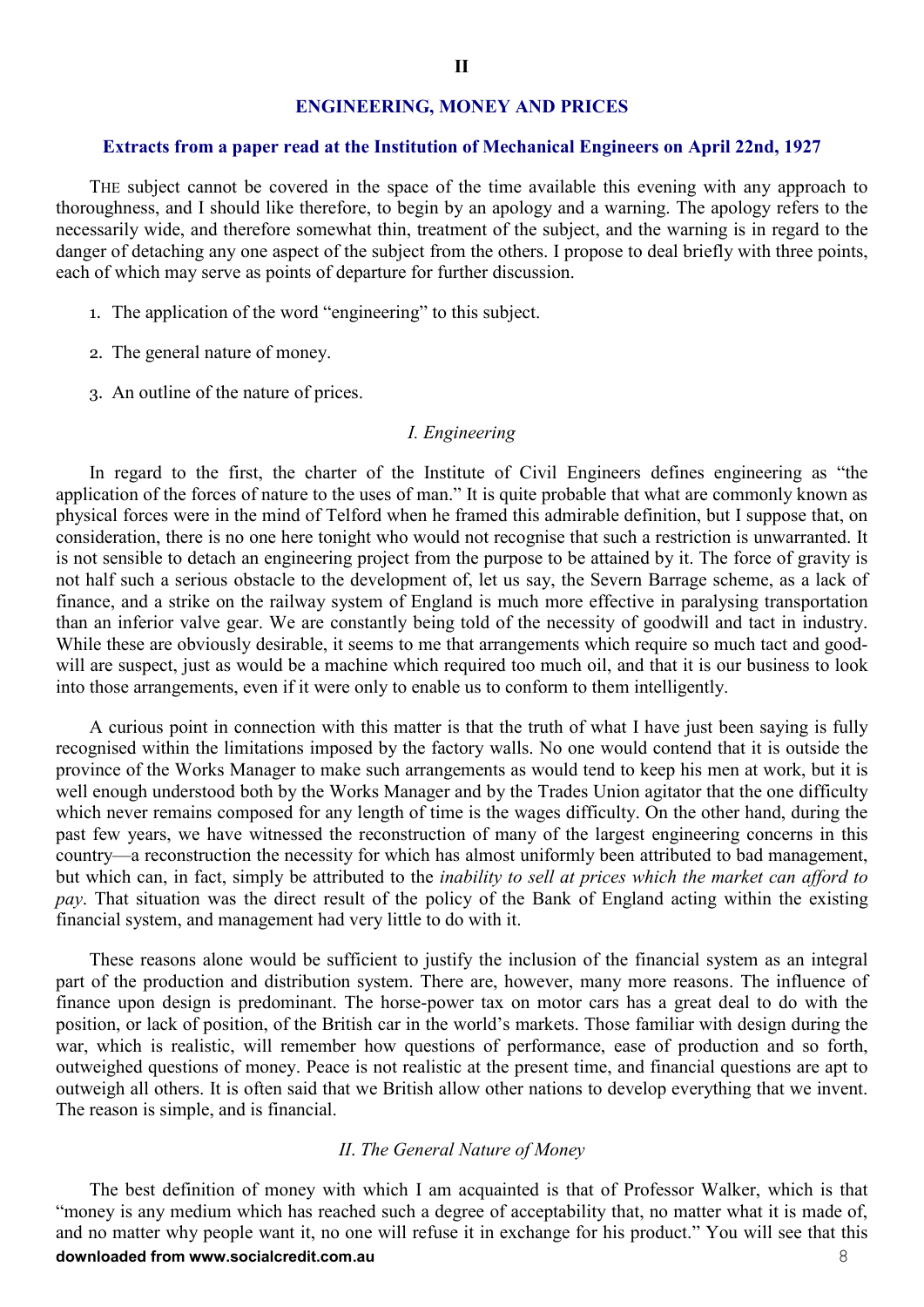## II

## ENGINEERING, MONEY AND PRICES

### Extracts from a paper read at the Institution of Mechanical Engineers on April 22nd, 1927

THE subject cannot be covered in the space of the time available this evening with any approach to thoroughness, and I should like therefore, to begin by an apology and a warning. The apology refers to the necessarily wide, and therefore somewhat thin, treatment of the subject, and the warning is in regard to the danger of detaching any one aspect of the subject from the others. I propose to deal briefly with three points, each of which may serve as points of departure for further discussion.

1. The application of the word "engineering" to this subject.
2. The general nature of money.
3. An outline of the nature of prices.

### *I. Engineering*

In regard to the first, the charter of the Institute of Civil Engineers defines engineering as "the application of the forces of nature to the uses of man." It is quite probable that what are commonly known as physical forces were in the mind of Telford when he framed this admirable definition, but I suppose that, on consideration, there is no one here tonight who would not recognise that such a restriction is unwarranted. It is not sensible to detach an engineering project from the purpose to be attained by it. The force of gravity is not half such a serious obstacle to the development of, let us say, the Severn Barrage scheme, as a lack of finance, and a strike on the railway system of England is much more effective in paralysing transportation than an inferior valve gear. We are constantly being told of the necessity of goodwill and tact in industry. While these are obviously desirable, it seems to me that arrangements which require so much tact and goodwill are suspect, just as would be a machine which required too much oil, and that it is our business to look into those arrangements, even if it were only to enable us to conform to them intelligently.

A curious point in connection with this matter is that the truth of what I have just been saying is fully recognised within the limitations imposed by the factory walls. No one would contend that it is outside the province of the Works Manager to make such arrangements as would tend to keep his men at work, but it is well enough understood both by the Works Manager and by the Trades Union agitator that the one difficulty which never remains composed for any length of time is the wages difficulty. On the other hand, during the past few years, we have witnessed the reconstruction of many of the largest engineering concerns in this country—a reconstruction the necessity for which has almost uniformly been attributed to bad management, but which can, in fact, simply be attributed to the *inability to sell at prices which the market can afford to pay*. That situation was the direct result of the policy of the Bank of England acting within the existing financial system, and management had very little to do with it.

These reasons alone would be sufficient to justify the inclusion of the financial system as an integral part of the production and distribution system. There are, however, many more reasons. The influence of finance upon design is predominant. The horse-power tax on motor cars has a great deal to do with the position, or lack of position, of the British car in the world's markets. Those familiar with design during the war, which is realistic, will remember how questions of performance, ease of production and so forth, outweighed questions of money. Peace is not realistic at the present time, and financial questions are apt to outweigh all others. It is often said that we British allow other nations to develop everything that we invent. The reason is simple, and is financial.

### *II. The General Nature of Money*

The best definition of money with which I am acquainted is that of Professor Walker, which is that "money is any medium which has reached such a degree of acceptability that, no matter what it is made of, and no matter why people want it, no one will refuse it in exchange for his product." You will see that this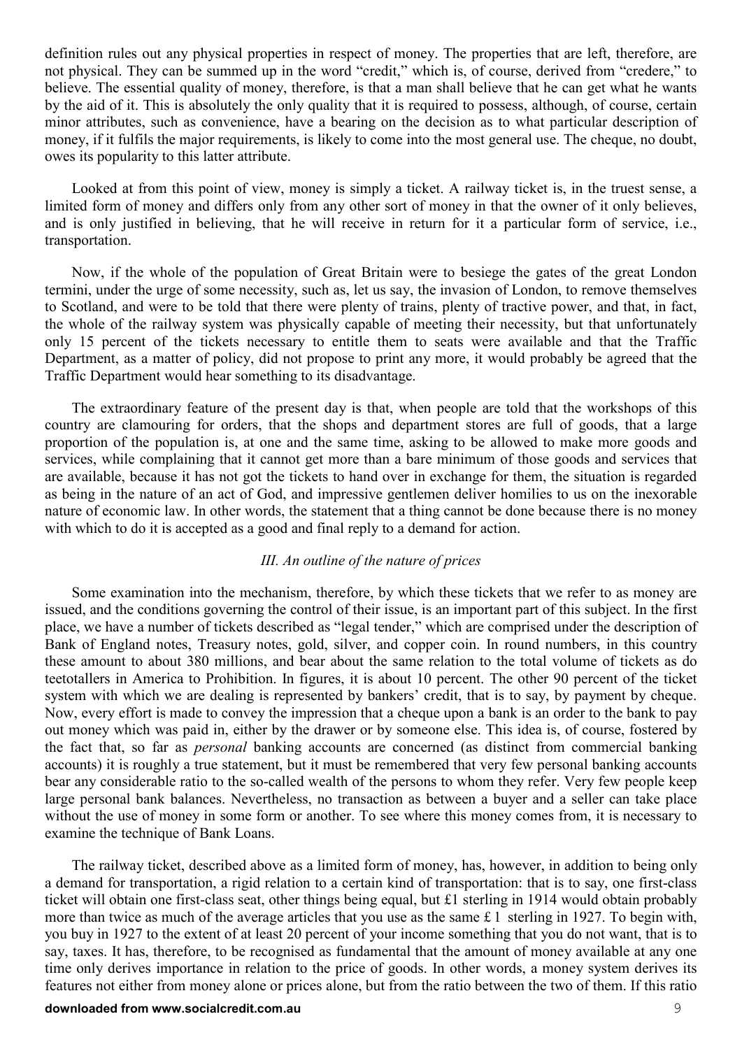definition rules out any physical properties in respect of money. The properties that are left, therefore, are not physical. They can be summed up in the word "credit," which is, of course, derived from "credere," to believe. The essential quality of money, therefore, is that a man shall believe that he can get what he wants by the aid of it. This is absolutely the only quality that it is required to possess, although, of course, certain minor attributes, such as convenience, have a bearing on the decision as to what particular description of money, if it fulfils the major requirements, is likely to come into the most general use. The cheque, no doubt, owes its popularity to this latter attribute.

Looked at from this point of view, money is simply a ticket. A railway ticket is, in the truest sense, a limited form of money and differs only from any other sort of money in that the owner of it only believes, and is only justified in believing, that he will receive in return for it a particular form of service, i.e., transportation.

Now, if the whole of the population of Great Britain were to besiege the gates of the great London termini, under the urge of some necessity, such as, let us say, the invasion of London, to remove themselves to Scotland, and were to be told that there were plenty of trains, plenty of tractive power, and that, in fact, the whole of the railway system was physically capable of meeting their necessity, but that unfortunately only 15 percent of the tickets necessary to entitle them to seats were available and that the Traffic Department, as a matter of policy, did not propose to print any more, it would probably be agreed that the Traffic Department would hear something to its disadvantage.

The extraordinary feature of the present day is that, when people are told that the workshops of this country are clamouring for orders, that the shops and department stores are full of goods, that a large proportion of the population is, at one and the same time, asking to be allowed to make more goods and services, while complaining that it cannot get more than a bare minimum of those goods and services that are available, because it has not got the tickets to hand over in exchange for them, the situation is regarded as being in the nature of an act of God, and impressive gentlemen deliver homilies to us on the inexorable nature of economic law. In other words, the statement that a thing cannot be done because there is no money with which to do it is accepted as a good and final reply to a demand for action.

### *III. An outline of the nature of prices*

Some examination into the mechanism, therefore, by which these tickets that we refer to as money are issued, and the conditions governing the control of their issue, is an important part of this subject. In the first place, we have a number of tickets described as "legal tender," which are comprised under the description of Bank of England notes, Treasury notes, gold, silver, and copper coin. In round numbers, in this country these amount to about 380 millions, and bear about the same relation to the total volume of tickets as do teetotallers in America to Prohibition. In figures, it is about 10 percent. The other 90 percent of the ticket system with which we are dealing is represented by bankers' credit, that is to say, by payment by cheque. Now, every effort is made to convey the impression that a cheque upon a bank is an order to the bank to pay out money which was paid in, either by the drawer or by someone else. This idea is, of course, fostered by the fact that, so far as *personal* banking accounts are concerned (as distinct from commercial banking accounts) it is roughly a true statement, but it must be remembered that very few personal banking accounts bear any considerable ratio to the so-called wealth of the persons to whom they refer. Very few people keep large personal bank balances. Nevertheless, no transaction as between a buyer and a seller can take place without the use of money in some form or another. To see where this money comes from, it is necessary to examine the technique of Bank Loans.

The railway ticket, described above as a limited form of money, has, however, in addition to being only a demand for transportation, a rigid relation to a certain kind of transportation: that is to say, one first-class ticket will obtain one first-class seat, other things being equal, but £1 sterling in 1914 would obtain probably more than twice as much of the average articles that you use as the same £ 1 sterling in 1927. To begin with, you buy in 1927 to the extent of at least 20 percent of your income something that you do not want, that is to say, taxes. It has, therefore, to be recognised as fundamental that the amount of money available at any one time only derives importance in relation to the price of goods. In other words, a money system derives its features not either from money alone or prices alone, but from the ratio between the two of them. If this ratio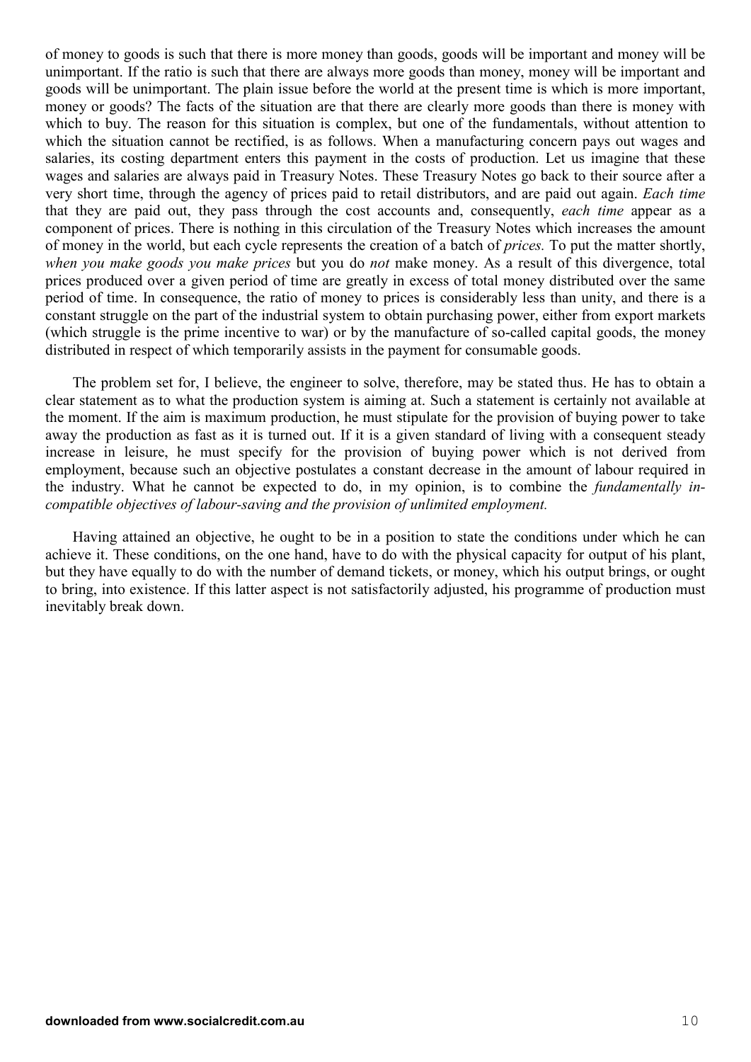of money to goods is such that there is more money than goods, goods will be important and money will be unimportant. If the ratio is such that there are always more goods than money, money will be important and goods will be unimportant. The plain issue before the world at the present time is which is more important, money or goods? The facts of the situation are that there are clearly more goods than there is money with which to buy. The reason for this situation is complex, but one of the fundamentals, without attention to which the situation cannot be rectified, is as follows. When a manufacturing concern pays out wages and salaries, its costing department enters this payment in the costs of production. Let us imagine that these wages and salaries are always paid in Treasury Notes. These Treasury Notes go back to their source after a very short time, through the agency of prices paid to retail distributors, and are paid out again. *Each time* that they are paid out, they pass through the cost accounts and, consequently, *each time* appear as a component of prices. There is nothing in this circulation of the Treasury Notes which increases the amount of money in the world, but each cycle represents the creation of a batch of *prices.* To put the matter shortly, *when you make goods you make prices* but you do *not* make money. As a result of this divergence, total prices produced over a given period of time are greatly in excess of total money distributed over the same period of time. In consequence, the ratio of money to prices is considerably less than unity, and there is a constant struggle on the part of the industrial system to obtain purchasing power, either from export markets (which struggle is the prime incentive to war) or by the manufacture of so-called capital goods, the money distributed in respect of which temporarily assists in the payment for consumable goods.

The problem set for, I believe, the engineer to solve, therefore, may be stated thus. He has to obtain a clear statement as to what the production system is aiming at. Such a statement is certainly not available at the moment. If the aim is maximum production, he must stipulate for the provision of buying power to take away the production as fast as it is turned out. If it is a given standard of living with a consequent steady increase in leisure, he must specify for the provision of buying power which is not derived from employment, because such an objective postulates a constant decrease in the amount of labour required in the industry. What he cannot be expected to do, in my opinion, is to combine the *fundamentally incompatible objectives of labour-saving and the provision of unlimited employment.*

Having attained an objective, he ought to be in a position to state the conditions under which he can achieve it. These conditions, on the one hand, have to do with the physical capacity for output of his plant, but they have equally to do with the number of demand tickets, or money, which his output brings, or ought to bring, into existence. If this latter aspect is not satisfactorily adjusted, his programme of production must inevitably break down.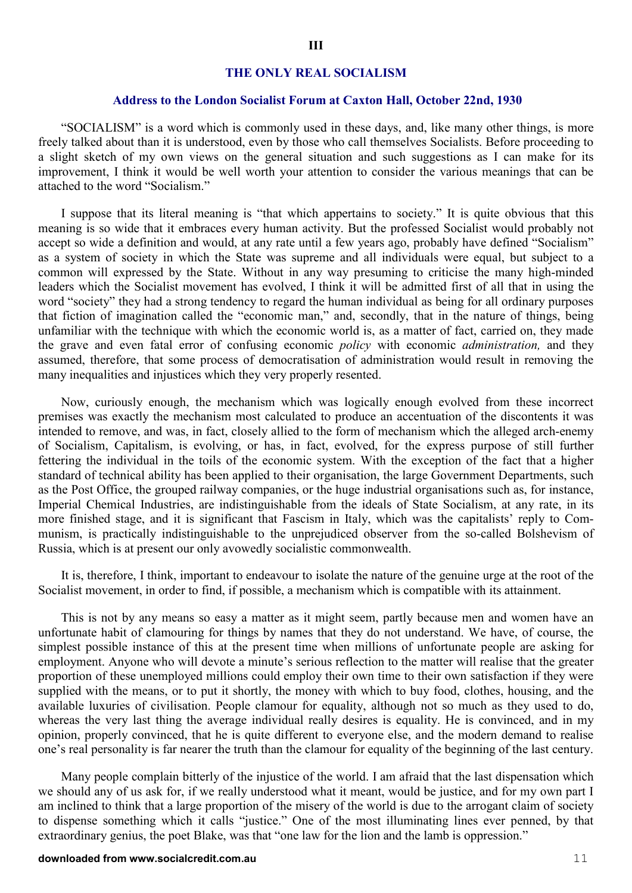## III

## THE ONLY REAL SOCIALISM

### Address to the London Socialist Forum at Caxton Hall, October 22nd, 1930

"SOCIALISM" is a word which is commonly used in these days, and, like many other things, is more freely talked about than it is understood, even by those who call themselves Socialists. Before proceeding to a slight sketch of my own views on the general situation and such suggestions as I can make for its improvement, I think it would be well worth your attention to consider the various meanings that can be attached to the word "Socialism."

I suppose that its literal meaning is "that which appertains to society." It is quite obvious that this meaning is so wide that it embraces every human activity. But the professed Socialist would probably not accept so wide a definition and would, at any rate until a few years ago, probably have defined "Socialism" as a system of society in which the State was supreme and all individuals were equal, but subject to a common will expressed by the State. Without in any way presuming to criticise the many high-minded leaders which the Socialist movement has evolved, I think it will be admitted first of all that in using the word "society" they had a strong tendency to regard the human individual as being for all ordinary purposes that fiction of imagination called the "economic man," and, secondly, that in the nature of things, being unfamiliar with the technique with which the economic world is, as a matter of fact, carried on, they made the grave and even fatal error of confusing economic *policy* with economic *administration,* and they assumed, therefore, that some process of democratisation of administration would result in removing the many inequalities and injustices which they very properly resented.

Now, curiously enough, the mechanism which was logically enough evolved from these incorrect premises was exactly the mechanism most calculated to produce an accentuation of the discontents it was intended to remove, and was, in fact, closely allied to the form of mechanism which the alleged arch-enemy of Socialism, Capitalism, is evolving, or has, in fact, evolved, for the express purpose of still further fettering the individual in the toils of the economic system. With the exception of the fact that a higher standard of technical ability has been applied to their organisation, the large Government Departments, such as the Post Office, the grouped railway companies, or the huge industrial organisations such as, for instance, Imperial Chemical Industries, are indistinguishable from the ideals of State Socialism, at any rate, in its more finished stage, and it is significant that Fascism in Italy, which was the capitalists' reply to Communism, is practically indistinguishable to the unprejudiced observer from the so-called Bolshevism of Russia, which is at present our only avowedly socialistic commonwealth.

It is, therefore, I think, important to endeavour to isolate the nature of the genuine urge at the root of the Socialist movement, in order to find, if possible, a mechanism which is compatible with its attainment.

This is not by any means so easy a matter as it might seem, partly because men and women have an unfortunate habit of clamouring for things by names that they do not understand. We have, of course, the simplest possible instance of this at the present time when millions of unfortunate people are asking for employment. Anyone who will devote a minute's serious reflection to the matter will realise that the greater proportion of these unemployed millions could employ their own time to their own satisfaction if they were supplied with the means, or to put it shortly, the money with which to buy food, clothes, housing, and the available luxuries of civilisation. People clamour for equality, although not so much as they used to do, whereas the very last thing the average individual really desires is equality. He is convinced, and in my opinion, properly convinced, that he is quite different to everyone else, and the modern demand to realise one's real personality is far nearer the truth than the clamour for equality of the beginning of the last century.

Many people complain bitterly of the injustice of the world. I am afraid that the last dispensation which we should any of us ask for, if we really understood what it meant, would be justice, and for my own part I am inclined to think that a large proportion of the misery of the world is due to the arrogant claim of society to dispense something which it calls "justice." One of the most illuminating lines ever penned, by that extraordinary genius, the poet Blake, was that "one law for the lion and the lamb is oppression."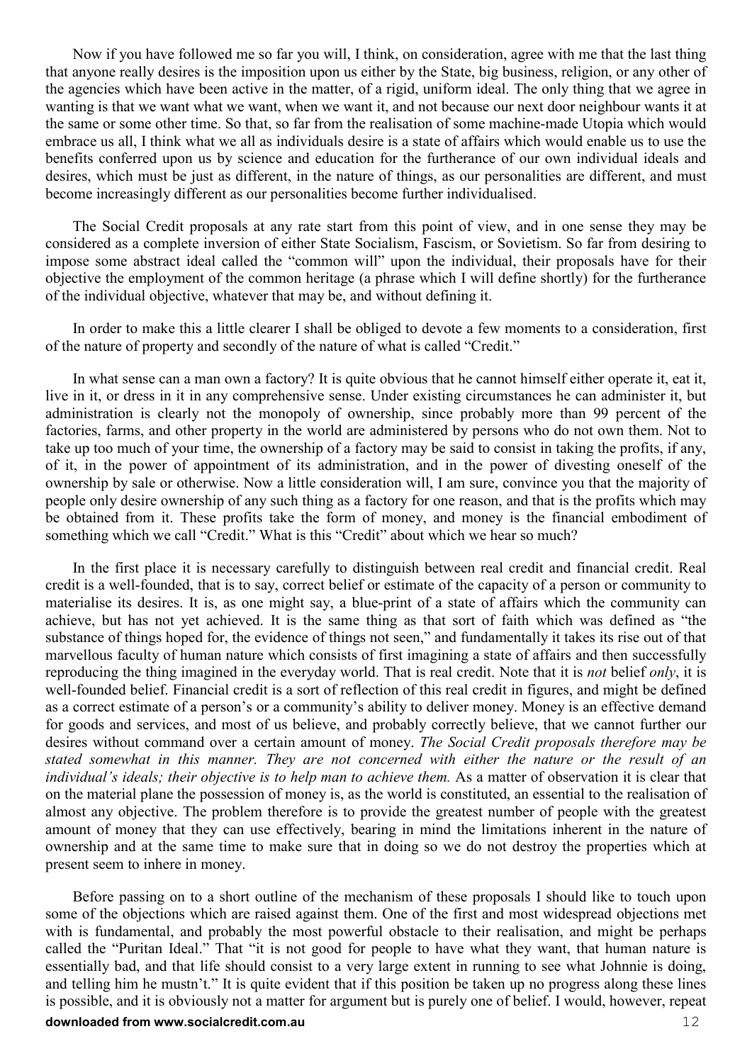Now if you have followed me so far you will, I think, on consideration, agree with me that the last thing that anyone really desires is the imposition upon us either by the State, big business, religion, or any other of the agencies which have been active in the matter, of a rigid, uniform ideal. The only thing that we agree in wanting is that we want what we want, when we want it, and not because our next door neighbour wants it at the same or some other time. So that, so far from the realisation of some machine-made Utopia which would embrace us all, I think what we all as individuals desire is a state of affairs which would enable us to use the benefits conferred upon us by science and education for the furtherance of our own individual ideals and desires, which must be just as different, in the nature of things, as our personalities are different, and must become increasingly different as our personalities become further individualised.

The Social Credit proposals at any rate start from this point of view, and in one sense they may be considered as a complete inversion of either State Socialism, Fascism, or Sovietism. So far from desiring to impose some abstract ideal called the "common will" upon the individual, their proposals have for their objective the employment of the common heritage (a phrase which I will define shortly) for the furtherance of the individual objective, whatever that may be, and without defining it.

In order to make this a little clearer I shall be obliged to devote a few moments to a consideration, first of the nature of property and secondly of the nature of what is called "Credit."

In what sense can a man own a factory? It is quite obvious that he cannot himself either operate it, eat it, live in it, or dress in it in any comprehensive sense. Under existing circumstances he can administer it, but administration is clearly not the monopoly of ownership, since probably more than 99 percent of the factories, farms, and other property in the world are administered by persons who do not own them. Not to take up too much of your time, the ownership of a factory may be said to consist in taking the profits, if any, of it, in the power of appointment of its administration, and in the power of divesting oneself of the ownership by sale or otherwise. Now a little consideration will, I am sure, convince you that the majority of people only desire ownership of any such thing as a factory for one reason, and that is the profits which may be obtained from it. These profits take the form of money, and money is the financial embodiment of something which we call "Credit." What is this "Credit" about which we hear so much?

In the first place it is necessary carefully to distinguish between real credit and financial credit. Real credit is a well-founded, that is to say, correct belief or estimate of the capacity of a person or community to materialise its desires. It is, as one might say, a blue-print of a state of affairs which the community can achieve, but has not yet achieved. It is the same thing as that sort of faith which was defined as "the substance of things hoped for, the evidence of things not seen," and fundamentally it takes its rise out of that marvellous faculty of human nature which consists of first imagining a state of affairs and then successfully reproducing the thing imagined in the everyday world. That is real credit. Note that it is *not* belief *only*, it is well-founded belief. Financial credit is a sort of reflection of this real credit in figures, and might be defined as a correct estimate of a person's or a community's ability to deliver money. Money is an effective demand for goods and services, and most of us believe, and probably correctly believe, that we cannot further our desires without command over a certain amount of money. *The Social Credit proposals therefore may be stated somewhat in this manner. They are not concerned with either the nature or the result of an individual's ideals; their objective is to help man to achieve them.* As a matter of observation it is clear that on the material plane the possession of money is, as the world is constituted, an essential to the realisation of almost any objective. The problem therefore is to provide the greatest number of people with the greatest amount of money that they can use effectively, bearing in mind the limitations inherent in the nature of ownership and at the same time to make sure that in doing so we do not destroy the properties which at present seem to inhere in money.

Before passing on to a short outline of the mechanism of these proposals I should like to touch upon some of the objections which are raised against them. One of the first and most widespread objections met with is fundamental, and probably the most powerful obstacle to their realisation, and might be perhaps called the "Puritan Ideal." That "it is not good for people to have what they want, that human nature is essentially bad, and that life should consist to a very large extent in running to see what Johnnie is doing, and telling him he mustn't." It is quite evident that if this position be taken up no progress along these lines is possible, and it is obviously not a matter for argument but is purely one of belief. I would, however, repeat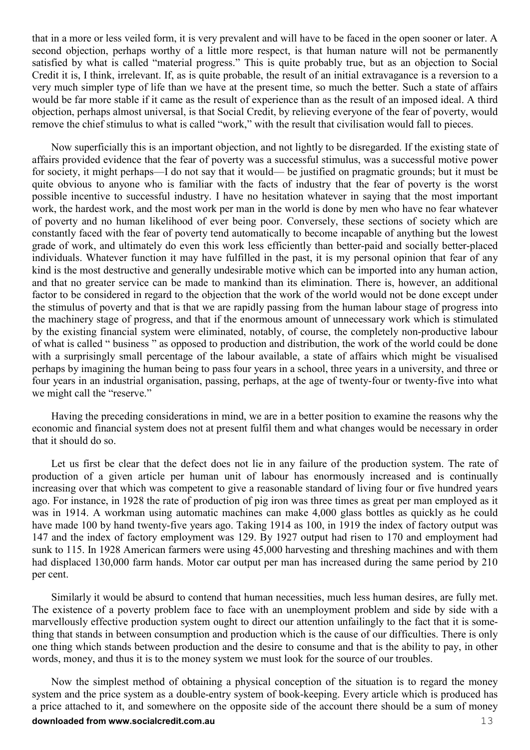that in a more or less veiled form, it is very prevalent and will have to be faced in the open sooner or later. A second objection, perhaps worthy of a little more respect, is that human nature will not be permanently satisfied by what is called "material progress." This is quite probably true, but as an objection to Social Credit it is, I think, irrelevant. If, as is quite probable, the result of an initial extravagance is a reversion to a very much simpler type of life than we have at the present time, so much the better. Such a state of affairs would be far more stable if it came as the result of experience than as the result of an imposed ideal. A third objection, perhaps almost universal, is that Social Credit, by relieving everyone of the fear of poverty, would remove the chief stimulus to what is called "work," with the result that civilisation would fall to pieces.

Now superficially this is an important objection, and not lightly to be disregarded. If the existing state of affairs provided evidence that the fear of poverty was a successful stimulus, was a successful motive power for society, it might perhaps—I do not say that it would— be justified on pragmatic grounds; but it must be quite obvious to anyone who is familiar with the facts of industry that the fear of poverty is the worst possible incentive to successful industry. I have no hesitation whatever in saying that the most important work, the hardest work, and the most work per man in the world is done by men who have no fear whatever of poverty and no human likelihood of ever being poor. Conversely, these sections of society which are constantly faced with the fear of poverty tend automatically to become incapable of anything but the lowest grade of work, and ultimately do even this work less efficiently than better-paid and socially better-placed individuals. Whatever function it may have fulfilled in the past, it is my personal opinion that fear of any kind is the most destructive and generally undesirable motive which can be imported into any human action, and that no greater service can be made to mankind than its elimination. There is, however, an additional factor to be considered in regard to the objection that the work of the world would not be done except under the stimulus of poverty and that is that we are rapidly passing from the human labour stage of progress into the machinery stage of progress, and that if the enormous amount of unnecessary work which is stimulated by the existing financial system were eliminated, notably, of course, the completely non-productive labour of what is called " business " as opposed to production and distribution, the work of the world could be done with a surprisingly small percentage of the labour available, a state of affairs which might be visualised perhaps by imagining the human being to pass four years in a school, three years in a university, and three or four years in an industrial organisation, passing, perhaps, at the age of twenty-four or twenty-five into what we might call the "reserve."

Having the preceding considerations in mind, we are in a better position to examine the reasons why the economic and financial system does not at present fulfil them and what changes would be necessary in order that it should do so.

Let us first be clear that the defect does not lie in any failure of the production system. The rate of production of a given article per human unit of labour has enormously increased and is continually increasing over that which was competent to give a reasonable standard of living four or five hundred years ago. For instance, in 1928 the rate of production of pig iron was three times as great per man employed as it was in 1914. A workman using automatic machines can make 4,000 glass bottles as quickly as he could have made 100 by hand twenty-five years ago. Taking 1914 as 100, in 1919 the index of factory output was 147 and the index of factory employment was 129. By 1927 output had risen to 170 and employment had sunk to 115. In 1928 American farmers were using 45,000 harvesting and threshing machines and with them had displaced 130,000 farm hands. Motor car output per man has increased during the same period by 210 per cent.

Similarly it would be absurd to contend that human necessities, much less human desires, are fully met. The existence of a poverty problem face to face with an unemployment problem and side by side with a marvellously effective production system ought to direct our attention unfailingly to the fact that it is something that stands in between consumption and production which is the cause of our difficulties. There is only one thing which stands between production and the desire to consume and that is the ability to pay, in other words, money, and thus it is to the money system we must look for the source of our troubles.

Now the simplest method of obtaining a physical conception of the situation is to regard the money system and the price system as a double-entry system of book-keeping. Every article which is produced has a price attached to it, and somewhere on the opposite side of the account there should be a sum of money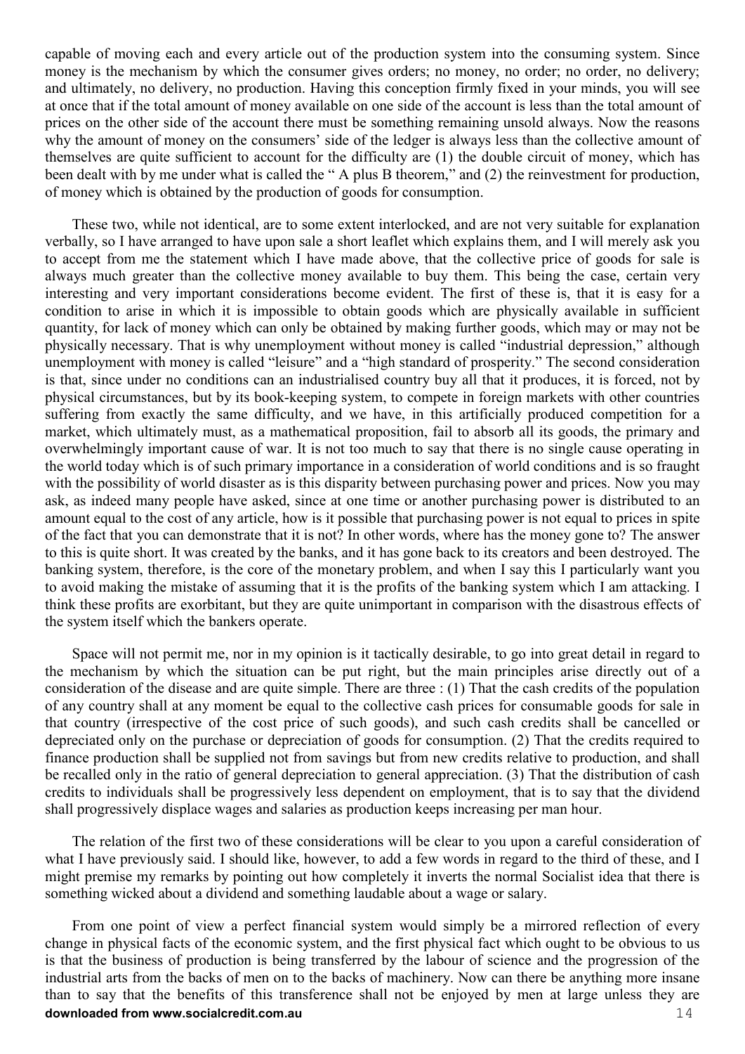capable of moving each and every article out of the production system into the consuming system. Since money is the mechanism by which the consumer gives orders; no money, no order; no order, no delivery; and ultimately, no delivery, no production. Having this conception firmly fixed in your minds, you will see at once that if the total amount of money available on one side of the account is less than the total amount of prices on the other side of the account there must be something remaining unsold always. Now the reasons why the amount of money on the consumers' side of the ledger is always less than the collective amount of themselves are quite sufficient to account for the difficulty are (1) the double circuit of money, which has been dealt with by me under what is called the " A plus B theorem," and (2) the reinvestment for production, of money which is obtained by the production of goods for consumption.

These two, while not identical, are to some extent interlocked, and are not very suitable for explanation verbally, so I have arranged to have upon sale a short leaflet which explains them, and I will merely ask you to accept from me the statement which I have made above, that the collective price of goods for sale is always much greater than the collective money available to buy them. This being the case, certain very interesting and very important considerations become evident. The first of these is, that it is easy for a condition to arise in which it is impossible to obtain goods which are physically available in sufficient quantity, for lack of money which can only be obtained by making further goods, which may or may not be physically necessary. That is why unemployment without money is called "industrial depression," although unemployment with money is called "leisure" and a "high standard of prosperity." The second consideration is that, since under no conditions can an industrialised country buy all that it produces, it is forced, not by physical circumstances, but by its book-keeping system, to compete in foreign markets with other countries suffering from exactly the same difficulty, and we have, in this artificially produced competition for a market, which ultimately must, as a mathematical proposition, fail to absorb all its goods, the primary and overwhelmingly important cause of war. It is not too much to say that there is no single cause operating in the world today which is of such primary importance in a consideration of world conditions and is so fraught with the possibility of world disaster as is this disparity between purchasing power and prices. Now you may ask, as indeed many people have asked, since at one time or another purchasing power is distributed to an amount equal to the cost of any article, how is it possible that purchasing power is not equal to prices in spite of the fact that you can demonstrate that it is not? In other words, where has the money gone to? The answer to this is quite short. It was created by the banks, and it has gone back to its creators and been destroyed. The banking system, therefore, is the core of the monetary problem, and when I say this I particularly want you to avoid making the mistake of assuming that it is the profits of the banking system which I am attacking. I think these profits are exorbitant, but they are quite unimportant in comparison with the disastrous effects of the system itself which the bankers operate.

Space will not permit me, nor in my opinion is it tactically desirable, to go into great detail in regard to the mechanism by which the situation can be put right, but the main principles arise directly out of a consideration of the disease and are quite simple. There are three : (1) That the cash credits of the population of any country shall at any moment be equal to the collective cash prices for consumable goods for sale in that country (irrespective of the cost price of such goods), and such cash credits shall be cancelled or depreciated only on the purchase or depreciation of goods for consumption. (2) That the credits required to finance production shall be supplied not from savings but from new credits relative to production, and shall be recalled only in the ratio of general depreciation to general appreciation. (3) That the distribution of cash credits to individuals shall be progressively less dependent on employment, that is to say that the dividend shall progressively displace wages and salaries as production keeps increasing per man hour.

The relation of the first two of these considerations will be clear to you upon a careful consideration of what I have previously said. I should like, however, to add a few words in regard to the third of these, and I might premise my remarks by pointing out how completely it inverts the normal Socialist idea that there is something wicked about a dividend and something laudable about a wage or salary.

From one point of view a perfect financial system would simply be a mirrored reflection of every change in physical facts of the economic system, and the first physical fact which ought to be obvious to us is that the business of production is being transferred by the labour of science and the progression of the industrial arts from the backs of men on to the backs of machinery. Now can there be anything more insane than to say that the benefits of this transference shall not be enjoyed by men at large unless they are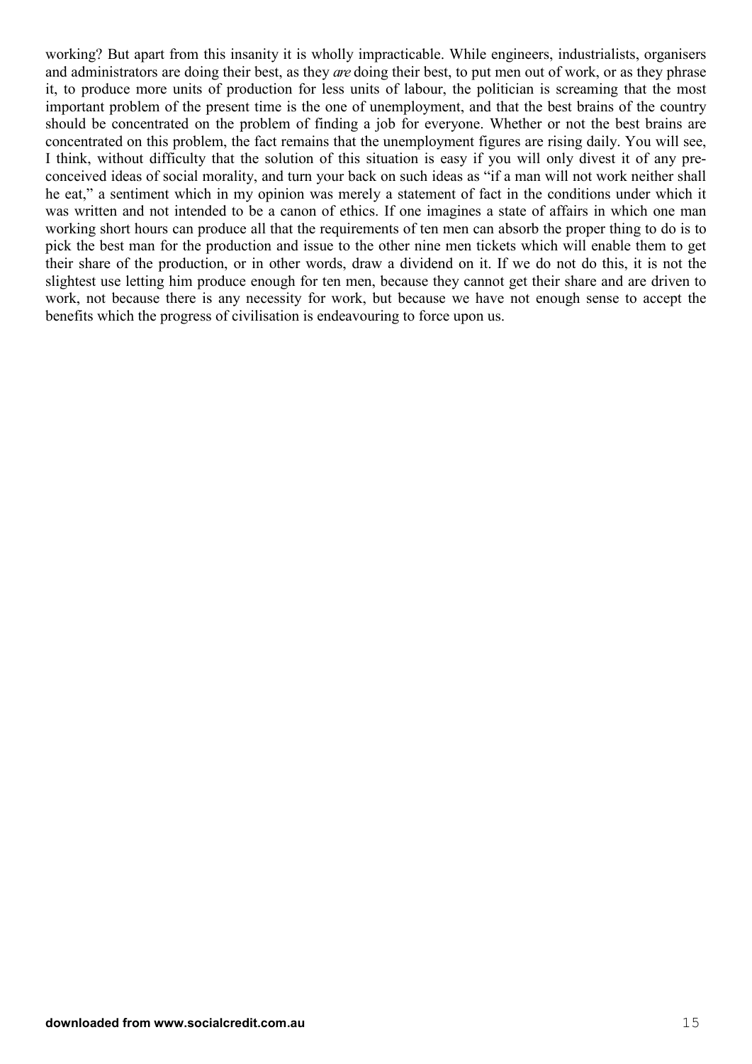working? But apart from this insanity it is wholly impracticable. While engineers, industrialists, organisers and administrators are doing their best, as they *are* doing their best, to put men out of work, or as they phrase it, to produce more units of production for less units of labour, the politician is screaming that the most important problem of the present time is the one of unemployment, and that the best brains of the country should be concentrated on the problem of finding a job for everyone. Whether or not the best brains are concentrated on this problem, the fact remains that the unemployment figures are rising daily. You will see, I think, without difficulty that the solution of this situation is easy if you will only divest it of any preconceived ideas of social morality, and turn your back on such ideas as "if a man will not work neither shall he eat," a sentiment which in my opinion was merely a statement of fact in the conditions under which it was written and not intended to be a canon of ethics. If one imagines a state of affairs in which one man working short hours can produce all that the requirements of ten men can absorb the proper thing to do is to pick the best man for the production and issue to the other nine men tickets which will enable them to get their share of the production, or in other words, draw a dividend on it. If we do not do this, it is not the slightest use letting him produce enough for ten men, because they cannot get their share and are driven to work, not because there is any necessity for work, but because we have not enough sense to accept the benefits which the progress of civilisation is endeavouring to force upon us.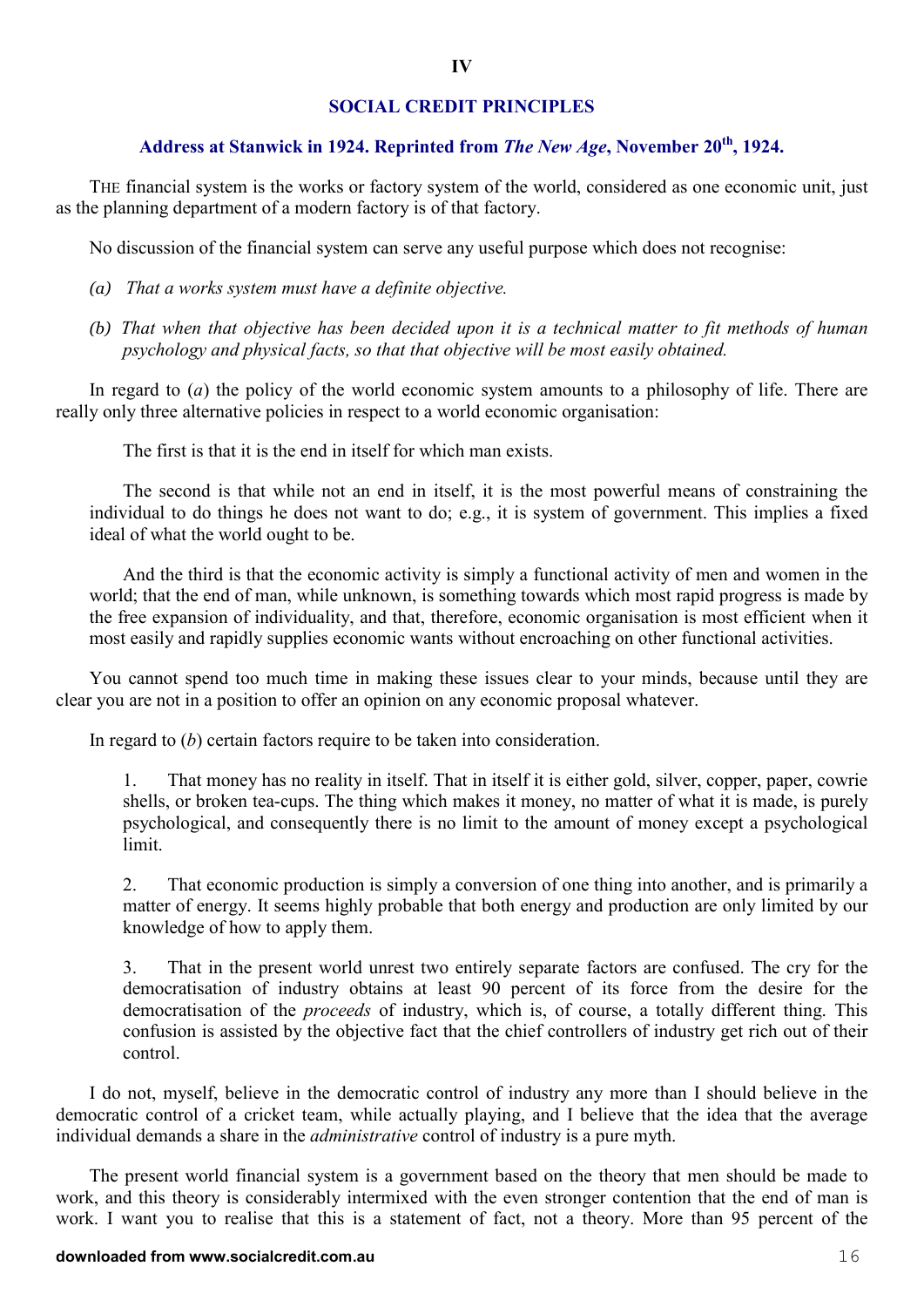# IV

## SOCIAL CREDIT PRINCIPLES

### Address at Stanwick in 1924. Reprinted from *The New Age*, November 20th, 1924.

THE financial system is the works or factory system of the world, considered as one economic unit, just as the planning department of a modern factory is of that factory.

No discussion of the financial system can serve any useful purpose which does not recognise:

*(a) That a works system must have a definite objective.*

*(b) That when that objective has been decided upon it is a technical matter to fit methods of human psychology and physical facts, so that that objective will be most easily obtained.*

In regard to (*a*) the policy of the world economic system amounts to a philosophy of life. There are really only three alternative policies in respect to a world economic organisation:

The first is that it is the end in itself for which man exists.

The second is that while not an end in itself, it is the most powerful means of constraining the individual to do things he does not want to do; e.g., it is system of government. This implies a fixed ideal of what the world ought to be.

And the third is that the economic activity is simply a functional activity of men and women in the world; that the end of man, while unknown, is something towards which most rapid progress is made by the free expansion of individuality, and that, therefore, economic organisation is most efficient when it most easily and rapidly supplies economic wants without encroaching on other functional activities.

You cannot spend too much time in making these issues clear to your minds, because until they are clear you are not in a position to offer an opinion on any economic proposal whatever.

In regard to (*b*) certain factors require to be taken into consideration.

1. That money has no reality in itself. That in itself it is either gold, silver, copper, paper, cowrie shells, or broken tea-cups. The thing which makes it money, no matter of what it is made, is purely psychological, and consequently there is no limit to the amount of money except a psychological limit.

2. That economic production is simply a conversion of one thing into another, and is primarily a matter of energy. It seems highly probable that both energy and production are only limited by our knowledge of how to apply them.

3. That in the present world unrest two entirely separate factors are confused. The cry for the democratisation of industry obtains at least 90 percent of its force from the desire for the democratisation of the *proceeds* of industry, which is, of course, a totally different thing. This confusion is assisted by the objective fact that the chief controllers of industry get rich out of their control.

I do not, myself, believe in the democratic control of industry any more than I should believe in the democratic control of a cricket team, while actually playing, and I believe that the idea that the average individual demands a share in the *administrative* control of industry is a pure myth.

The present world financial system is a government based on the theory that men should be made to work, and this theory is considerably intermixed with the even stronger contention that the end of man is work. I want you to realise that this is a statement of fact, not a theory. More than 95 percent of the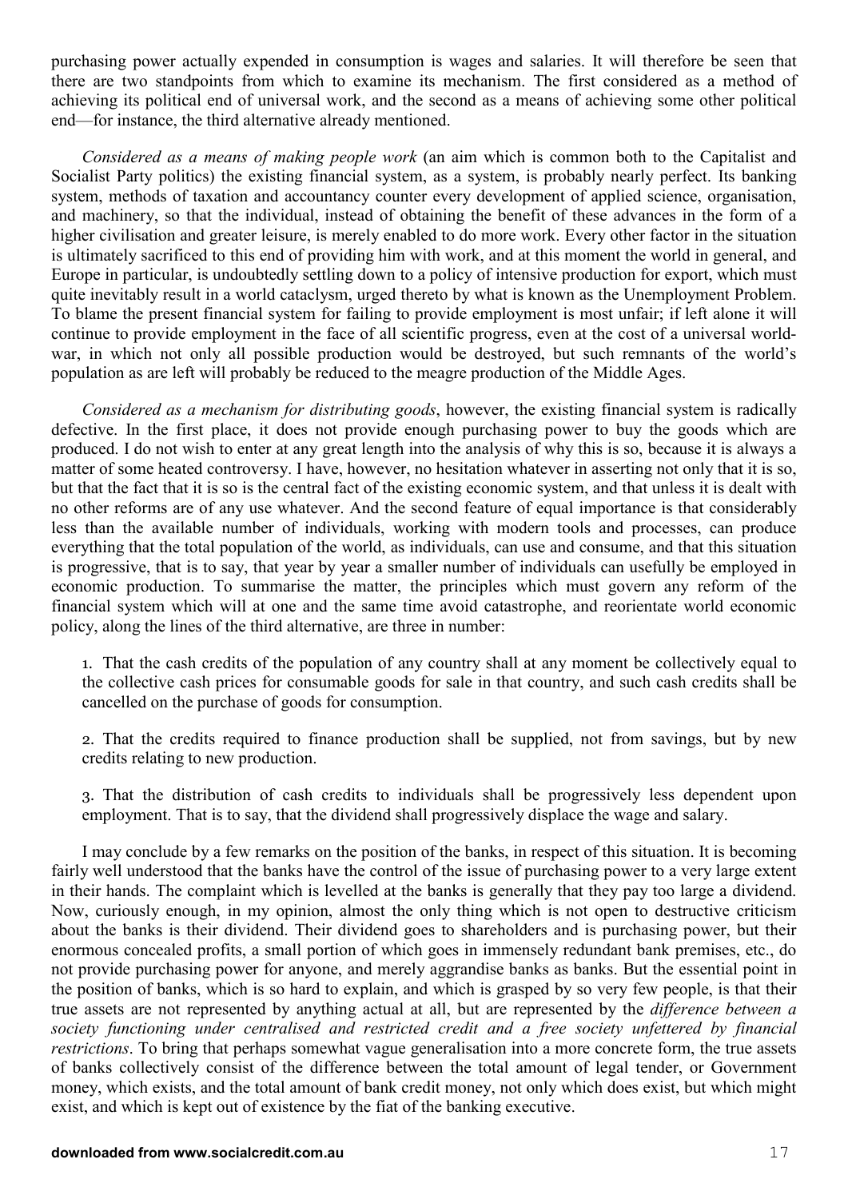purchasing power actually expended in consumption is wages and salaries. It will therefore be seen that there are two standpoints from which to examine its mechanism. The first considered as a method of achieving its political end of universal work, and the second as a means of achieving some other political end—for instance, the third alternative already mentioned.

*Considered as a means of making people work* (an aim which is common both to the Capitalist and Socialist Party politics) the existing financial system, as a system, is probably nearly perfect. Its banking system, methods of taxation and accountancy counter every development of applied science, organisation, and machinery, so that the individual, instead of obtaining the benefit of these advances in the form of a higher civilisation and greater leisure, is merely enabled to do more work. Every other factor in the situation is ultimately sacrificed to this end of providing him with work, and at this moment the world in general, and Europe in particular, is undoubtedly settling down to a policy of intensive production for export, which must quite inevitably result in a world cataclysm, urged thereto by what is known as the Unemployment Problem. To blame the present financial system for failing to provide employment is most unfair; if left alone it will continue to provide employment in the face of all scientific progress, even at the cost of a universal world-war, in which not only all possible production would be destroyed, but such remnants of the world's population as are left will probably be reduced to the meagre production of the Middle Ages.

*Considered as a mechanism for distributing goods*, however, the existing financial system is radically defective. In the first place, it does not provide enough purchasing power to buy the goods which are produced. I do not wish to enter at any great length into the analysis of why this is so, because it is always a matter of some heated controversy. I have, however, no hesitation whatever in asserting not only that it is so, but that the fact that it is so is the central fact of the existing economic system, and that unless it is dealt with no other reforms are of any use whatever. And the second feature of equal importance is that considerably less than the available number of individuals, working with modern tools and processes, can produce everything that the total population of the world, as individuals, can use and consume, and that this situation is progressive, that is to say, that year by year a smaller number of individuals can usefully be employed in economic production. To summarise the matter, the principles which must govern any reform of the financial system which will at one and the same time avoid catastrophe, and reorientate world economic policy, along the lines of the third alternative, are three in number:

1. That the cash credits of the population of any country shall at any moment be collectively equal to the collective cash prices for consumable goods for sale in that country, and such cash credits shall be cancelled on the purchase of goods for consumption.

2. That the credits required to finance production shall be supplied, not from savings, but by new credits relating to new production.

3. That the distribution of cash credits to individuals shall be progressively less dependent upon employment. That is to say, that the dividend shall progressively displace the wage and salary.

I may conclude by a few remarks on the position of the banks, in respect of this situation. It is becoming fairly well understood that the banks have the control of the issue of purchasing power to a very large extent in their hands. The complaint which is levelled at the banks is generally that they pay too large a dividend. Now, curiously enough, in my opinion, almost the only thing which is not open to destructive criticism about the banks is their dividend. Their dividend goes to shareholders and is purchasing power, but their enormous concealed profits, a small portion of which goes in immensely redundant bank premises, etc., do not provide purchasing power for anyone, and merely aggrandise banks as banks. But the essential point in the position of banks, which is so hard to explain, and which is grasped by so very few people, is that their true assets are not represented by anything actual at all, but are represented by the *difference between a society functioning under centralised and restricted credit and a free society unfettered by financial restrictions*. To bring that perhaps somewhat vague generalisation into a more concrete form, the true assets of banks collectively consist of the difference between the total amount of legal tender, or Government money, which exists, and the total amount of bank credit money, not only which does exist, but which might exist, and which is kept out of existence by the fiat of the banking executive.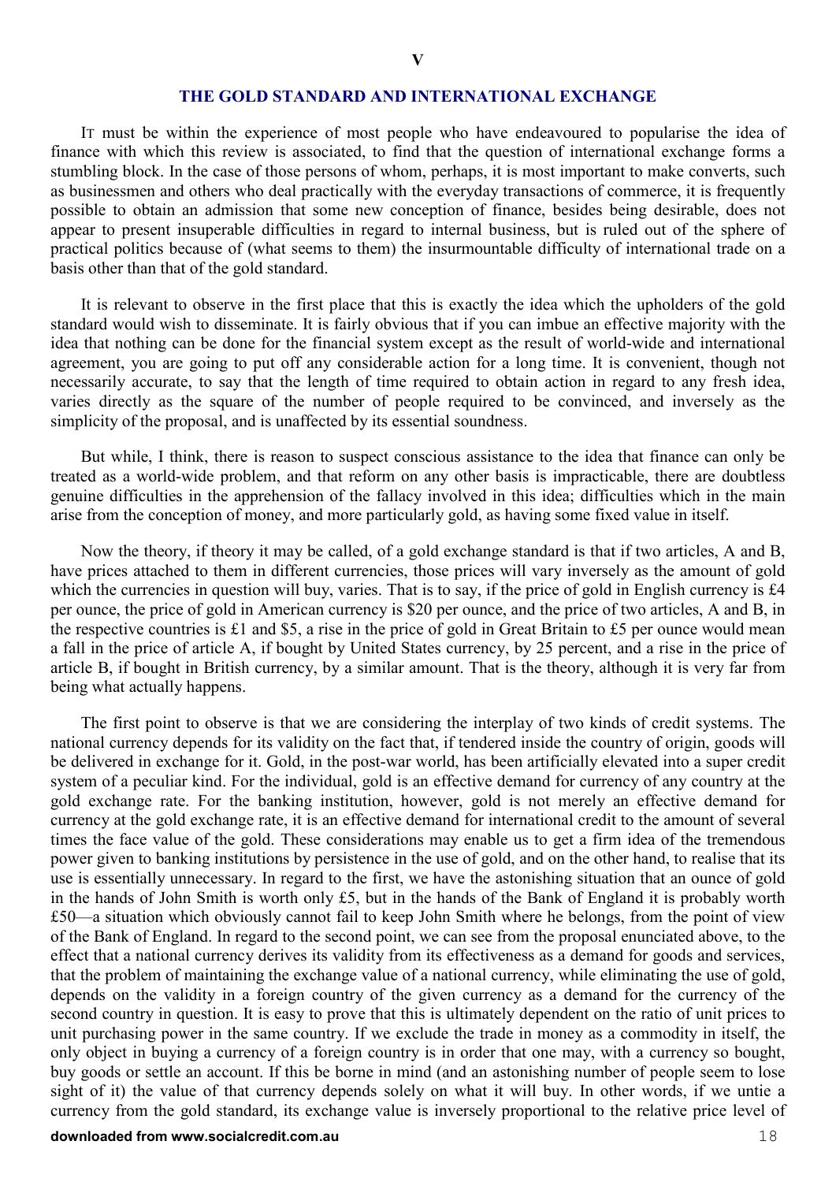## V

## THE GOLD STANDARD AND INTERNATIONAL EXCHANGE

IT must be within the experience of most people who have endeavoured to popularise the idea of finance with which this review is associated, to find that the question of international exchange forms a stumbling block. In the case of those persons of whom, perhaps, it is most important to make converts, such as businessmen and others who deal practically with the everyday transactions of commerce, it is frequently possible to obtain an admission that some new conception of finance, besides being desirable, does not appear to present insuperable difficulties in regard to internal business, but is ruled out of the sphere of practical politics because of (what seems to them) the insurmountable difficulty of international trade on a basis other than that of the gold standard.

It is relevant to observe in the first place that this is exactly the idea which the upholders of the gold standard would wish to disseminate. It is fairly obvious that if you can imbue an effective majority with the idea that nothing can be done for the financial system except as the result of world-wide and international agreement, you are going to put off any considerable action for a long time. It is convenient, though not necessarily accurate, to say that the length of time required to obtain action in regard to any fresh idea, varies directly as the square of the number of people required to be convinced, and inversely as the simplicity of the proposal, and is unaffected by its essential soundness.

But while, I think, there is reason to suspect conscious assistance to the idea that finance can only be treated as a world-wide problem, and that reform on any other basis is impracticable, there are doubtless genuine difficulties in the apprehension of the fallacy involved in this idea; difficulties which in the main arise from the conception of money, and more particularly gold, as having some fixed value in itself.

Now the theory, if theory it may be called, of a gold exchange standard is that if two articles, A and B, have prices attached to them in different currencies, those prices will vary inversely as the amount of gold which the currencies in question will buy, varies. That is to say, if the price of gold in English currency is £4 per ounce, the price of gold in American currency is $20 per ounce, and the price of two articles, A and B, in the respective countries is £1 and $5, a rise in the price of gold in Great Britain to £5 per ounce would mean a fall in the price of article A, if bought by United States currency, by 25 percent, and a rise in the price of article B, if bought in British currency, by a similar amount. That is the theory, although it is very far from being what actually happens.

The first point to observe is that we are considering the interplay of two kinds of credit systems. The national currency depends for its validity on the fact that, if tendered inside the country of origin, goods will be delivered in exchange for it. Gold, in the post-war world, has been artificially elevated into a super credit system of a peculiar kind. For the individual, gold is an effective demand for currency of any country at the gold exchange rate. For the banking institution, however, gold is not merely an effective demand for currency at the gold exchange rate, it is an effective demand for international credit to the amount of several times the face value of the gold. These considerations may enable us to get a firm idea of the tremendous power given to banking institutions by persistence in the use of gold, and on the other hand, to realise that its use is essentially unnecessary. In regard to the first, we have the astonishing situation that an ounce of gold in the hands of John Smith is worth only £5, but in the hands of the Bank of England it is probably worth £50—a situation which obviously cannot fail to keep John Smith where he belongs, from the point of view of the Bank of England. In regard to the second point, we can see from the proposal enunciated above, to the effect that a national currency derives its validity from its effectiveness as a demand for goods and services, that the problem of maintaining the exchange value of a national currency, while eliminating the use of gold, depends on the validity in a foreign country of the given currency as a demand for the currency of the second country in question. It is easy to prove that this is ultimately dependent on the ratio of unit prices to unit purchasing power in the same country. If we exclude the trade in money as a commodity in itself, the only object in buying a currency of a foreign country is in order that one may, with a currency so bought, buy goods or settle an account. If this be borne in mind (and an astonishing number of people seem to lose sight of it) the value of that currency depends solely on what it will buy. In other words, if we untie a currency from the gold standard, its exchange value is inversely proportional to the relative price level of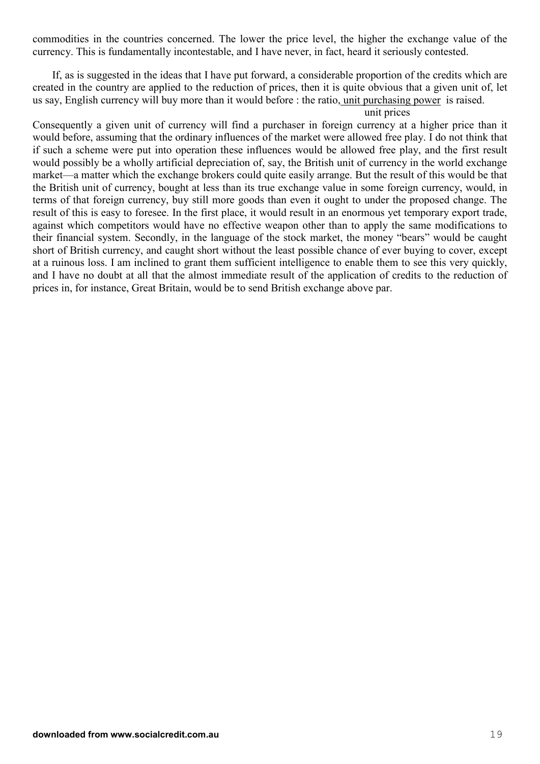commodities in the countries concerned. The lower the price level, the higher the exchange value of the currency. This is fundamentally incontestable, and I have never, in fact, heard it seriously contested.

If, as is suggested in the ideas that I have put forward, a considerable proportion of the credits which are created in the country are applied to the reduction of prices, then it is quite obvious that a given unit of, let us say, English currency will buy more than it would before : the ratio, $\frac{\text{unit purchasing power}}{\text{unit prices}}$ is raised. Consequently a given unit of currency will find a purchaser in foreign currency at a higher price than it would before, assuming that the ordinary influences of the market were allowed free play. I do not think that if such a scheme were put into operation these influences would be allowed free play, and the first result would possibly be a wholly artificial depreciation of, say, the British unit of currency in the world exchange market—a matter which the exchange brokers could quite easily arrange. But the result of this would be that the British unit of currency, bought at less than its true exchange value in some foreign currency, would, in terms of that foreign currency, buy still more goods than even it ought to under the proposed change. The result of this is easy to foresee. In the first place, it would result in an enormous yet temporary export trade, against which competitors would have no effective weapon other than to apply the same modifications to their financial system. Secondly, in the language of the stock market, the money "bears" would be caught short of British currency, and caught short without the least possible chance of ever buying to cover, except at a ruinous loss. I am inclined to grant them sufficient intelligence to enable them to see this very quickly, and I have no doubt at all that the almost immediate result of the application of credits to the reduction of prices in, for instance, Great Britain, would be to send British exchange above par.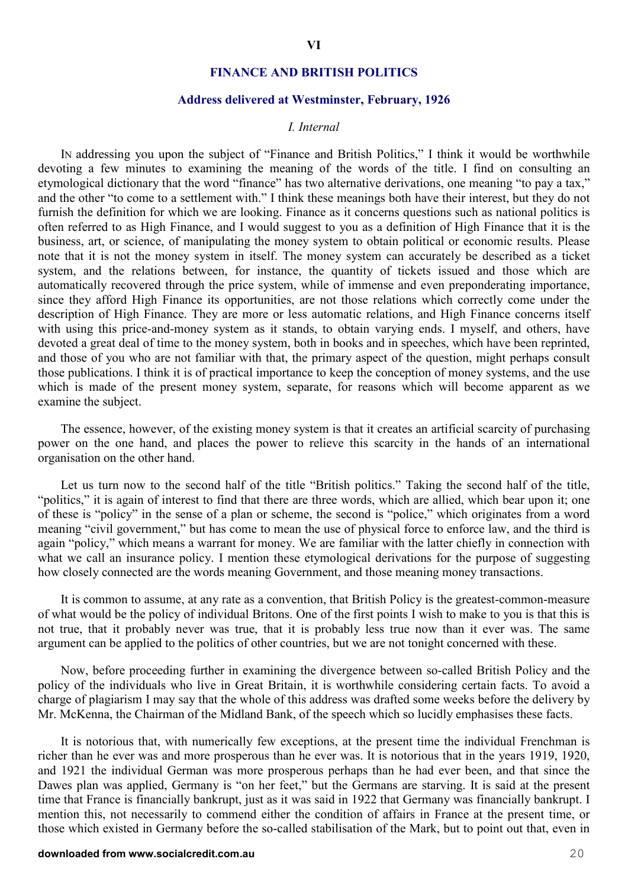## VI

## FINANCE AND BRITISH POLITICS

### Address delivered at Westminster, February, 1926

#### *I. Internal*

In addressing you upon the subject of "Finance and British Politics," I think it would be worthwhile devoting a few minutes to examining the meaning of the words of the title. I find on consulting an etymological dictionary that the word "finance" has two alternative derivations, one meaning "to pay a tax," and the other "to come to a settlement with." I think these meanings both have their interest, but they do not furnish the definition for which we are looking. Finance as it concerns questions such as national politics is often referred to as High Finance, and I would suggest to you as a definition of High Finance that it is the business, art, or science, of manipulating the money system to obtain political or economic results. Please note that it is not the money system in itself. The money system can accurately be described as a ticket system, and the relations between, for instance, the quantity of tickets issued and those which are automatically recovered through the price system, while of immense and even preponderating importance, since they afford High Finance its opportunities, are not those relations which correctly come under the description of High Finance. They are more or less automatic relations, and High Finance concerns itself with using this price-and-money system as it stands, to obtain varying ends. I myself, and others, have devoted a great deal of time to the money system, both in books and in speeches, which have been reprinted, and those of you who are not familiar with that, the primary aspect of the question, might perhaps consult those publications. I think it is of practical importance to keep the conception of money systems, and the use which is made of the present money system, separate, for reasons which will become apparent as we examine the subject.

The essence, however, of the existing money system is that it creates an artificial scarcity of purchasing power on the one hand, and places the power to relieve this scarcity in the hands of an international organisation on the other hand.

Let us turn now to the second half of the title "British politics." Taking the second half of the title, "politics," it is again of interest to find that there are three words, which are allied, which bear upon it; one of these is "policy" in the sense of a plan or scheme, the second is "police," which originates from a word meaning "civil government," but has come to mean the use of physical force to enforce law, and the third is again "policy," which means a warrant for money. We are familiar with the latter chiefly in connection with what we call an insurance policy. I mention these etymological derivations for the purpose of suggesting how closely connected are the words meaning Government, and those meaning money transactions.

It is common to assume, at any rate as a convention, that British Policy is the greatest-common-measure of what would be the policy of individual Britons. One of the first points I wish to make to you is that this is not true, that it probably never was true, that it is probably less true now than it ever was. The same argument can be applied to the politics of other countries, but we are not tonight concerned with these.

Now, before proceeding further in examining the divergence between so-called British Policy and the policy of the individuals who live in Great Britain, it is worthwhile considering certain facts. To avoid a charge of plagiarism I may say that the whole of this address was drafted some weeks before the delivery by Mr. McKenna, the Chairman of the Midland Bank, of the speech which so lucidly emphasises these facts.

It is notorious that, with numerically few exceptions, at the present time the individual Frenchman is richer than he ever was and more prosperous than he ever was. It is notorious that in the years 1919, 1920, and 1921 the individual German was more prosperous perhaps than he had ever been, and that since the Dawes plan was applied, Germany is "on her feet," but the Germans are starving. It is said at the present time that France is financially bankrupt, just as it was said in 1922 that Germany was financially bankrupt. I mention this, not necessarily to commend either the condition of affairs in France at the present time, or those which existed in Germany before the so-called stabilisation of the Mark, but to point out that, even in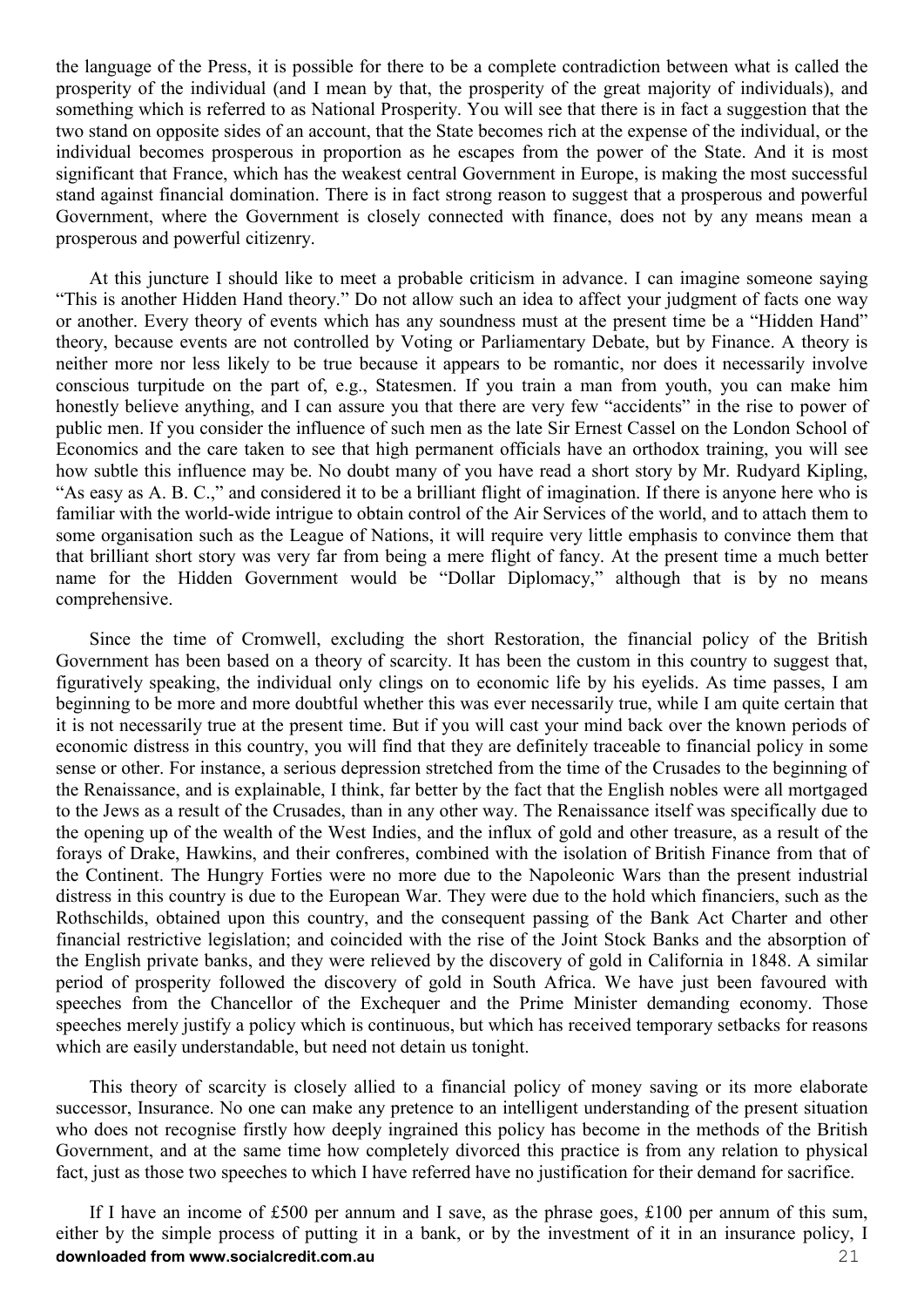the language of the Press, it is possible for there to be a complete contradiction between what is called the prosperity of the individual (and I mean by that, the prosperity of the great majority of individuals), and something which is referred to as National Prosperity. You will see that there is in fact a suggestion that the two stand on opposite sides of an account, that the State becomes rich at the expense of the individual, or the individual becomes prosperous in proportion as he escapes from the power of the State. And it is most significant that France, which has the weakest central Government in Europe, is making the most successful stand against financial domination. There is in fact strong reason to suggest that a prosperous and powerful Government, where the Government is closely connected with finance, does not by any means mean a prosperous and powerful citizenry.

At this juncture I should like to meet a probable criticism in advance. I can imagine someone saying "This is another Hidden Hand theory." Do not allow such an idea to affect your judgment of facts one way or another. Every theory of events which has any soundness must at the present time be a "Hidden Hand" theory, because events are not controlled by Voting or Parliamentary Debate, but by Finance. A theory is neither more nor less likely to be true because it appears to be romantic, nor does it necessarily involve conscious turpitude on the part of, e.g., Statesmen. If you train a man from youth, you can make him honestly believe anything, and I can assure you that there are very few "accidents" in the rise to power of public men. If you consider the influence of such men as the late Sir Ernest Cassel on the London School of Economics and the care taken to see that high permanent officials have an orthodox training, you will see how subtle this influence may be. No doubt many of you have read a short story by Mr. Rudyard Kipling, "As easy as A. B. C.," and considered it to be a brilliant flight of imagination. If there is anyone here who is familiar with the world-wide intrigue to obtain control of the Air Services of the world, and to attach them to some organisation such as the League of Nations, it will require very little emphasis to convince them that that brilliant short story was very far from being a mere flight of fancy. At the present time a much better name for the Hidden Government would be "Dollar Diplomacy," although that is by no means comprehensive.

Since the time of Cromwell, excluding the short Restoration, the financial policy of the British Government has been based on a theory of scarcity. It has been the custom in this country to suggest that, figuratively speaking, the individual only clings on to economic life by his eyelids. As time passes, I am beginning to be more and more doubtful whether this was ever necessarily true, while I am quite certain that it is not necessarily true at the present time. But if you will cast your mind back over the known periods of economic distress in this country, you will find that they are definitely traceable to financial policy in some sense or other. For instance, a serious depression stretched from the time of the Crusades to the beginning of the Renaissance, and is explainable, I think, far better by the fact that the English nobles were all mortgaged to the Jews as a result of the Crusades, than in any other way. The Renaissance itself was specifically due to the opening up of the wealth of the West Indies, and the influx of gold and other treasure, as a result of the forays of Drake, Hawkins, and their confreres, combined with the isolation of British Finance from that of the Continent. The Hungry Forties were no more due to the Napoleonic Wars than the present industrial distress in this country is due to the European War. They were due to the hold which financiers, such as the Rothschilds, obtained upon this country, and the consequent passing of the Bank Act Charter and other financial restrictive legislation; and coincided with the rise of the Joint Stock Banks and the absorption of the English private banks, and they were relieved by the discovery of gold in California in 1848. A similar period of prosperity followed the discovery of gold in South Africa. We have just been favoured with speeches from the Chancellor of the Exchequer and the Prime Minister demanding economy. Those speeches merely justify a policy which is continuous, but which has received temporary setbacks for reasons which are easily understandable, but need not detain us tonight.

This theory of scarcity is closely allied to a financial policy of money saving or its more elaborate successor, Insurance. No one can make any pretence to an intelligent understanding of the present situation who does not recognise firstly how deeply ingrained this policy has become in the methods of the British Government, and at the same time how completely divorced this practice is from any relation to physical fact, just as those two speeches to which I have referred have no justification for their demand for sacrifice.

If I have an income of £500 per annum and I save, as the phrase goes, £100 per annum of this sum, either by the simple process of putting it in a bank, or by the investment of it in an insurance policy, I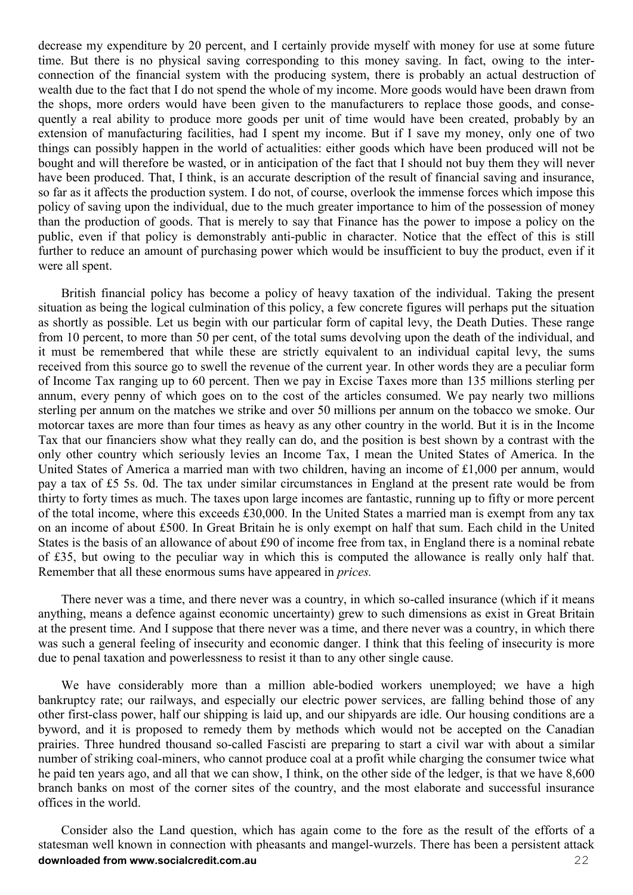decrease my expenditure by 20 percent, and I certainly provide myself with money for use at some future time. But there is no physical saving corresponding to this money saving. In fact, owing to the inter-connection of the financial system with the producing system, there is probably an actual destruction of wealth due to the fact that I do not spend the whole of my income. More goods would have been drawn from the shops, more orders would have been given to the manufacturers to replace those goods, and consequently a real ability to produce more goods per unit of time would have been created, probably by an extension of manufacturing facilities, had I spent my income. But if I save my money, only one of two things can possibly happen in the world of actualities: either goods which have been produced will not be bought and will therefore be wasted, or in anticipation of the fact that I should not buy them they will never have been produced. That, I think, is an accurate description of the result of financial saving and insurance, so far as it affects the production system. I do not, of course, overlook the immense forces which impose this policy of saving upon the individual, due to the much greater importance to him of the possession of money than the production of goods. That is merely to say that Finance has the power to impose a policy on the public, even if that policy is demonstrably anti-public in character. Notice that the effect of this is still further to reduce an amount of purchasing power which would be insufficient to buy the product, even if it were all spent.

British financial policy has become a policy of heavy taxation of the individual. Taking the present situation as being the logical culmination of this policy, a few concrete figures will perhaps put the situation as shortly as possible. Let us begin with our particular form of capital levy, the Death Duties. These range from 10 percent, to more than 50 per cent, of the total sums devolving upon the death of the individual, and it must be remembered that while these are strictly equivalent to an individual capital levy, the sums received from this source go to swell the revenue of the current year. In other words they are a peculiar form of Income Tax ranging up to 60 percent. Then we pay in Excise Taxes more than 135 millions sterling per annum, every penny of which goes on to the cost of the articles consumed. We pay nearly two millions sterling per annum on the matches we strike and over 50 millions per annum on the tobacco we smoke. Our motorcar taxes are more than four times as heavy as any other country in the world. But it is in the Income Tax that our financiers show what they really can do, and the position is best shown by a contrast with the only other country which seriously levies an Income Tax, I mean the United States of America. In the United States of America a married man with two children, having an income of £1,000 per annum, would pay a tax of £5 5s. 0d. The tax under similar circumstances in England at the present rate would be from thirty to forty times as much. The taxes upon large incomes are fantastic, running up to fifty or more percent of the total income, where this exceeds £30,000. In the United States a married man is exempt from any tax on an income of about £500. In Great Britain he is only exempt on half that sum. Each child in the United States is the basis of an allowance of about £90 of income free from tax, in England there is a nominal rebate of £35, but owing to the peculiar way in which this is computed the allowance is really only half that. Remember that all these enormous sums have appeared in *prices.*

There never was a time, and there never was a country, in which so-called insurance (which if it means anything, means a defence against economic uncertainty) grew to such dimensions as exist in Great Britain at the present time. And I suppose that there never was a time, and there never was a country, in which there was such a general feeling of insecurity and economic danger. I think that this feeling of insecurity is more due to penal taxation and powerlessness to resist it than to any other single cause.

We have considerably more than a million able-bodied workers unemployed; we have a high bankruptcy rate; our railways, and especially our electric power services, are falling behind those of any other first-class power, half our shipping is laid up, and our shipyards are idle. Our housing conditions are a byword, and it is proposed to remedy them by methods which would not be accepted on the Canadian prairies. Three hundred thousand so-called Fascisti are preparing to start a civil war with about a similar number of striking coal-miners, who cannot produce coal at a profit while charging the consumer twice what he paid ten years ago, and all that we can show, I think, on the other side of the ledger, is that we have 8,600 branch banks on most of the corner sites of the country, and the most elaborate and successful insurance offices in the world.

Consider also the Land question, which has again come to the fore as the result of the efforts of a statesman well known in connection with pheasants and mangel-wurzels. There has been a persistent attack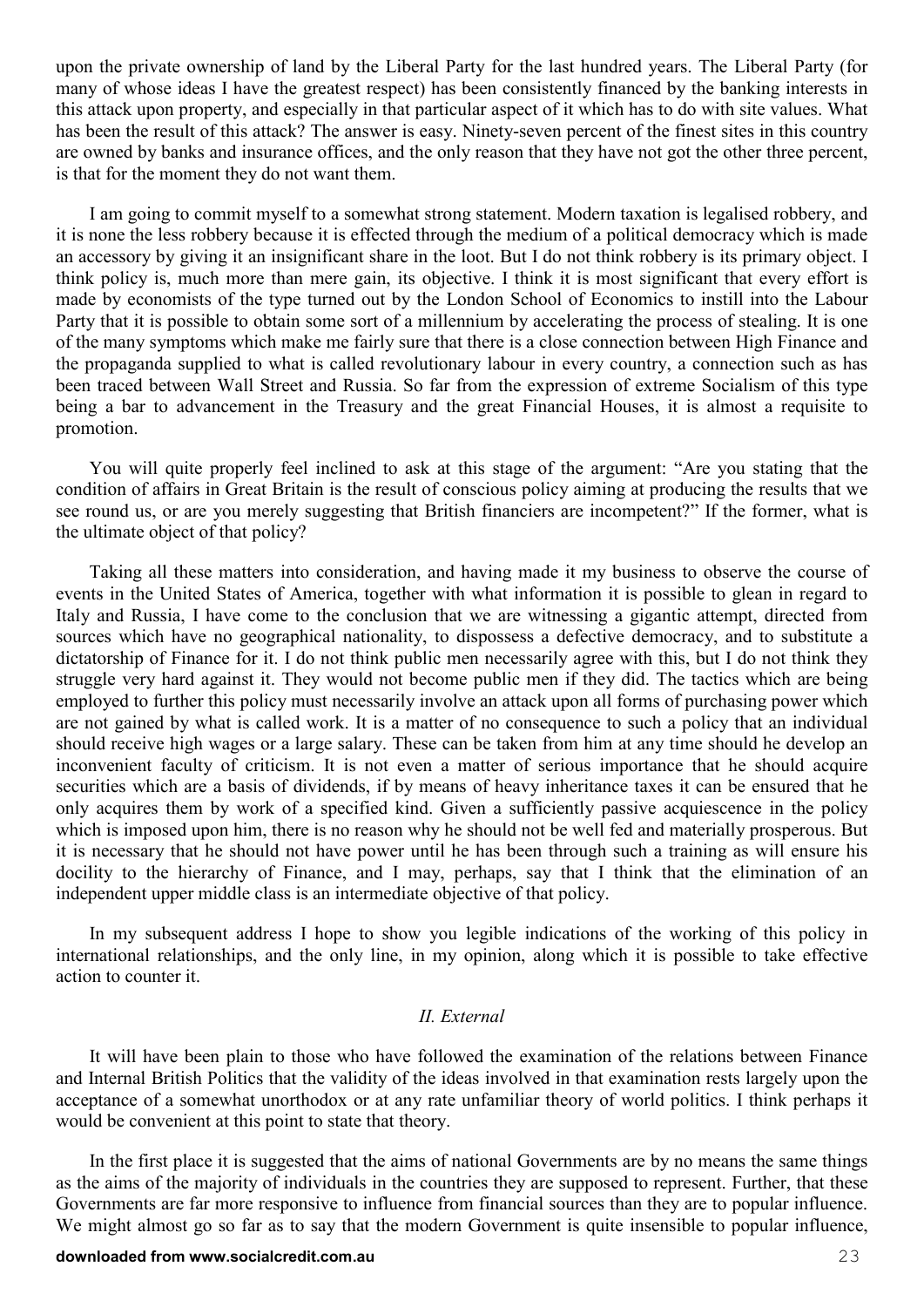upon the private ownership of land by the Liberal Party for the last hundred years. The Liberal Party (for many of whose ideas I have the greatest respect) has been consistently financed by the banking interests in this attack upon property, and especially in that particular aspect of it which has to do with site values. What has been the result of this attack? The answer is easy. Ninety-seven percent of the finest sites in this country are owned by banks and insurance offices, and the only reason that they have not got the other three percent, is that for the moment they do not want them.

I am going to commit myself to a somewhat strong statement. Modern taxation is legalised robbery, and it is none the less robbery because it is effected through the medium of a political democracy which is made an accessory by giving it an insignificant share in the loot. But I do not think robbery is its primary object. I think policy is, much more than mere gain, its objective. I think it is most significant that every effort is made by economists of the type turned out by the London School of Economics to instill into the Labour Party that it is possible to obtain some sort of a millennium by accelerating the process of stealing. It is one of the many symptoms which make me fairly sure that there is a close connection between High Finance and the propaganda supplied to what is called revolutionary labour in every country, a connection such as has been traced between Wall Street and Russia. So far from the expression of extreme Socialism of this type being a bar to advancement in the Treasury and the great Financial Houses, it is almost a requisite to promotion.

You will quite properly feel inclined to ask at this stage of the argument: "Are you stating that the condition of affairs in Great Britain is the result of conscious policy aiming at producing the results that we see round us, or are you merely suggesting that British financiers are incompetent?" If the former, what is the ultimate object of that policy?

Taking all these matters into consideration, and having made it my business to observe the course of events in the United States of America, together with what information it is possible to glean in regard to Italy and Russia, I have come to the conclusion that we are witnessing a gigantic attempt, directed from sources which have no geographical nationality, to dispossess a defective democracy, and to substitute a dictatorship of Finance for it. I do not think public men necessarily agree with this, but I do not think they struggle very hard against it. They would not become public men if they did. The tactics which are being employed to further this policy must necessarily involve an attack upon all forms of purchasing power which are not gained by what is called work. It is a matter of no consequence to such a policy that an individual should receive high wages or a large salary. These can be taken from him at any time should he develop an inconvenient faculty of criticism. It is not even a matter of serious importance that he should acquire securities which are a basis of dividends, if by means of heavy inheritance taxes it can be ensured that he only acquires them by work of a specified kind. Given a sufficiently passive acquiescence in the policy which is imposed upon him, there is no reason why he should not be well fed and materially prosperous. But it is necessary that he should not have power until he has been through such a training as will ensure his docility to the hierarchy of Finance, and I may, perhaps, say that I think that the elimination of an independent upper middle class is an intermediate objective of that policy.

In my subsequent address I hope to show you legible indications of the working of this policy in international relationships, and the only line, in my opinion, along which it is possible to take effective action to counter it.

## *II. External*

It will have been plain to those who have followed the examination of the relations between Finance and Internal British Politics that the validity of the ideas involved in that examination rests largely upon the acceptance of a somewhat unorthodox or at any rate unfamiliar theory of world politics. I think perhaps it would be convenient at this point to state that theory.

In the first place it is suggested that the aims of national Governments are by no means the same things as the aims of the majority of individuals in the countries they are supposed to represent. Further, that these Governments are far more responsive to influence from financial sources than they are to popular influence. We might almost go so far as to say that the modern Government is quite insensible to popular influence,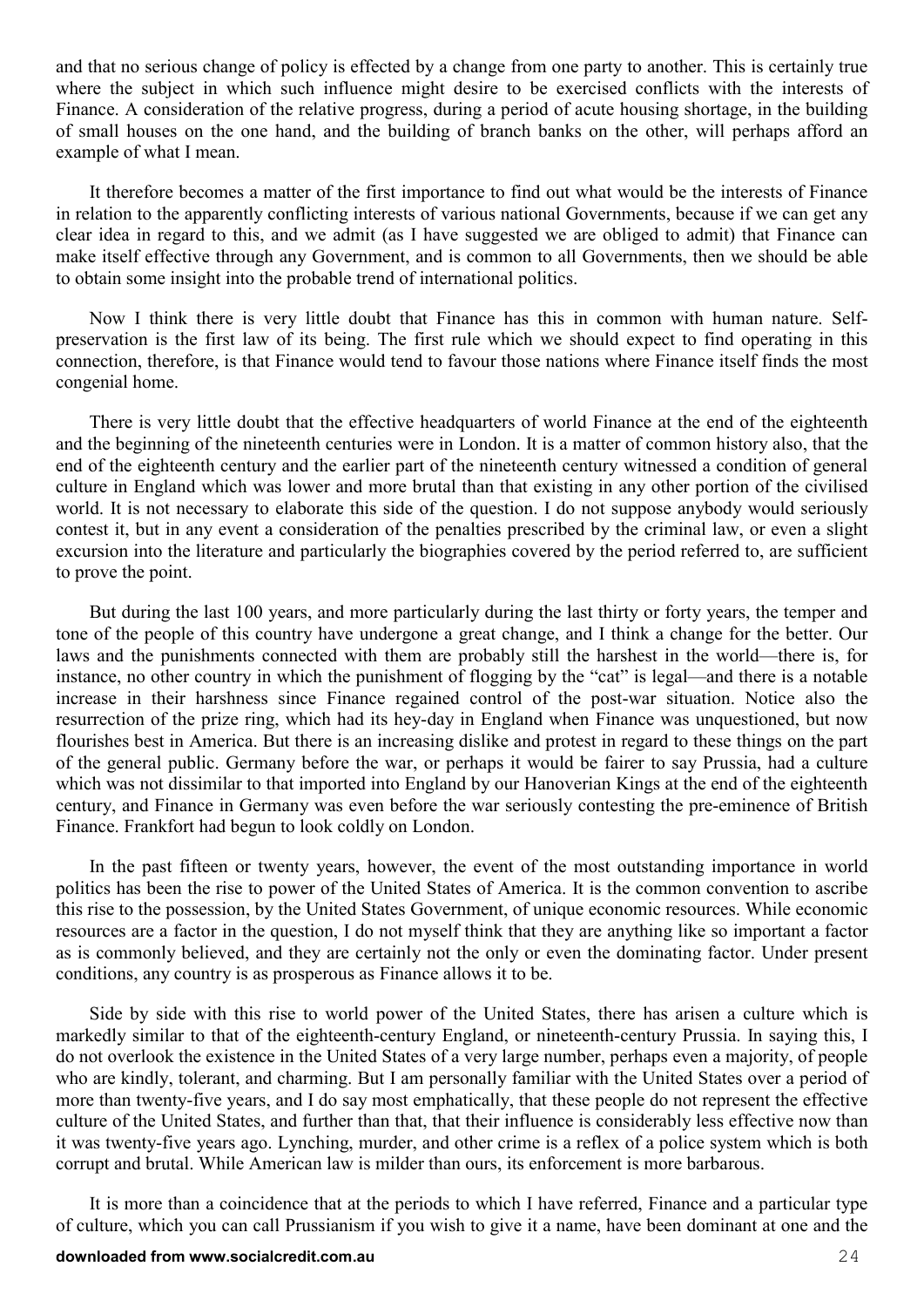and that no serious change of policy is effected by a change from one party to another. This is certainly true where the subject in which such influence might desire to be exercised conflicts with the interests of Finance. A consideration of the relative progress, during a period of acute housing shortage, in the building of small houses on the one hand, and the building of branch banks on the other, will perhaps afford an example of what I mean.

It therefore becomes a matter of the first importance to find out what would be the interests of Finance in relation to the apparently conflicting interests of various national Governments, because if we can get any clear idea in regard to this, and we admit (as I have suggested we are obliged to admit) that Finance can make itself effective through any Government, and is common to all Governments, then we should be able to obtain some insight into the probable trend of international politics.

Now I think there is very little doubt that Finance has this in common with human nature. Self-preservation is the first law of its being. The first rule which we should expect to find operating in this connection, therefore, is that Finance would tend to favour those nations where Finance itself finds the most congenial home.

There is very little doubt that the effective headquarters of world Finance at the end of the eighteenth and the beginning of the nineteenth centuries were in London. It is a matter of common history also, that the end of the eighteenth century and the earlier part of the nineteenth century witnessed a condition of general culture in England which was lower and more brutal than that existing in any other portion of the civilised world. It is not necessary to elaborate this side of the question. I do not suppose anybody would seriously contest it, but in any event a consideration of the penalties prescribed by the criminal law, or even a slight excursion into the literature and particularly the biographies covered by the period referred to, are sufficient to prove the point.

But during the last 100 years, and more particularly during the last thirty or forty years, the temper and tone of the people of this country have undergone a great change, and I think a change for the better. Our laws and the punishments connected with them are probably still the harshest in the world—there is, for instance, no other country in which the punishment of flogging by the "cat" is legal—and there is a notable increase in their harshness since Finance regained control of the post-war situation. Notice also the resurrection of the prize ring, which had its hey-day in England when Finance was unquestioned, but now flourishes best in America. But there is an increasing dislike and protest in regard to these things on the part of the general public. Germany before the war, or perhaps it would be fairer to say Prussia, had a culture which was not dissimilar to that imported into England by our Hanoverian Kings at the end of the eighteenth century, and Finance in Germany was even before the war seriously contesting the pre-eminence of British Finance. Frankfort had begun to look coldly on London.

In the past fifteen or twenty years, however, the event of the most outstanding importance in world politics has been the rise to power of the United States of America. It is the common convention to ascribe this rise to the possession, by the United States Government, of unique economic resources. While economic resources are a factor in the question, I do not myself think that they are anything like so important a factor as is commonly believed, and they are certainly not the only or even the dominating factor. Under present conditions, any country is as prosperous as Finance allows it to be.

Side by side with this rise to world power of the United States, there has arisen a culture which is markedly similar to that of the eighteenth-century England, or nineteenth-century Prussia. In saying this, I do not overlook the existence in the United States of a very large number, perhaps even a majority, of people who are kindly, tolerant, and charming. But I am personally familiar with the United States over a period of more than twenty-five years, and I do say most emphatically, that these people do not represent the effective culture of the United States, and further than that, that their influence is considerably less effective now than it was twenty-five years ago. Lynching, murder, and other crime is a reflex of a police system which is both corrupt and brutal. While American law is milder than ours, its enforcement is more barbarous.

It is more than a coincidence that at the periods to which I have referred, Finance and a particular type of culture, which you can call Prussianism if you wish to give it a name, have been dominant at one and the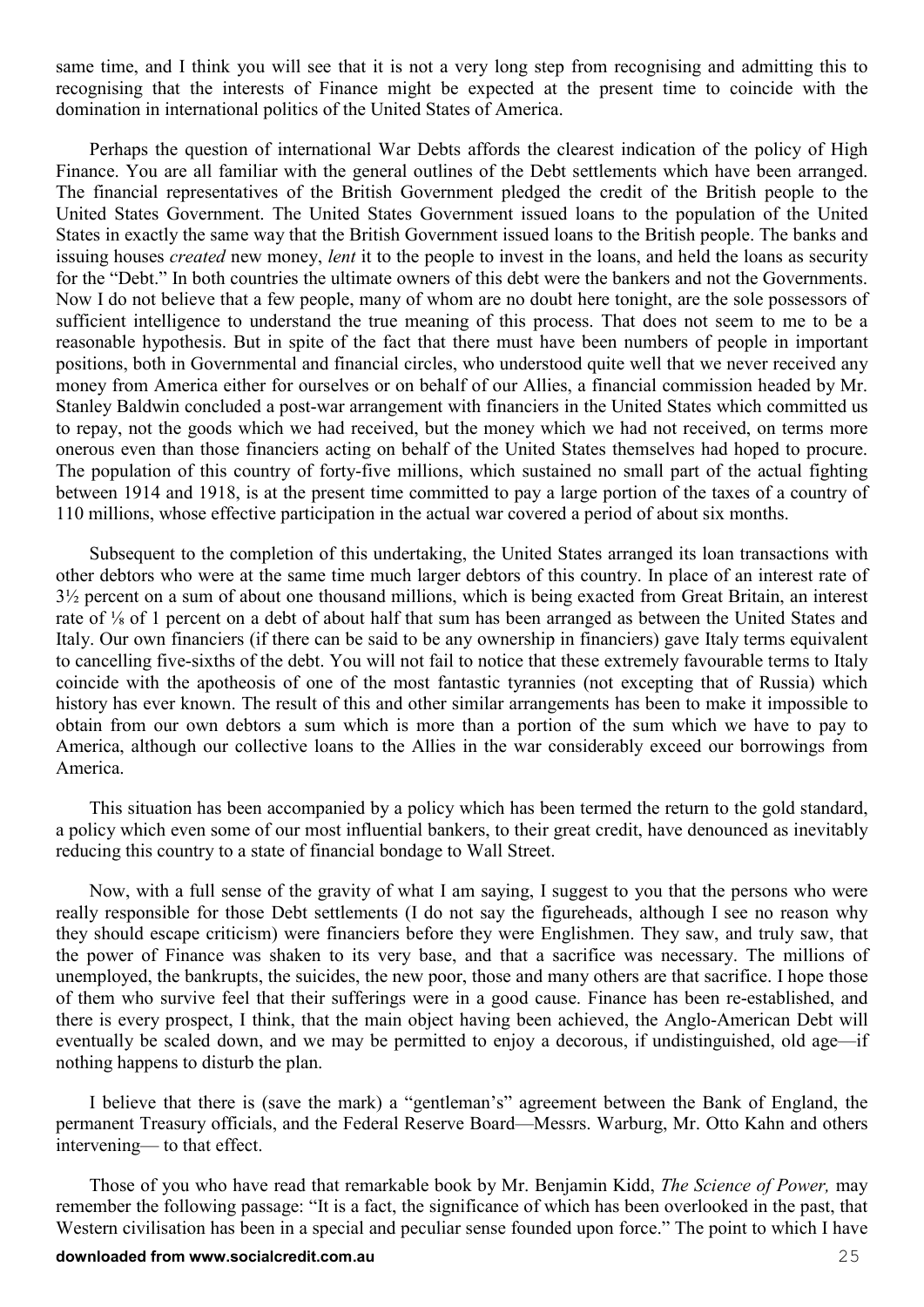same time, and I think you will see that it is not a very long step from recognising and admitting this to recognising that the interests of Finance might be expected at the present time to coincide with the domination in international politics of the United States of America.

Perhaps the question of international War Debts affords the clearest indication of the policy of High Finance. You are all familiar with the general outlines of the Debt settlements which have been arranged. The financial representatives of the British Government pledged the credit of the British people to the United States Government. The United States Government issued loans to the population of the United States in exactly the same way that the British Government issued loans to the British people. The banks and issuing houses *created* new money, *lent* it to the people to invest in the loans, and held the loans as security for the "Debt." In both countries the ultimate owners of this debt were the bankers and not the Governments. Now I do not believe that a few people, many of whom are no doubt here tonight, are the sole possessors of sufficient intelligence to understand the true meaning of this process. That does not seem to me to be a reasonable hypothesis. But in spite of the fact that there must have been numbers of people in important positions, both in Governmental and financial circles, who understood quite well that we never received any money from America either for ourselves or on behalf of our Allies, a financial commission headed by Mr. Stanley Baldwin concluded a post-war arrangement with financiers in the United States which committed us to repay, not the goods which we had received, but the money which we had not received, on terms more onerous even than those financiers acting on behalf of the United States themselves had hoped to procure. The population of this country of forty-five millions, which sustained no small part of the actual fighting between 1914 and 1918, is at the present time committed to pay a large portion of the taxes of a country of 110 millions, whose effective participation in the actual war covered a period of about six months.

Subsequent to the completion of this undertaking, the United States arranged its loan transactions with other debtors who were at the same time much larger debtors of this country. In place of an interest rate of 3½ percent on a sum of about one thousand millions, which is being exacted from Great Britain, an interest rate of ⅛ of 1 percent on a debt of about half that sum has been arranged as between the United States and Italy. Our own financiers (if there can be said to be any ownership in financiers) gave Italy terms equivalent to cancelling five-sixths of the debt. You will not fail to notice that these extremely favourable terms to Italy coincide with the apotheosis of one of the most fantastic tyrannies (not excepting that of Russia) which history has ever known. The result of this and other similar arrangements has been to make it impossible to obtain from our own debtors a sum which is more than a portion of the sum which we have to pay to America, although our collective loans to the Allies in the war considerably exceed our borrowings from America.

This situation has been accompanied by a policy which has been termed the return to the gold standard, a policy which even some of our most influential bankers, to their great credit, have denounced as inevitably reducing this country to a state of financial bondage to Wall Street.

Now, with a full sense of the gravity of what I am saying, I suggest to you that the persons who were really responsible for those Debt settlements (I do not say the figureheads, although I see no reason why they should escape criticism) were financiers before they were Englishmen. They saw, and truly saw, that the power of Finance was shaken to its very base, and that a sacrifice was necessary. The millions of unemployed, the bankrupts, the suicides, the new poor, those and many others are that sacrifice. I hope those of them who survive feel that their sufferings were in a good cause. Finance has been re-established, and there is every prospect, I think, that the main object having been achieved, the Anglo-American Debt will eventually be scaled down, and we may be permitted to enjoy a decorous, if undistinguished, old age—if nothing happens to disturb the plan.

I believe that there is (save the mark) a "gentleman's" agreement between the Bank of England, the permanent Treasury officials, and the Federal Reserve Board—Messrs. Warburg, Mr. Otto Kahn and others intervening— to that effect.

Those of you who have read that remarkable book by Mr. Benjamin Kidd, *The Science of Power,* may remember the following passage: "It is a fact, the significance of which has been overlooked in the past, that Western civilisation has been in a special and peculiar sense founded upon force." The point to which I have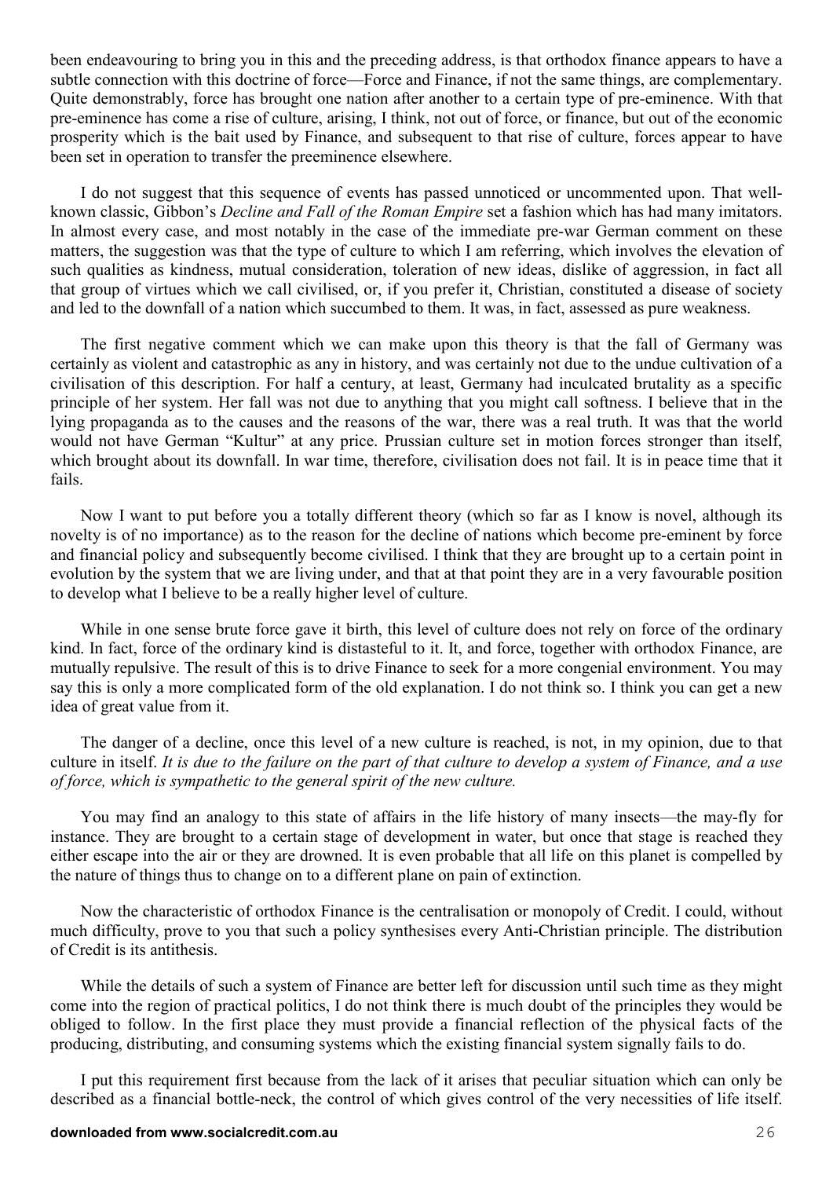been endeavouring to bring you in this and the preceding address, is that orthodox finance appears to have a subtle connection with this doctrine of force—Force and Finance, if not the same things, are complementary. Quite demonstrably, force has brought one nation after another to a certain type of pre-eminence. With that pre-eminence has come a rise of culture, arising, I think, not out of force, or finance, but out of the economic prosperity which is the bait used by Finance, and subsequent to that rise of culture, forces appear to have been set in operation to transfer the preeminence elsewhere.

I do not suggest that this sequence of events has passed unnoticed or uncommented upon. That well-known classic, Gibbon's *Decline and Fall of the Roman Empire* set a fashion which has had many imitators. In almost every case, and most notably in the case of the immediate pre-war German comment on these matters, the suggestion was that the type of culture to which I am referring, which involves the elevation of such qualities as kindness, mutual consideration, toleration of new ideas, dislike of aggression, in fact all that group of virtues which we call civilised, or, if you prefer it, Christian, constituted a disease of society and led to the downfall of a nation which succumbed to them. It was, in fact, assessed as pure weakness.

The first negative comment which we can make upon this theory is that the fall of Germany was certainly as violent and catastrophic as any in history, and was certainly not due to the undue cultivation of a civilisation of this description. For half a century, at least, Germany had inculcated brutality as a specific principle of her system. Her fall was not due to anything that you might call softness. I believe that in the lying propaganda as to the causes and the reasons of the war, there was a real truth. It was that the world would not have German "Kultur" at any price. Prussian culture set in motion forces stronger than itself, which brought about its downfall. In war time, therefore, civilisation does not fail. It is in peace time that it fails.

Now I want to put before you a totally different theory (which so far as I know is novel, although its novelty is of no importance) as to the reason for the decline of nations which become pre-eminent by force and financial policy and subsequently become civilised. I think that they are brought up to a certain point in evolution by the system that we are living under, and that at that point they are in a very favourable position to develop what I believe to be a really higher level of culture.

While in one sense brute force gave it birth, this level of culture does not rely on force of the ordinary kind. In fact, force of the ordinary kind is distasteful to it. It, and force, together with orthodox Finance, are mutually repulsive. The result of this is to drive Finance to seek for a more congenial environment. You may say this is only a more complicated form of the old explanation. I do not think so. I think you can get a new idea of great value from it.

The danger of a decline, once this level of a new culture is reached, is not, in my opinion, due to that culture in itself. *It is due to the failure on the part of that culture to develop a system of Finance, and a use of force, which is sympathetic to the general spirit of the new culture.*

You may find an analogy to this state of affairs in the life history of many insects—the may-fly for instance. They are brought to a certain stage of development in water, but once that stage is reached they either escape into the air or they are drowned. It is even probable that all life on this planet is compelled by the nature of things thus to change on to a different plane on pain of extinction.

Now the characteristic of orthodox Finance is the centralisation or monopoly of Credit. I could, without much difficulty, prove to you that such a policy synthesises every Anti-Christian principle. The distribution of Credit is its antithesis.

While the details of such a system of Finance are better left for discussion until such time as they might come into the region of practical politics, I do not think there is much doubt of the principles they would be obliged to follow. In the first place they must provide a financial reflection of the physical facts of the producing, distributing, and consuming systems which the existing financial system signally fails to do.

I put this requirement first because from the lack of it arises that peculiar situation which can only be described as a financial bottle-neck, the control of which gives control of the very necessities of life itself.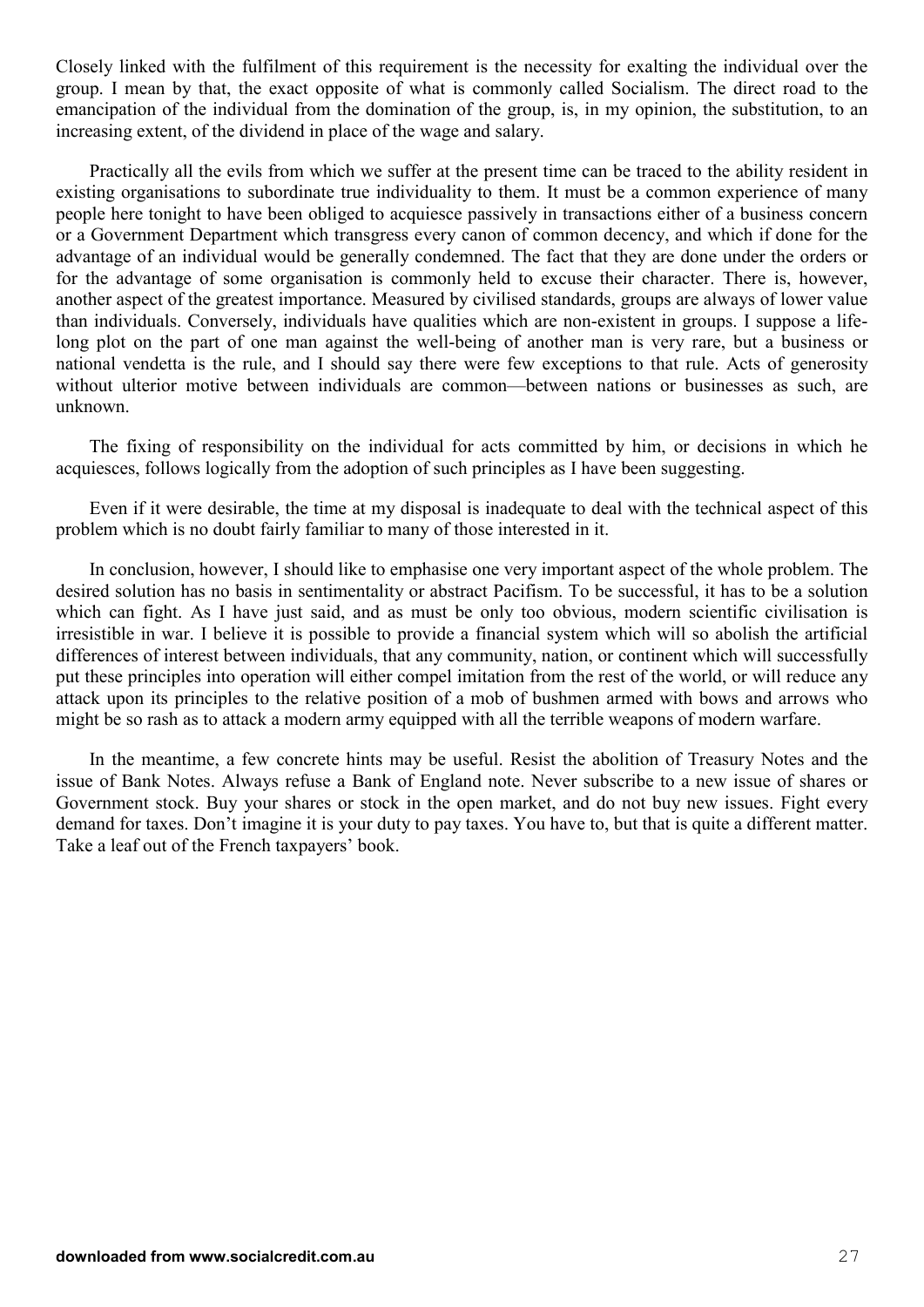Closely linked with the fulfilment of this requirement is the necessity for exalting the individual over the group. I mean by that, the exact opposite of what is commonly called Socialism. The direct road to the emancipation of the individual from the domination of the group, is, in my opinion, the substitution, to an increasing extent, of the dividend in place of the wage and salary.

Practically all the evils from which we suffer at the present time can be traced to the ability resident in existing organisations to subordinate true individuality to them. It must be a common experience of many people here tonight to have been obliged to acquiesce passively in transactions either of a business concern or a Government Department which transgress every canon of common decency, and which if done for the advantage of an individual would be generally condemned. The fact that they are done under the orders or for the advantage of some organisation is commonly held to excuse their character. There is, however, another aspect of the greatest importance. Measured by civilised standards, groups are always of lower value than individuals. Conversely, individuals have qualities which are non-existent in groups. I suppose a life-long plot on the part of one man against the well-being of another man is very rare, but a business or national vendetta is the rule, and I should say there were few exceptions to that rule. Acts of generosity without ulterior motive between individuals are common—between nations or businesses as such, are unknown.

The fixing of responsibility on the individual for acts committed by him, or decisions in which he acquiesces, follows logically from the adoption of such principles as I have been suggesting.

Even if it were desirable, the time at my disposal is inadequate to deal with the technical aspect of this problem which is no doubt fairly familiar to many of those interested in it.

In conclusion, however, I should like to emphasise one very important aspect of the whole problem. The desired solution has no basis in sentimentality or abstract Pacifism. To be successful, it has to be a solution which can fight. As I have just said, and as must be only too obvious, modern scientific civilisation is irresistible in war. I believe it is possible to provide a financial system which will so abolish the artificial differences of interest between individuals, that any community, nation, or continent which will successfully put these principles into operation will either compel imitation from the rest of the world, or will reduce any attack upon its principles to the relative position of a mob of bushmen armed with bows and arrows who might be so rash as to attack a modern army equipped with all the terrible weapons of modern warfare.

In the meantime, a few concrete hints may be useful. Resist the abolition of Treasury Notes and the issue of Bank Notes. Always refuse a Bank of England note. Never subscribe to a new issue of shares or Government stock. Buy your shares or stock in the open market, and do not buy new issues. Fight every demand for taxes. Don't imagine it is your duty to pay taxes. You have to, but that is quite a different matter. Take a leaf out of the French taxpayers' book.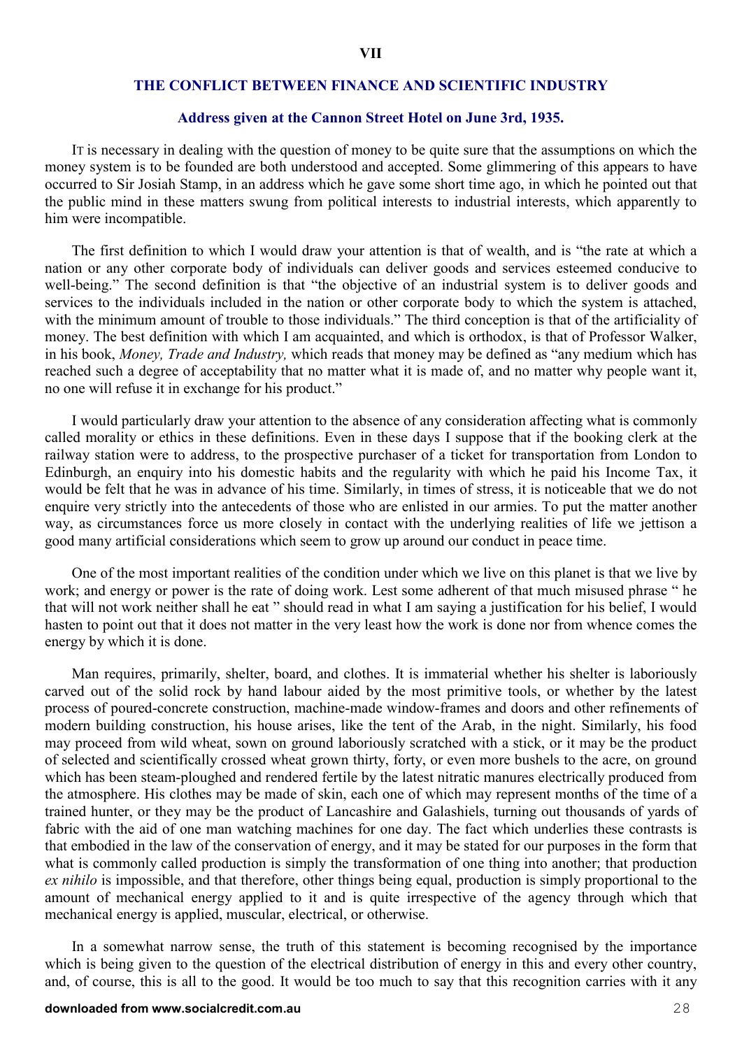## VII

## THE CONFLICT BETWEEN FINANCE AND SCIENTIFIC INDUSTRY

### Address given at the Cannon Street Hotel on June 3rd, 1935.

It is necessary in dealing with the question of money to be quite sure that the assumptions on which the money system is to be founded are both understood and accepted. Some glimmering of this appears to have occurred to Sir Josiah Stamp, in an address which he gave some short time ago, in which he pointed out that the public mind in these matters swung from political interests to industrial interests, which apparently to him were incompatible.

The first definition to which I would draw your attention is that of wealth, and is "the rate at which a nation or any other corporate body of individuals can deliver goods and services esteemed conducive to well-being." The second definition is that "the objective of an industrial system is to deliver goods and services to the individuals included in the nation or other corporate body to which the system is attached, with the minimum amount of trouble to those individuals." The third conception is that of the artificiality of money. The best definition with which I am acquainted, and which is orthodox, is that of Professor Walker, in his book, *Money, Trade and Industry,* which reads that money may be defined as "any medium which has reached such a degree of acceptability that no matter what it is made of, and no matter why people want it, no one will refuse it in exchange for his product."

I would particularly draw your attention to the absence of any consideration affecting what is commonly called morality or ethics in these definitions. Even in these days I suppose that if the booking clerk at the railway station were to address, to the prospective purchaser of a ticket for transportation from London to Edinburgh, an enquiry into his domestic habits and the regularity with which he paid his Income Tax, it would be felt that he was in advance of his time. Similarly, in times of stress, it is noticeable that we do not enquire very strictly into the antecedents of those who are enlisted in our armies. To put the matter another way, as circumstances force us more closely in contact with the underlying realities of life we jettison a good many artificial considerations which seem to grow up around our conduct in peace time.

One of the most important realities of the condition under which we live on this planet is that we live by work; and energy or power is the rate of doing work. Lest some adherent of that much misused phrase " he that will not work neither shall he eat " should read in what I am saying a justification for his belief, I would hasten to point out that it does not matter in the very least how the work is done nor from whence comes the energy by which it is done.

Man requires, primarily, shelter, board, and clothes. It is immaterial whether his shelter is laboriously carved out of the solid rock by hand labour aided by the most primitive tools, or whether by the latest process of poured-concrete construction, machine-made window-frames and doors and other refinements of modern building construction, his house arises, like the tent of the Arab, in the night. Similarly, his food may proceed from wild wheat, sown on ground laboriously scratched with a stick, or it may be the product of selected and scientifically crossed wheat grown thirty, forty, or even more bushels to the acre, on ground which has been steam-ploughed and rendered fertile by the latest nitratic manures electrically produced from the atmosphere. His clothes may be made of skin, each one of which may represent months of the time of a trained hunter, or they may be the product of Lancashire and Galashiels, turning out thousands of yards of fabric with the aid of one man watching machines for one day. The fact which underlies these contrasts is that embodied in the law of the conservation of energy, and it may be stated for our purposes in the form that what is commonly called production is simply the transformation of one thing into another; that production *ex nihilo* is impossible, and that therefore, other things being equal, production is simply proportional to the amount of mechanical energy applied to it and is quite irrespective of the agency through which that mechanical energy is applied, muscular, electrical, or otherwise.

In a somewhat narrow sense, the truth of this statement is becoming recognised by the importance which is being given to the question of the electrical distribution of energy in this and every other country, and, of course, this is all to the good. It would be too much to say that this recognition carries with it any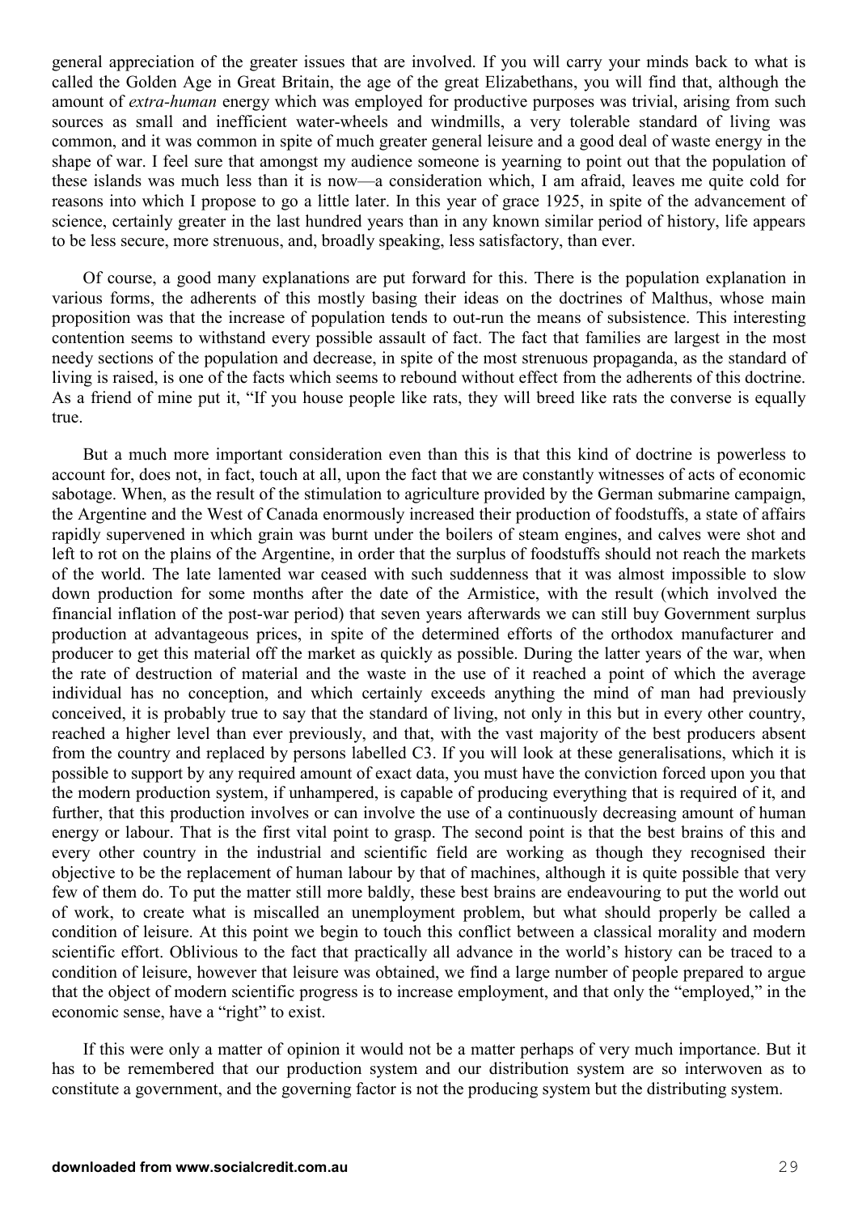general appreciation of the greater issues that are involved. If you will carry your minds back to what is called the Golden Age in Great Britain, the age of the great Elizabethans, you will find that, although the amount of *extra-human* energy which was employed for productive purposes was trivial, arising from such sources as small and inefficient water-wheels and windmills, a very tolerable standard of living was common, and it was common in spite of much greater general leisure and a good deal of waste energy in the shape of war. I feel sure that amongst my audience someone is yearning to point out that the population of these islands was much less than it is now—a consideration which, I am afraid, leaves me quite cold for reasons into which I propose to go a little later. In this year of grace 1925, in spite of the advancement of science, certainly greater in the last hundred years than in any known similar period of history, life appears to be less secure, more strenuous, and, broadly speaking, less satisfactory, than ever.

Of course, a good many explanations are put forward for this. There is the population explanation in various forms, the adherents of this mostly basing their ideas on the doctrines of Malthus, whose main proposition was that the increase of population tends to out-run the means of subsistence. This interesting contention seems to withstand every possible assault of fact. The fact that families are largest in the most needy sections of the population and decrease, in spite of the most strenuous propaganda, as the standard of living is raised, is one of the facts which seems to rebound without effect from the adherents of this doctrine. As a friend of mine put it, "If you house people like rats, they will breed like rats the converse is equally true.

But a much more important consideration even than this is that this kind of doctrine is powerless to account for, does not, in fact, touch at all, upon the fact that we are constantly witnesses of acts of economic sabotage. When, as the result of the stimulation to agriculture provided by the German submarine campaign, the Argentine and the West of Canada enormously increased their production of foodstuffs, a state of affairs rapidly supervened in which grain was burnt under the boilers of steam engines, and calves were shot and left to rot on the plains of the Argentine, in order that the surplus of foodstuffs should not reach the markets of the world. The late lamented war ceased with such suddenness that it was almost impossible to slow down production for some months after the date of the Armistice, with the result (which involved the financial inflation of the post-war period) that seven years afterwards we can still buy Government surplus production at advantageous prices, in spite of the determined efforts of the orthodox manufacturer and producer to get this material off the market as quickly as possible. During the latter years of the war, when the rate of destruction of material and the waste in the use of it reached a point of which the average individual has no conception, and which certainly exceeds anything the mind of man had previously conceived, it is probably true to say that the standard of living, not only in this but in every other country, reached a higher level than ever previously, and that, with the vast majority of the best producers absent from the country and replaced by persons labelled C3. If you will look at these generalisations, which it is possible to support by any required amount of exact data, you must have the conviction forced upon you that the modern production system, if unhampered, is capable of producing everything that is required of it, and further, that this production involves or can involve the use of a continuously decreasing amount of human energy or labour. That is the first vital point to grasp. The second point is that the best brains of this and every other country in the industrial and scientific field are working as though they recognised their objective to be the replacement of human labour by that of machines, although it is quite possible that very few of them do. To put the matter still more baldly, these best brains are endeavouring to put the world out of work, to create what is miscalled an unemployment problem, but what should properly be called a condition of leisure. At this point we begin to touch this conflict between a classical morality and modern scientific effort. Oblivious to the fact that practically all advance in the world's history can be traced to a condition of leisure, however that leisure was obtained, we find a large number of people prepared to argue that the object of modern scientific progress is to increase employment, and that only the "employed," in the economic sense, have a "right" to exist.

If this were only a matter of opinion it would not be a matter perhaps of very much importance. But it has to be remembered that our production system and our distribution system are so interwoven as to constitute a government, and the governing factor is not the producing system but the distributing system.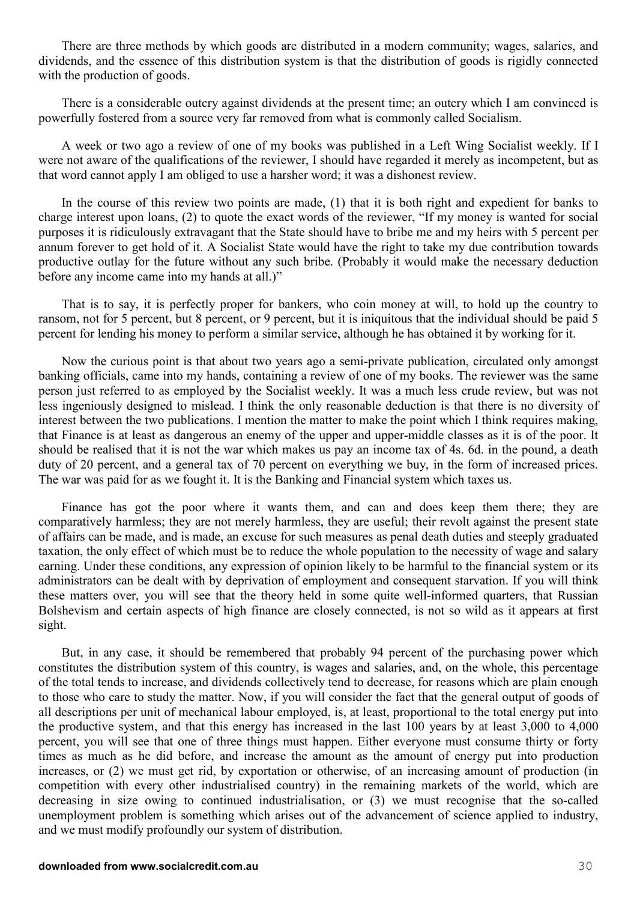There are three methods by which goods are distributed in a modern community; wages, salaries, and dividends, and the essence of this distribution system is that the distribution of goods is rigidly connected with the production of goods.

There is a considerable outcry against dividends at the present time; an outcry which I am convinced is powerfully fostered from a source very far removed from what is commonly called Socialism.

A week or two ago a review of one of my books was published in a Left Wing Socialist weekly. If I were not aware of the qualifications of the reviewer, I should have regarded it merely as incompetent, but as that word cannot apply I am obliged to use a harsher word; it was a dishonest review.

In the course of this review two points are made, (1) that it is both right and expedient for banks to charge interest upon loans, (2) to quote the exact words of the reviewer, "If my money is wanted for social purposes it is ridiculously extravagant that the State should have to bribe me and my heirs with 5 percent per annum forever to get hold of it. A Socialist State would have the right to take my due contribution towards productive outlay for the future without any such bribe. (Probably it would make the necessary deduction before any income came into my hands at all.)"

That is to say, it is perfectly proper for bankers, who coin money at will, to hold up the country to ransom, not for 5 percent, but 8 percent, or 9 percent, but it is iniquitous that the individual should be paid 5 percent for lending his money to perform a similar service, although he has obtained it by working for it.

Now the curious point is that about two years ago a semi-private publication, circulated only amongst banking officials, came into my hands, containing a review of one of my books. The reviewer was the same person just referred to as employed by the Socialist weekly. It was a much less crude review, but was not less ingeniously designed to mislead. I think the only reasonable deduction is that there is no diversity of interest between the two publications. I mention the matter to make the point which I think requires making, that Finance is at least as dangerous an enemy of the upper and upper-middle classes as it is of the poor. It should be realised that it is not the war which makes us pay an income tax of 4s. 6d. in the pound, a death duty of 20 percent, and a general tax of 70 percent on everything we buy, in the form of increased prices. The war was paid for as we fought it. It is the Banking and Financial system which taxes us.

Finance has got the poor where it wants them, and can and does keep them there; they are comparatively harmless; they are not merely harmless, they are useful; their revolt against the present state of affairs can be made, and is made, an excuse for such measures as penal death duties and steeply graduated taxation, the only effect of which must be to reduce the whole population to the necessity of wage and salary earning. Under these conditions, any expression of opinion likely to be harmful to the financial system or its administrators can be dealt with by deprivation of employment and consequent starvation. If you will think these matters over, you will see that the theory held in some quite well-informed quarters, that Russian Bolshevism and certain aspects of high finance are closely connected, is not so wild as it appears at first sight.

But, in any case, it should be remembered that probably 94 percent of the purchasing power which constitutes the distribution system of this country, is wages and salaries, and, on the whole, this percentage of the total tends to increase, and dividends collectively tend to decrease, for reasons which are plain enough to those who care to study the matter. Now, if you will consider the fact that the general output of goods of all descriptions per unit of mechanical labour employed, is, at least, proportional to the total energy put into the productive system, and that this energy has increased in the last 100 years by at least 3,000 to 4,000 percent, you will see that one of three things must happen. Either everyone must consume thirty or forty times as much as he did before, and increase the amount as the amount of energy put into production increases, or (2) we must get rid, by exportation or otherwise, of an increasing amount of production (in competition with every other industrialised country) in the remaining markets of the world, which are decreasing in size owing to continued industrialisation, or (3) we must recognise that the so-called unemployment problem is something which arises out of the advancement of science applied to industry, and we must modify profoundly our system of distribution.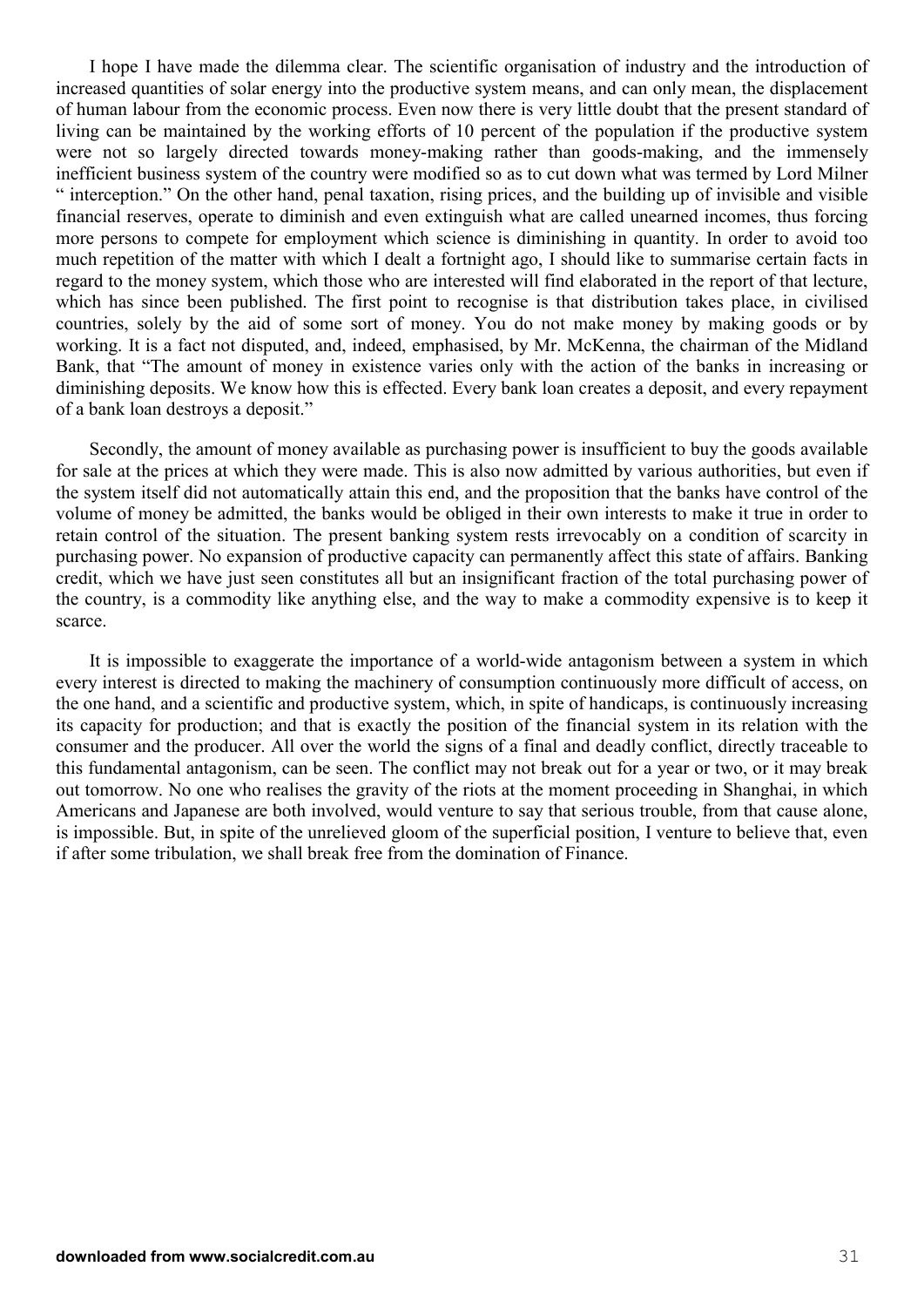I hope I have made the dilemma clear. The scientific organisation of industry and the introduction of increased quantities of solar energy into the productive system means, and can only mean, the displacement of human labour from the economic process. Even now there is very little doubt that the present standard of living can be maintained by the working efforts of 10 percent of the population if the productive system were not so largely directed towards money-making rather than goods-making, and the immensely inefficient business system of the country were modified so as to cut down what was termed by Lord Milner " interception." On the other hand, penal taxation, rising prices, and the building up of invisible and visible financial reserves, operate to diminish and even extinguish what are called unearned incomes, thus forcing more persons to compete for employment which science is diminishing in quantity. In order to avoid too much repetition of the matter with which I dealt a fortnight ago, I should like to summarise certain facts in regard to the money system, which those who are interested will find elaborated in the report of that lecture, which has since been published. The first point to recognise is that distribution takes place, in civilised countries, solely by the aid of some sort of money. You do not make money by making goods or by working. It is a fact not disputed, and, indeed, emphasised, by Mr. McKenna, the chairman of the Midland Bank, that "The amount of money in existence varies only with the action of the banks in increasing or diminishing deposits. We know how this is effected. Every bank loan creates a deposit, and every repayment of a bank loan destroys a deposit."

Secondly, the amount of money available as purchasing power is insufficient to buy the goods available for sale at the prices at which they were made. This is also now admitted by various authorities, but even if the system itself did not automatically attain this end, and the proposition that the banks have control of the volume of money be admitted, the banks would be obliged in their own interests to make it true in order to retain control of the situation. The present banking system rests irrevocably on a condition of scarcity in purchasing power. No expansion of productive capacity can permanently affect this state of affairs. Banking credit, which we have just seen constitutes all but an insignificant fraction of the total purchasing power of the country, is a commodity like anything else, and the way to make a commodity expensive is to keep it scarce.

It is impossible to exaggerate the importance of a world-wide antagonism between a system in which every interest is directed to making the machinery of consumption continuously more difficult of access, on the one hand, and a scientific and productive system, which, in spite of handicaps, is continuously increasing its capacity for production; and that is exactly the position of the financial system in its relation with the consumer and the producer. All over the world the signs of a final and deadly conflict, directly traceable to this fundamental antagonism, can be seen. The conflict may not break out for a year or two, or it may break out tomorrow. No one who realises the gravity of the riots at the moment proceeding in Shanghai, in which Americans and Japanese are both involved, would venture to say that serious trouble, from that cause alone, is impossible. But, in spite of the unrelieved gloom of the superficial position, I venture to believe that, even if after some tribulation, we shall break free from the domination of Finance.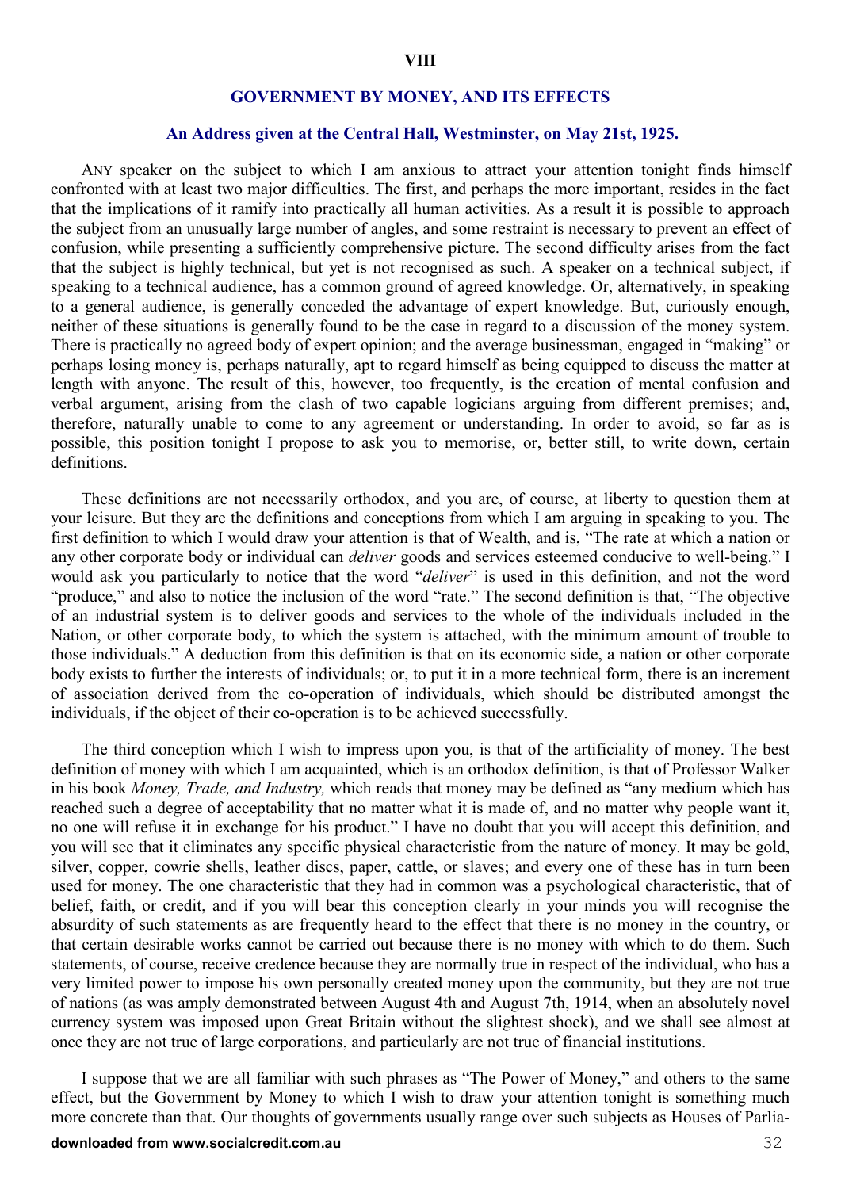## VIII

## GOVERNMENT BY MONEY, AND ITS EFFECTS

### An Address given at the Central Hall, Westminster, on May 21st, 1925.

ANY speaker on the subject to which I am anxious to attract your attention tonight finds himself confronted with at least two major difficulties. The first, and perhaps the more important, resides in the fact that the implications of it ramify into practically all human activities. As a result it is possible to approach the subject from an unusually large number of angles, and some restraint is necessary to prevent an effect of confusion, while presenting a sufficiently comprehensive picture. The second difficulty arises from the fact that the subject is highly technical, but yet is not recognised as such. A speaker on a technical subject, if speaking to a technical audience, has a common ground of agreed knowledge. Or, alternatively, in speaking to a general audience, is generally conceded the advantage of expert knowledge. But, curiously enough, neither of these situations is generally found to be the case in regard to a discussion of the money system. There is practically no agreed body of expert opinion; and the average businessman, engaged in "making" or perhaps losing money is, perhaps naturally, apt to regard himself as being equipped to discuss the matter at length with anyone. The result of this, however, too frequently, is the creation of mental confusion and verbal argument, arising from the clash of two capable logicians arguing from different premises; and, therefore, naturally unable to come to any agreement or understanding. In order to avoid, so far as is possible, this position tonight I propose to ask you to memorise, or, better still, to write down, certain definitions.

These definitions are not necessarily orthodox, and you are, of course, at liberty to question them at your leisure. But they are the definitions and conceptions from which I am arguing in speaking to you. The first definition to which I would draw your attention is that of Wealth, and is, "The rate at which a nation or any other corporate body or individual can *deliver* goods and services esteemed conducive to well-being." I would ask you particularly to notice that the word "*deliver*" is used in this definition, and not the word "produce," and also to notice the inclusion of the word "rate." The second definition is that, "The objective of an industrial system is to deliver goods and services to the whole of the individuals included in the Nation, or other corporate body, to which the system is attached, with the minimum amount of trouble to those individuals." A deduction from this definition is that on its economic side, a nation or other corporate body exists to further the interests of individuals; or, to put it in a more technical form, there is an increment of association derived from the co-operation of individuals, which should be distributed amongst the individuals, if the object of their co-operation is to be achieved successfully.

The third conception which I wish to impress upon you, is that of the artificiality of money. The best definition of money with which I am acquainted, which is an orthodox definition, is that of Professor Walker in his book *Money, Trade, and Industry,* which reads that money may be defined as "any medium which has reached such a degree of acceptability that no matter what it is made of, and no matter why people want it, no one will refuse it in exchange for his product." I have no doubt that you will accept this definition, and you will see that it eliminates any specific physical characteristic from the nature of money. It may be gold, silver, copper, cowrie shells, leather discs, paper, cattle, or slaves; and every one of these has in turn been used for money. The one characteristic that they had in common was a psychological characteristic, that of belief, faith, or credit, and if you will bear this conception clearly in your minds you will recognise the absurdity of such statements as are frequently heard to the effect that there is no money in the country, or that certain desirable works cannot be carried out because there is no money with which to do them. Such statements, of course, receive credence because they are normally true in respect of the individual, who has a very limited power to impose his own personally created money upon the community, but they are not true of nations (as was amply demonstrated between August 4th and August 7th, 1914, when an absolutely novel currency system was imposed upon Great Britain without the slightest shock), and we shall see almost at once they are not true of large corporations, and particularly are not true of financial institutions.

I suppose that we are all familiar with such phrases as "The Power of Money," and others to the same effect, but the Government by Money to which I wish to draw your attention tonight is something much more concrete than that. Our thoughts of governments usually range over such subjects as Houses of Parlia-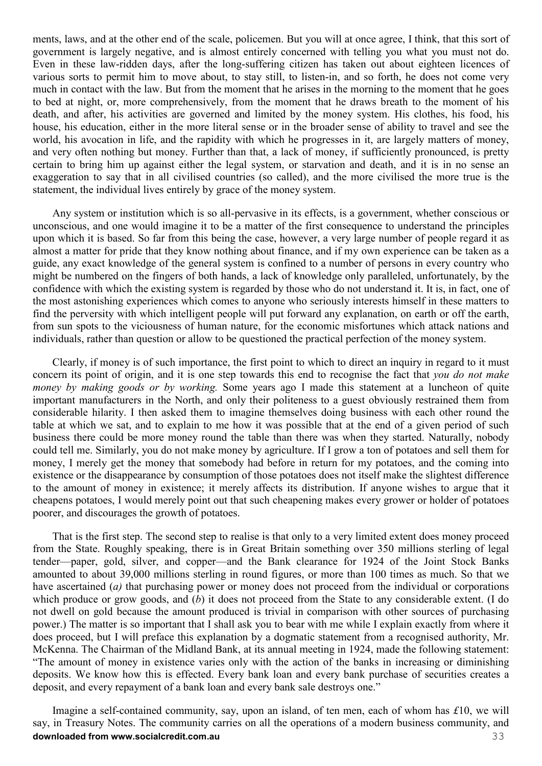ments, laws, and at the other end of the scale, policemen. But you will at once agree, I think, that this sort of government is largely negative, and is almost entirely concerned with telling you what you must not do. Even in these law-ridden days, after the long-suffering citizen has taken out about eighteen licences of various sorts to permit him to move about, to stay still, to listen-in, and so forth, he does not come very much in contact with the law. But from the moment that he arises in the morning to the moment that he goes to bed at night, or, more comprehensively, from the moment that he draws breath to the moment of his death, and after, his activities are governed and limited by the money system. His clothes, his food, his house, his education, either in the more literal sense or in the broader sense of ability to travel and see the world, his avocation in life, and the rapidity with which he progresses in it, are largely matters of money, and very often nothing but money. Further than that, a lack of money, if sufficiently pronounced, is pretty certain to bring him up against either the legal system, or starvation and death, and it is in no sense an exaggeration to say that in all civilised countries (so called), and the more civilised the more true is the statement, the individual lives entirely by grace of the money system.

Any system or institution which is so all-pervasive in its effects, is a government, whether conscious or unconscious, and one would imagine it to be a matter of the first consequence to understand the principles upon which it is based. So far from this being the case, however, a very large number of people regard it as almost a matter for pride that they know nothing about finance, and if my own experience can be taken as a guide, any exact knowledge of the general system is confined to a number of persons in every country who might be numbered on the fingers of both hands, a lack of knowledge only paralleled, unfortunately, by the confidence with which the existing system is regarded by those who do not understand it. It is, in fact, one of the most astonishing experiences which comes to anyone who seriously interests himself in these matters to find the perversity with which intelligent people will put forward any explanation, on earth or off the earth, from sun spots to the viciousness of human nature, for the economic misfortunes which attack nations and individuals, rather than question or allow to be questioned the practical perfection of the money system.

Clearly, if money is of such importance, the first point to which to direct an inquiry in regard to it must concern its point of origin, and it is one step towards this end to recognise the fact that *you do not make money by making goods or by working.* Some years ago I made this statement at a luncheon of quite important manufacturers in the North, and only their politeness to a guest obviously restrained them from considerable hilarity. I then asked them to imagine themselves doing business with each other round the table at which we sat, and to explain to me how it was possible that at the end of a given period of such business there could be more money round the table than there was when they started. Naturally, nobody could tell me. Similarly, you do not make money by agriculture. If I grow a ton of potatoes and sell them for money, I merely get the money that somebody had before in return for my potatoes, and the coming into existence or the disappearance by consumption of those potatoes does not itself make the slightest difference to the amount of money in existence; it merely affects its distribution. If anyone wishes to argue that it cheapens potatoes, I would merely point out that such cheapening makes every grower or holder of potatoes poorer, and discourages the growth of potatoes.

That is the first step. The second step to realise is that only to a very limited extent does money proceed from the State. Roughly speaking, there is in Great Britain something over 350 millions sterling of legal tender—paper, gold, silver, and copper—and the Bank clearance for 1924 of the Joint Stock Banks amounted to about 39,000 millions sterling in round figures, or more than 100 times as much. So that we have ascertained (*a)* that purchasing power or money does not proceed from the individual or corporations which produce or grow goods, and (*b*) it does not proceed from the State to any considerable extent. (I do not dwell on gold because the amount produced is trivial in comparison with other sources of purchasing power.) The matter is so important that I shall ask you to bear with me while I explain exactly from where it does proceed, but I will preface this explanation by a dogmatic statement from a recognised authority, Mr. McKenna. The Chairman of the Midland Bank, at its annual meeting in 1924, made the following statement: "The amount of money in existence varies only with the action of the banks in increasing or diminishing deposits. We know how this is effected. Every bank loan and every bank purchase of securities creates a deposit, and every repayment of a bank loan and every bank sale destroys one."

Imagine a self-contained community, say, upon an island, of ten men, each of whom has £10, we will say, in Treasury Notes. The community carries on all the operations of a modern business community, and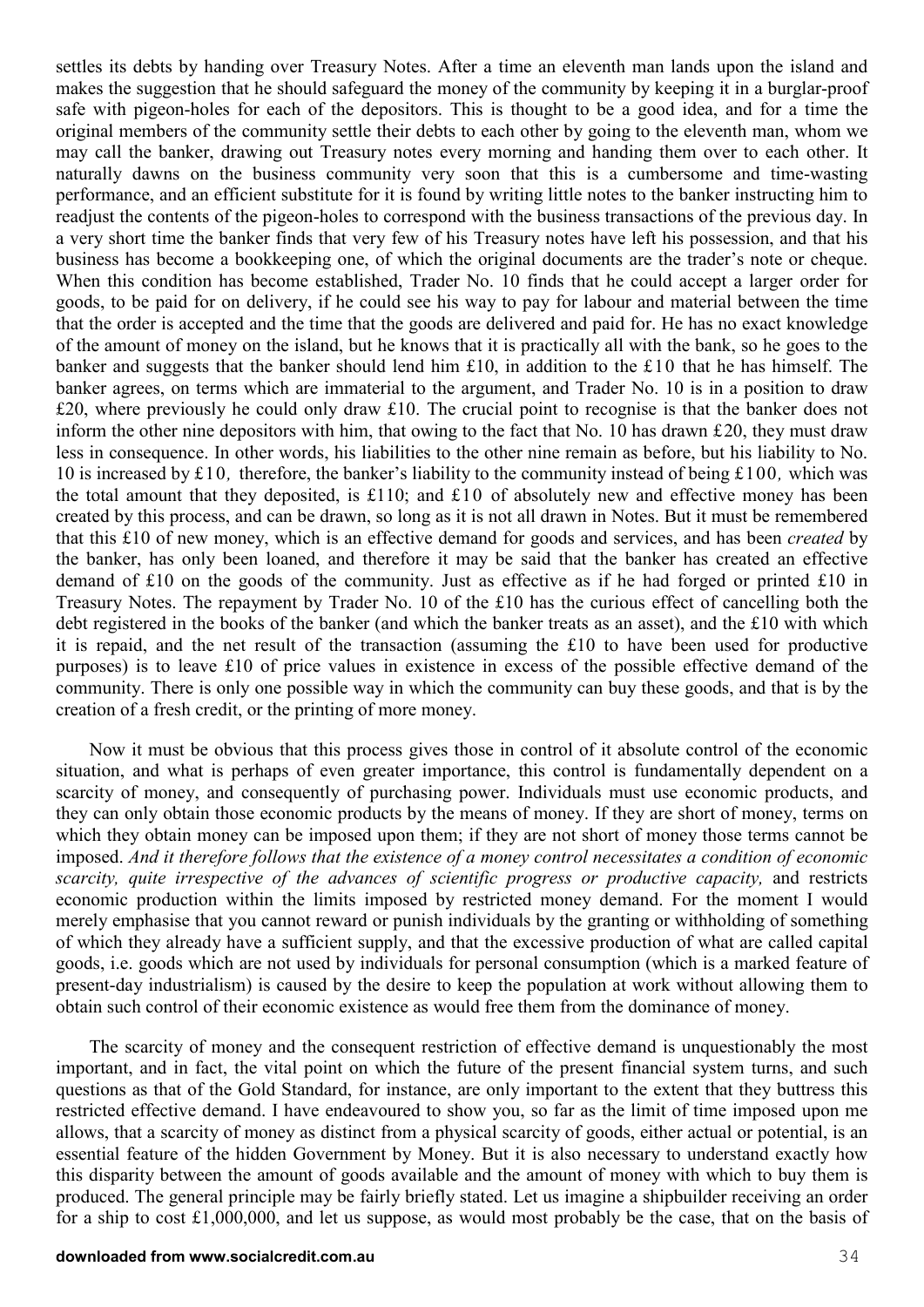settles its debts by handing over Treasury Notes. After a time an eleventh man lands upon the island and makes the suggestion that he should safeguard the money of the community by keeping it in a burglar-proof safe with pigeon-holes for each of the depositors. This is thought to be a good idea, and for a time the original members of the community settle their debts to each other by going to the eleventh man, whom we may call the banker, drawing out Treasury notes every morning and handing them over to each other. It naturally dawns on the business community very soon that this is a cumbersome and time-wasting performance, and an efficient substitute for it is found by writing little notes to the banker instructing him to readjust the contents of the pigeon-holes to correspond with the business transactions of the previous day. In a very short time the banker finds that very few of his Treasury notes have left his possession, and that his business has become a bookkeeping one, of which the original documents are the trader's note or cheque. When this condition has become established, Trader No. 10 finds that he could accept a larger order for goods, to be paid for on delivery, if he could see his way to pay for labour and material between the time that the order is accepted and the time that the goods are delivered and paid for. He has no exact knowledge of the amount of money on the island, but he knows that it is practically all with the bank, so he goes to the banker and suggests that the banker should lend him £10, in addition to the £10 that he has himself. The banker agrees, on terms which are immaterial to the argument, and Trader No. 10 is in a position to draw £20, where previously he could only draw £10. The crucial point to recognise is that the banker does not inform the other nine depositors with him, that owing to the fact that No. 10 has drawn £20, they must draw less in consequence. In other words, his liabilities to the other nine remain as before, but his liability to No. 10 is increased by £10, therefore, the banker's liability to the community instead of being £100, which was the total amount that they deposited, is £110; and £10 of absolutely new and effective money has been created by this process, and can be drawn, so long as it is not all drawn in Notes. But it must be remembered that this £10 of new money, which is an effective demand for goods and services, and has been *created* by the banker, has only been loaned, and therefore it may be said that the banker has created an effective demand of £10 on the goods of the community. Just as effective as if he had forged or printed £10 in Treasury Notes. The repayment by Trader No. 10 of the £10 has the curious effect of cancelling both the debt registered in the books of the banker (and which the banker treats as an asset), and the £10 with which it is repaid, and the net result of the transaction (assuming the £10 to have been used for productive purposes) is to leave £10 of price values in existence in excess of the possible effective demand of the community. There is only one possible way in which the community can buy these goods, and that is by the creation of a fresh credit, or the printing of more money.

Now it must be obvious that this process gives those in control of it absolute control of the economic situation, and what is perhaps of even greater importance, this control is fundamentally dependent on a scarcity of money, and consequently of purchasing power. Individuals must use economic products, and they can only obtain those economic products by the means of money. If they are short of money, terms on which they obtain money can be imposed upon them; if they are not short of money those terms cannot be imposed. *And it therefore follows that the existence of a money control necessitates a condition of economic scarcity, quite irrespective of the advances of scientific progress or productive capacity,* and restricts economic production within the limits imposed by restricted money demand. For the moment I would merely emphasise that you cannot reward or punish individuals by the granting or withholding of something of which they already have a sufficient supply, and that the excessive production of what are called capital goods, i.e. goods which are not used by individuals for personal consumption (which is a marked feature of present-day industrialism) is caused by the desire to keep the population at work without allowing them to obtain such control of their economic existence as would free them from the dominance of money.

The scarcity of money and the consequent restriction of effective demand is unquestionably the most important, and in fact, the vital point on which the future of the present financial system turns, and such questions as that of the Gold Standard, for instance, are only important to the extent that they buttress this restricted effective demand. I have endeavoured to show you, so far as the limit of time imposed upon me allows, that a scarcity of money as distinct from a physical scarcity of goods, either actual or potential, is an essential feature of the hidden Government by Money. But it is also necessary to understand exactly how this disparity between the amount of goods available and the amount of money with which to buy them is produced. The general principle may be fairly briefly stated. Let us imagine a shipbuilder receiving an order for a ship to cost £1,000,000, and let us suppose, as would most probably be the case, that on the basis of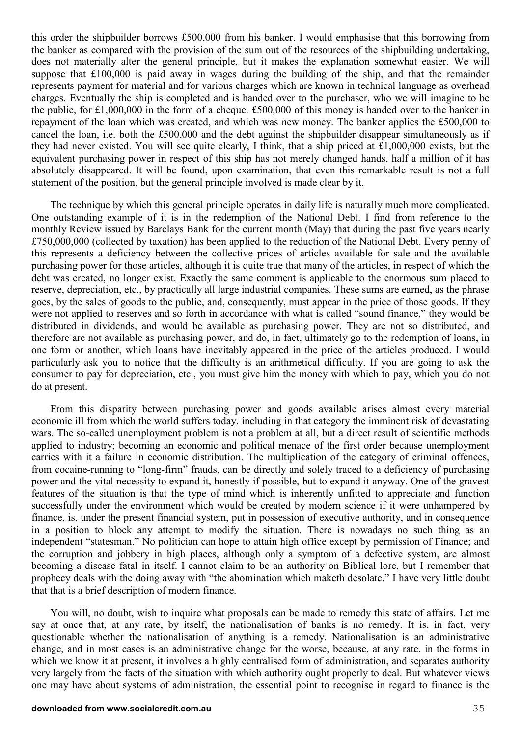this order the shipbuilder borrows £500,000 from his banker. I would emphasise that this borrowing from the banker as compared with the provision of the sum out of the resources of the shipbuilding undertaking, does not materially alter the general principle, but it makes the explanation somewhat easier. We will suppose that £100,000 is paid away in wages during the building of the ship, and that the remainder represents payment for material and for various charges which are known in technical language as overhead charges. Eventually the ship is completed and is handed over to the purchaser, who we will imagine to be the public, for £1,000,000 in the form of a cheque. £500,000 of this money is handed over to the banker in repayment of the loan which was created, and which was new money. The banker applies the £500,000 to cancel the loan, i.e. both the £500,000 and the debt against the shipbuilder disappear simultaneously as if they had never existed. You will see quite clearly, I think, that a ship priced at £1,000,000 exists, but the equivalent purchasing power in respect of this ship has not merely changed hands, half a million of it has absolutely disappeared. It will be found, upon examination, that even this remarkable result is not a full statement of the position, but the general principle involved is made clear by it.

The technique by which this general principle operates in daily life is naturally much more complicated. One outstanding example of it is in the redemption of the National Debt. I find from reference to the monthly Review issued by Barclays Bank for the current month (May) that during the past five years nearly £750,000,000 (collected by taxation) has been applied to the reduction of the National Debt. Every penny of this represents a deficiency between the collective prices of articles available for sale and the available purchasing power for those articles, although it is quite true that many of the articles, in respect of which the debt was created, no longer exist. Exactly the same comment is applicable to the enormous sum placed to reserve, depreciation, etc., by practically all large industrial companies. These sums are earned, as the phrase goes, by the sales of goods to the public, and, consequently, must appear in the price of those goods. If they were not applied to reserves and so forth in accordance with what is called "sound finance," they would be distributed in dividends, and would be available as purchasing power. They are not so distributed, and therefore are not available as purchasing power, and do, in fact, ultimately go to the redemption of loans, in one form or another, which loans have inevitably appeared in the price of the articles produced. I would particularly ask you to notice that the difficulty is an arithmetical difficulty. If you are going to ask the consumer to pay for depreciation, etc., you must give him the money with which to pay, which you do not do at present.

From this disparity between purchasing power and goods available arises almost every material economic ill from which the world suffers today, including in that category the imminent risk of devastating wars. The so-called unemployment problem is not a problem at all, but a direct result of scientific methods applied to industry; becoming an economic and political menace of the first order because unemployment carries with it a failure in economic distribution. The multiplication of the category of criminal offences, from cocaine-running to "long-firm" frauds, can be directly and solely traced to a deficiency of purchasing power and the vital necessity to expand it, honestly if possible, but to expand it anyway. One of the gravest features of the situation is that the type of mind which is inherently unfitted to appreciate and function successfully under the environment which would be created by modern science if it were unhampered by finance, is, under the present financial system, put in possession of executive authority, and in consequence in a position to block any attempt to modify the situation. There is nowadays no such thing as an independent "statesman." No politician can hope to attain high office except by permission of Finance; and the corruption and jobbery in high places, although only a symptom of a defective system, are almost becoming a disease fatal in itself. I cannot claim to be an authority on Biblical lore, but I remember that prophecy deals with the doing away with "the abomination which maketh desolate." I have very little doubt that that is a brief description of modern finance.

You will, no doubt, wish to inquire what proposals can be made to remedy this state of affairs. Let me say at once that, at any rate, by itself, the nationalisation of banks is no remedy. It is, in fact, very questionable whether the nationalisation of anything is a remedy. Nationalisation is an administrative change, and in most cases is an administrative change for the worse, because, at any rate, in the forms in which we know it at present, it involves a highly centralised form of administration, and separates authority very largely from the facts of the situation with which authority ought properly to deal. But whatever views one may have about systems of administration, the essential point to recognise in regard to finance is the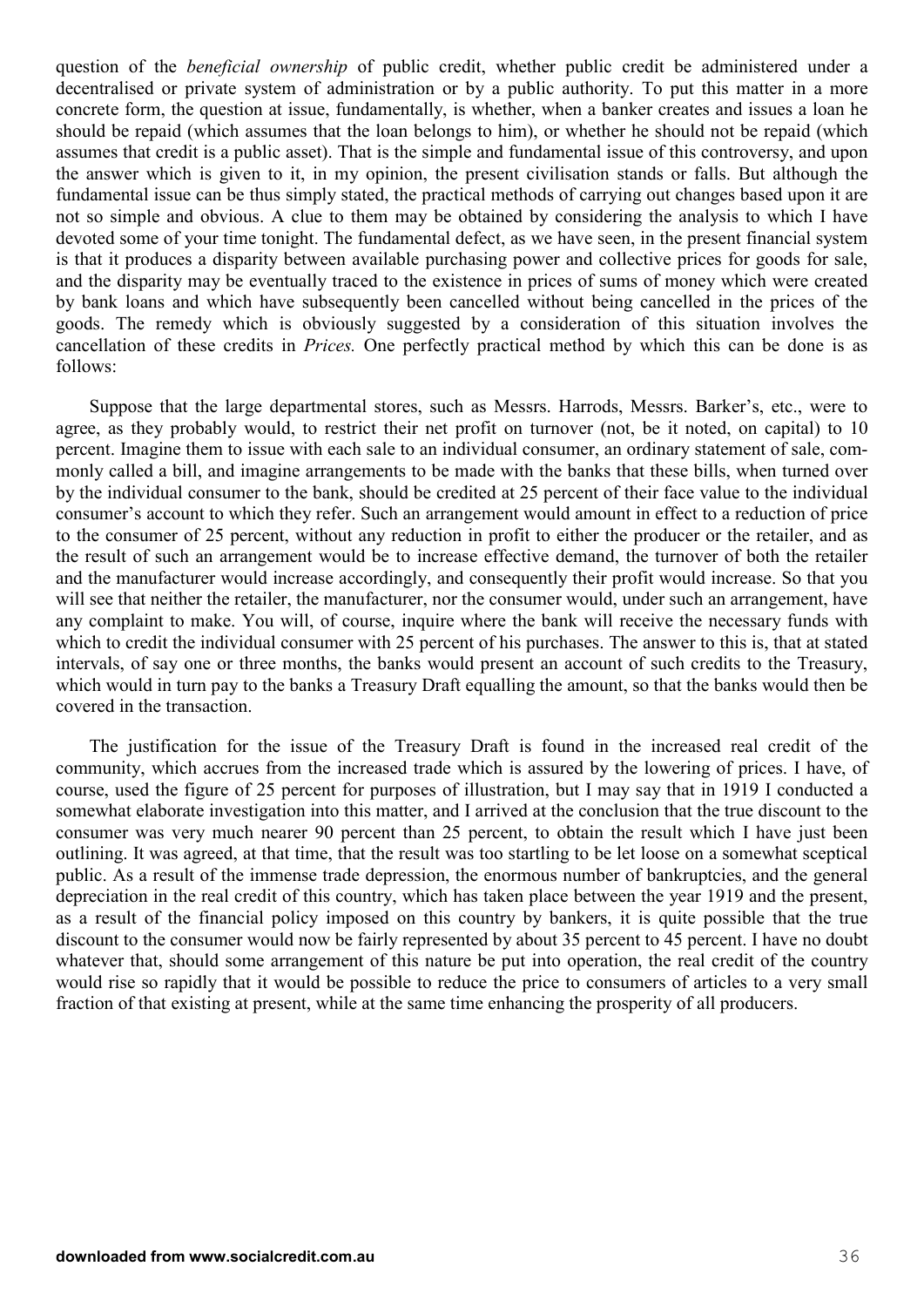question of the *beneficial ownership* of public credit, whether public credit be administered under a decentralised or private system of administration or by a public authority. To put this matter in a more concrete form, the question at issue, fundamentally, is whether, when a banker creates and issues a loan he should be repaid (which assumes that the loan belongs to him), or whether he should not be repaid (which assumes that credit is a public asset). That is the simple and fundamental issue of this controversy, and upon the answer which is given to it, in my opinion, the present civilisation stands or falls. But although the fundamental issue can be thus simply stated, the practical methods of carrying out changes based upon it are not so simple and obvious. A clue to them may be obtained by considering the analysis to which I have devoted some of your time tonight. The fundamental defect, as we have seen, in the present financial system is that it produces a disparity between available purchasing power and collective prices for goods for sale, and the disparity may be eventually traced to the existence in prices of sums of money which were created by bank loans and which have subsequently been cancelled without being cancelled in the prices of the goods. The remedy which is obviously suggested by a consideration of this situation involves the cancellation of these credits in *Prices.* One perfectly practical method by which this can be done is as follows:

Suppose that the large departmental stores, such as Messrs. Harrods, Messrs. Barker's, etc., were to agree, as they probably would, to restrict their net profit on turnover (not, be it noted, on capital) to 10 percent. Imagine them to issue with each sale to an individual consumer, an ordinary statement of sale, commonly called a bill, and imagine arrangements to be made with the banks that these bills, when turned over by the individual consumer to the bank, should be credited at 25 percent of their face value to the individual consumer's account to which they refer. Such an arrangement would amount in effect to a reduction of price to the consumer of 25 percent, without any reduction in profit to either the producer or the retailer, and as the result of such an arrangement would be to increase effective demand, the turnover of both the retailer and the manufacturer would increase accordingly, and consequently their profit would increase. So that you will see that neither the retailer, the manufacturer, nor the consumer would, under such an arrangement, have any complaint to make. You will, of course, inquire where the bank will receive the necessary funds with which to credit the individual consumer with 25 percent of his purchases. The answer to this is, that at stated intervals, of say one or three months, the banks would present an account of such credits to the Treasury, which would in turn pay to the banks a Treasury Draft equalling the amount, so that the banks would then be covered in the transaction.

The justification for the issue of the Treasury Draft is found in the increased real credit of the community, which accrues from the increased trade which is assured by the lowering of prices. I have, of course, used the figure of 25 percent for purposes of illustration, but I may say that in 1919 I conducted a somewhat elaborate investigation into this matter, and I arrived at the conclusion that the true discount to the consumer was very much nearer 90 percent than 25 percent, to obtain the result which I have just been outlining. It was agreed, at that time, that the result was too startling to be let loose on a somewhat sceptical public. As a result of the immense trade depression, the enormous number of bankruptcies, and the general depreciation in the real credit of this country, which has taken place between the year 1919 and the present, as a result of the financial policy imposed on this country by bankers, it is quite possible that the true discount to the consumer would now be fairly represented by about 35 percent to 45 percent. I have no doubt whatever that, should some arrangement of this nature be put into operation, the real credit of the country would rise so rapidly that it would be possible to reduce the price to consumers of articles to a very small fraction of that existing at present, while at the same time enhancing the prosperity of all producers.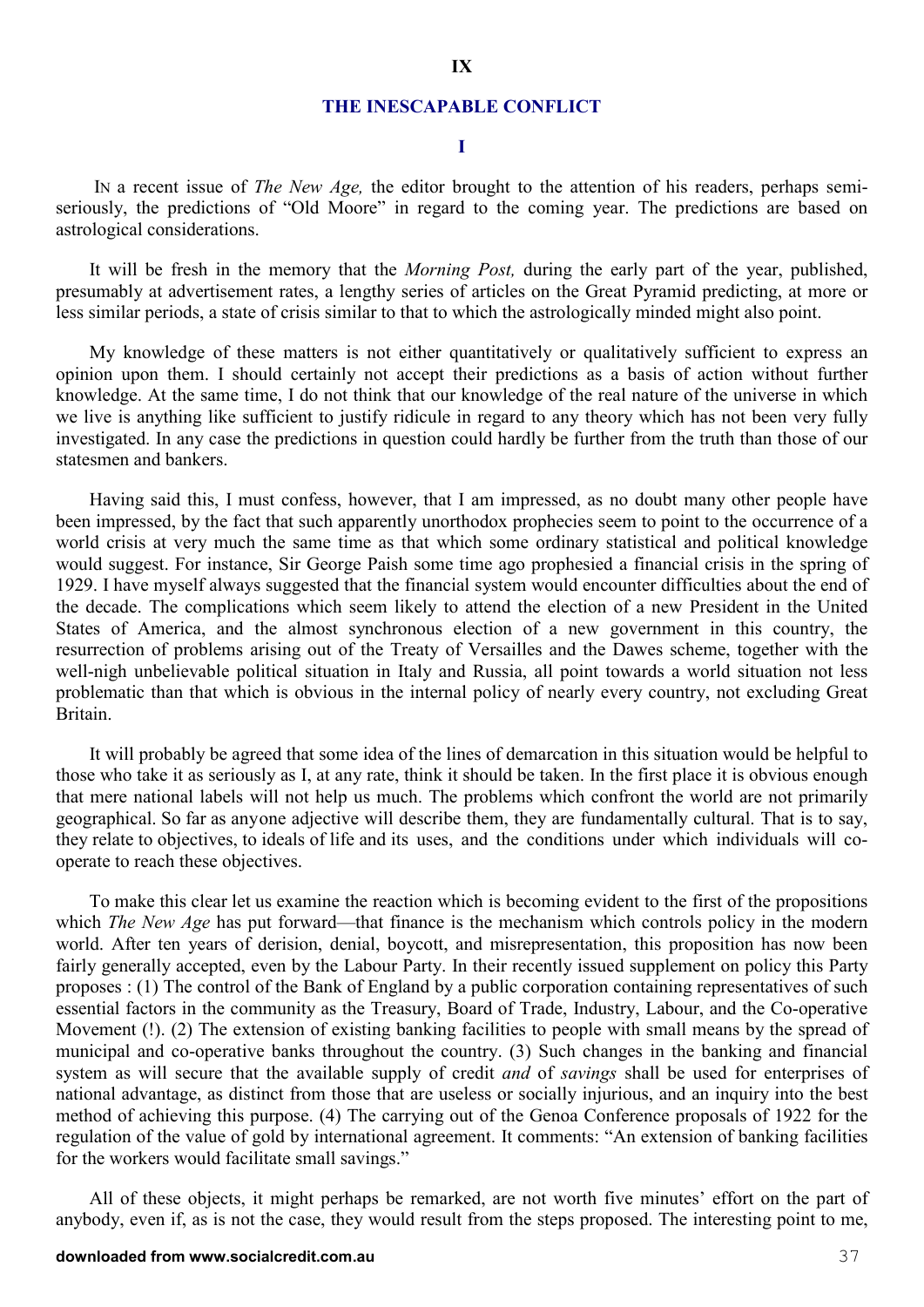# IX

## THE INESCAPABLE CONFLICT

### I

In a recent issue of *The New Age,* the editor brought to the attention of his readers, perhaps semi-seriously, the predictions of "Old Moore" in regard to the coming year. The predictions are based on astrological considerations.

It will be fresh in the memory that the *Morning Post,* during the early part of the year, published, presumably at advertisement rates, a lengthy series of articles on the Great Pyramid predicting, at more or less similar periods, a state of crisis similar to that to which the astrologically minded might also point.

My knowledge of these matters is not either quantitatively or qualitatively sufficient to express an opinion upon them. I should certainly not accept their predictions as a basis of action without further knowledge. At the same time, I do not think that our knowledge of the real nature of the universe in which we live is anything like sufficient to justify ridicule in regard to any theory which has not been very fully investigated. In any case the predictions in question could hardly be further from the truth than those of our statesmen and bankers.

Having said this, I must confess, however, that I am impressed, as no doubt many other people have been impressed, by the fact that such apparently unorthodox prophecies seem to point to the occurrence of a world crisis at very much the same time as that which some ordinary statistical and political knowledge would suggest. For instance, Sir George Paish some time ago prophesied a financial crisis in the spring of 1929. I have myself always suggested that the financial system would encounter difficulties about the end of the decade. The complications which seem likely to attend the election of a new President in the United States of America, and the almost synchronous election of a new government in this country, the resurrection of problems arising out of the Treaty of Versailles and the Dawes scheme, together with the well-nigh unbelievable political situation in Italy and Russia, all point towards a world situation not less problematic than that which is obvious in the internal policy of nearly every country, not excluding Great Britain.

It will probably be agreed that some idea of the lines of demarcation in this situation would be helpful to those who take it as seriously as I, at any rate, think it should be taken. In the first place it is obvious enough that mere national labels will not help us much. The problems which confront the world are not primarily geographical. So far as anyone adjective will describe them, they are fundamentally cultural. That is to say, they relate to objectives, to ideals of life and its uses, and the conditions under which individuals will co-operate to reach these objectives.

To make this clear let us examine the reaction which is becoming evident to the first of the propositions which *The New Age* has put forward—that finance is the mechanism which controls policy in the modern world. After ten years of derision, denial, boycott, and misrepresentation, this proposition has now been fairly generally accepted, even by the Labour Party. In their recently issued supplement on policy this Party proposes : (1) The control of the Bank of England by a public corporation containing representatives of such essential factors in the community as the Treasury, Board of Trade, Industry, Labour, and the Co-operative Movement (!). (2) The extension of existing banking facilities to people with small means by the spread of municipal and co-operative banks throughout the country. (3) Such changes in the banking and financial system as will secure that the available supply of credit *and* of *savings* shall be used for enterprises of national advantage, as distinct from those that are useless or socially injurious, and an inquiry into the best method of achieving this purpose. (4) The carrying out of the Genoa Conference proposals of 1922 for the regulation of the value of gold by international agreement. It comments: "An extension of banking facilities for the workers would facilitate small savings."

All of these objects, it might perhaps be remarked, are not worth five minutes' effort on the part of anybody, even if, as is not the case, they would result from the steps proposed. The interesting point to me,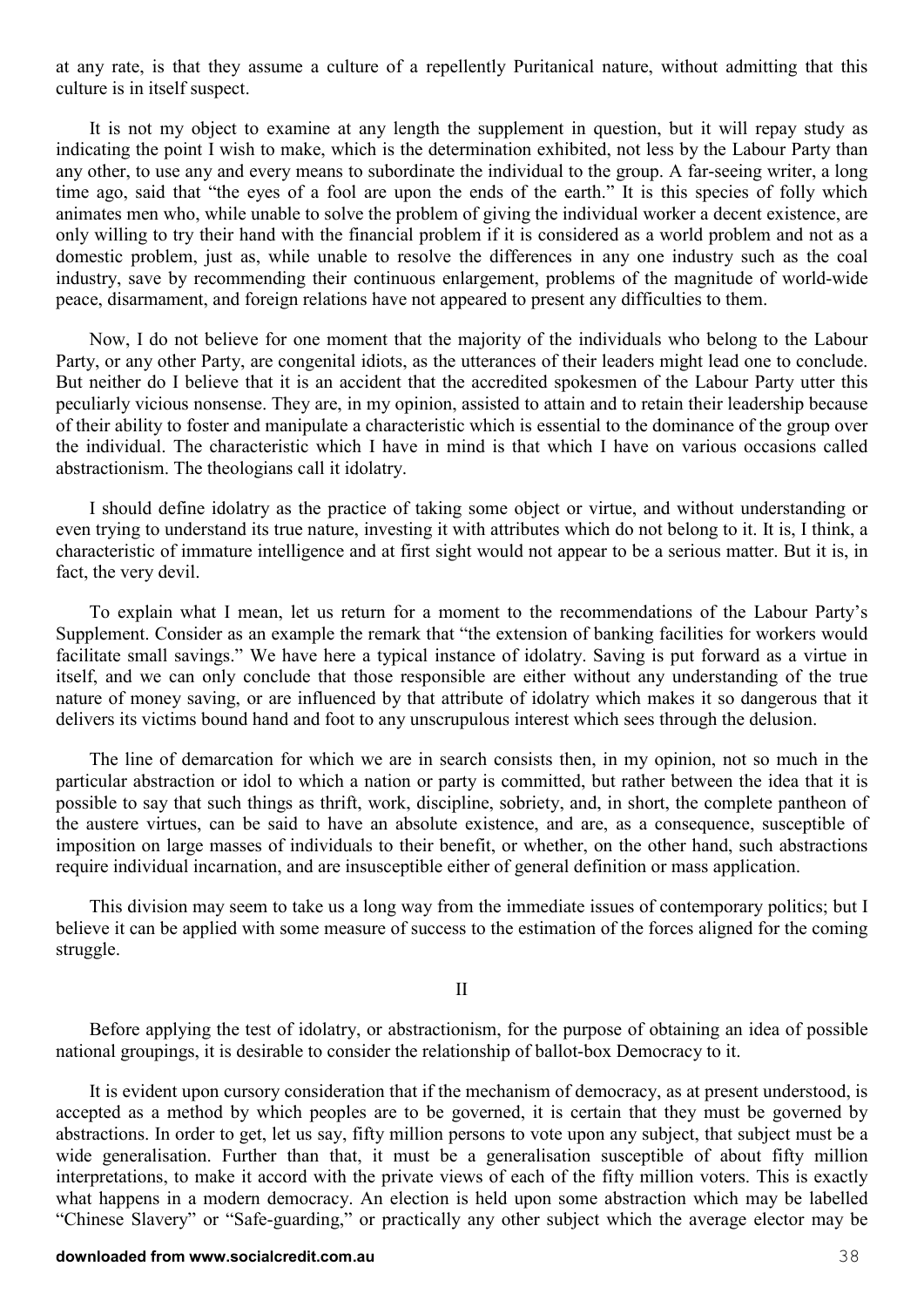at any rate, is that they assume a culture of a repellently Puritanical nature, without admitting that this culture is in itself suspect.

It is not my object to examine at any length the supplement in question, but it will repay study as indicating the point I wish to make, which is the determination exhibited, not less by the Labour Party than any other, to use any and every means to subordinate the individual to the group. A far-seeing writer, a long time ago, said that "the eyes of a fool are upon the ends of the earth." It is this species of folly which animates men who, while unable to solve the problem of giving the individual worker a decent existence, are only willing to try their hand with the financial problem if it is considered as a world problem and not as a domestic problem, just as, while unable to resolve the differences in any one industry such as the coal industry, save by recommending their continuous enlargement, problems of the magnitude of world-wide peace, disarmament, and foreign relations have not appeared to present any difficulties to them.

Now, I do not believe for one moment that the majority of the individuals who belong to the Labour Party, or any other Party, are congenital idiots, as the utterances of their leaders might lead one to conclude. But neither do I believe that it is an accident that the accredited spokesmen of the Labour Party utter this peculiarly vicious nonsense. They are, in my opinion, assisted to attain and to retain their leadership because of their ability to foster and manipulate a characteristic which is essential to the dominance of the group over the individual. The characteristic which I have in mind is that which I have on various occasions called abstractionism. The theologians call it idolatry.

I should define idolatry as the practice of taking some object or virtue, and without understanding or even trying to understand its true nature, investing it with attributes which do not belong to it. It is, I think, a characteristic of immature intelligence and at first sight would not appear to be a serious matter. But it is, in fact, the very devil.

To explain what I mean, let us return for a moment to the recommendations of the Labour Party's Supplement. Consider as an example the remark that "the extension of banking facilities for workers would facilitate small savings." We have here a typical instance of idolatry. Saving is put forward as a virtue in itself, and we can only conclude that those responsible are either without any understanding of the true nature of money saving, or are influenced by that attribute of idolatry which makes it so dangerous that it delivers its victims bound hand and foot to any unscrupulous interest which sees through the delusion.

The line of demarcation for which we are in search consists then, in my opinion, not so much in the particular abstraction or idol to which a nation or party is committed, but rather between the idea that it is possible to say that such things as thrift, work, discipline, sobriety, and, in short, the complete pantheon of the austere virtues, can be said to have an absolute existence, and are, as a consequence, susceptible of imposition on large masses of individuals to their benefit, or whether, on the other hand, such abstractions require individual incarnation, and are insusceptible either of general definition or mass application.

This division may seem to take us a long way from the immediate issues of contemporary politics; but I believe it can be applied with some measure of success to the estimation of the forces aligned for the coming struggle.

## II

Before applying the test of idolatry, or abstractionism, for the purpose of obtaining an idea of possible national groupings, it is desirable to consider the relationship of ballot-box Democracy to it.

It is evident upon cursory consideration that if the mechanism of democracy, as at present understood, is accepted as a method by which peoples are to be governed, it is certain that they must be governed by abstractions. In order to get, let us say, fifty million persons to vote upon any subject, that subject must be a wide generalisation. Further than that, it must be a generalisation susceptible of about fifty million interpretations, to make it accord with the private views of each of the fifty million voters. This is exactly what happens in a modern democracy. An election is held upon some abstraction which may be labelled "Chinese Slavery" or "Safe-guarding," or practically any other subject which the average elector may be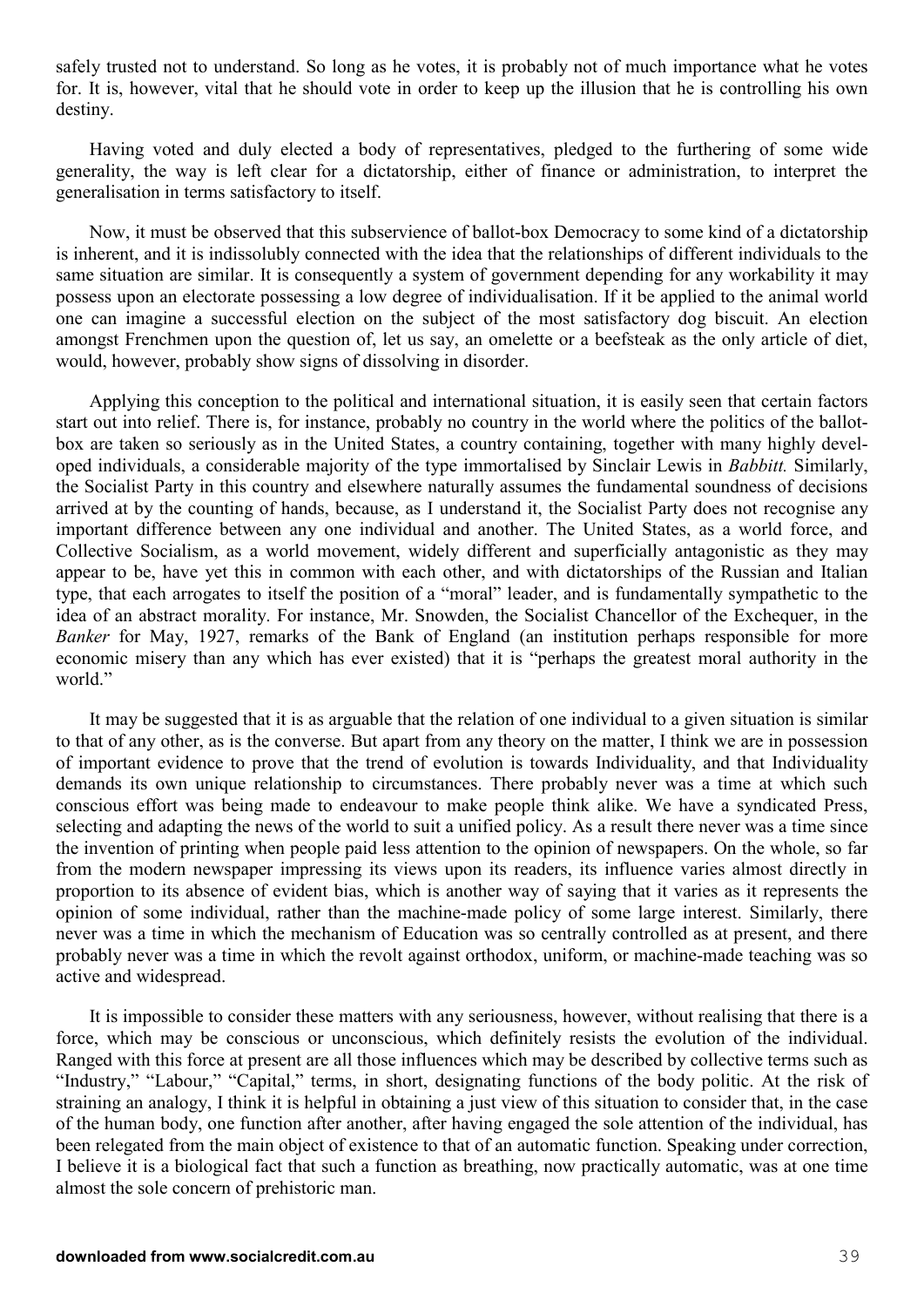safely trusted not to understand. So long as he votes, it is probably not of much importance what he votes for. It is, however, vital that he should vote in order to keep up the illusion that he is controlling his own destiny.

Having voted and duly elected a body of representatives, pledged to the furthering of some wide generality, the way is left clear for a dictatorship, either of finance or administration, to interpret the generalisation in terms satisfactory to itself.

Now, it must be observed that this subservience of ballot-box Democracy to some kind of a dictatorship is inherent, and it is indissolubly connected with the idea that the relationships of different individuals to the same situation are similar. It is consequently a system of government depending for any workability it may possess upon an electorate possessing a low degree of individualisation. If it be applied to the animal world one can imagine a successful election on the subject of the most satisfactory dog biscuit. An election amongst Frenchmen upon the question of, let us say, an omelette or a beefsteak as the only article of diet, would, however, probably show signs of dissolving in disorder.

Applying this conception to the political and international situation, it is easily seen that certain factors start out into relief. There is, for instance, probably no country in the world where the politics of the ballot-box are taken so seriously as in the United States, a country containing, together with many highly developed individuals, a considerable majority of the type immortalised by Sinclair Lewis in *Babbitt.* Similarly, the Socialist Party in this country and elsewhere naturally assumes the fundamental soundness of decisions arrived at by the counting of hands, because, as I understand it, the Socialist Party does not recognise any important difference between any one individual and another. The United States, as a world force, and Collective Socialism, as a world movement, widely different and superficially antagonistic as they may appear to be, have yet this in common with each other, and with dictatorships of the Russian and Italian type, that each arrogates to itself the position of a "moral" leader, and is fundamentally sympathetic to the idea of an abstract morality. For instance, Mr. Snowden, the Socialist Chancellor of the Exchequer, in the *Banker* for May, 1927, remarks of the Bank of England (an institution perhaps responsible for more economic misery than any which has ever existed) that it is "perhaps the greatest moral authority in the world."

It may be suggested that it is as arguable that the relation of one individual to a given situation is similar to that of any other, as is the converse. But apart from any theory on the matter, I think we are in possession of important evidence to prove that the trend of evolution is towards Individuality, and that Individuality demands its own unique relationship to circumstances. There probably never was a time at which such conscious effort was being made to endeavour to make people think alike. We have a syndicated Press, selecting and adapting the news of the world to suit a unified policy. As a result there never was a time since the invention of printing when people paid less attention to the opinion of newspapers. On the whole, so far from the modern newspaper impressing its views upon its readers, its influence varies almost directly in proportion to its absence of evident bias, which is another way of saying that it varies as it represents the opinion of some individual, rather than the machine-made policy of some large interest. Similarly, there never was a time in which the mechanism of Education was so centrally controlled as at present, and there probably never was a time in which the revolt against orthodox, uniform, or machine-made teaching was so active and widespread.

It is impossible to consider these matters with any seriousness, however, without realising that there is a force, which may be conscious or unconscious, which definitely resists the evolution of the individual. Ranged with this force at present are all those influences which may be described by collective terms such as "Industry," "Labour," "Capital," terms, in short, designating functions of the body politic. At the risk of straining an analogy, I think it is helpful in obtaining a just view of this situation to consider that, in the case of the human body, one function after another, after having engaged the sole attention of the individual, has been relegated from the main object of existence to that of an automatic function. Speaking under correction, I believe it is a biological fact that such a function as breathing, now practically automatic, was at one time almost the sole concern of prehistoric man.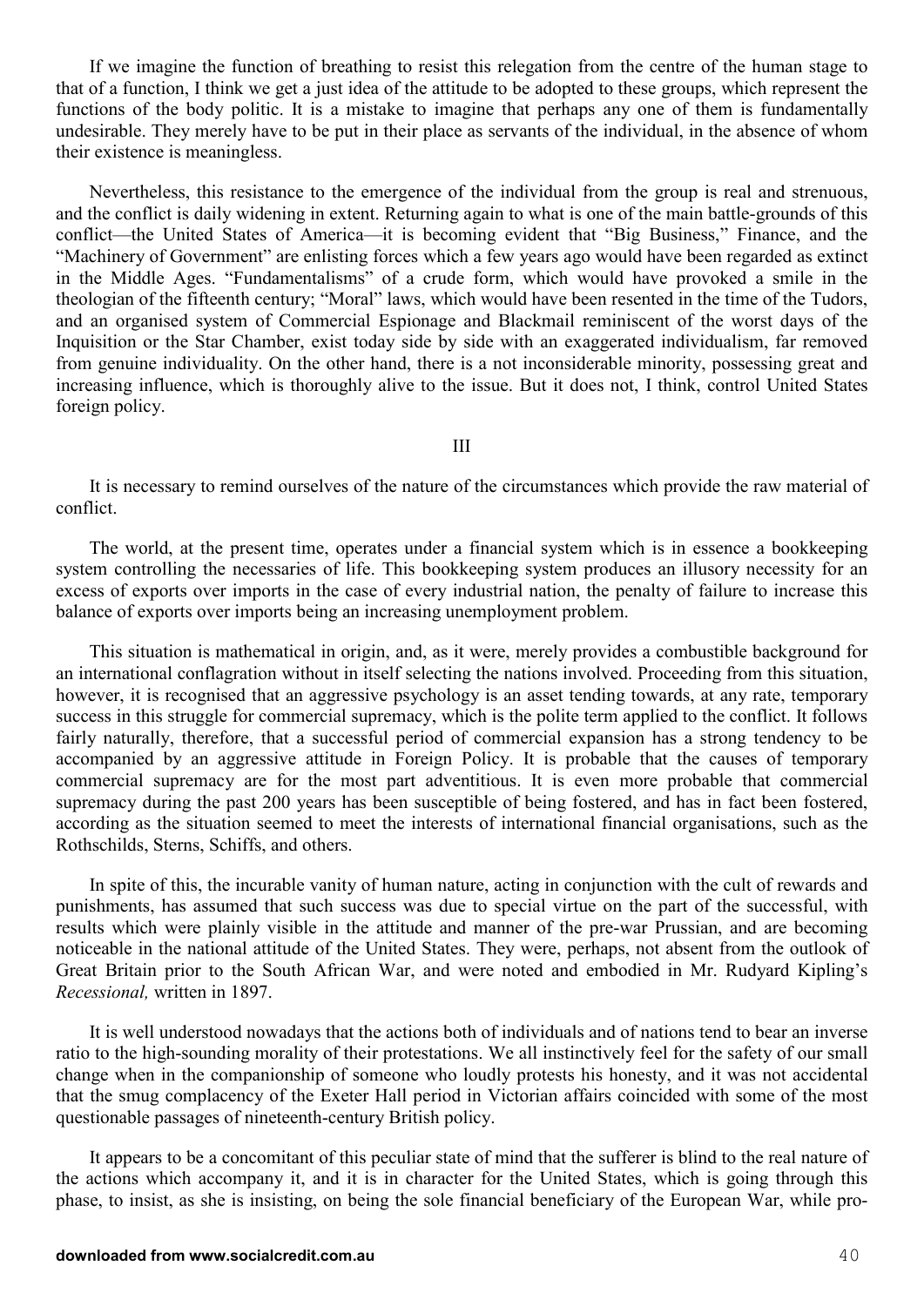If we imagine the function of breathing to resist this relegation from the centre of the human stage to that of a function, I think we get a just idea of the attitude to be adopted to these groups, which represent the functions of the body politic. It is a mistake to imagine that perhaps any one of them is fundamentally undesirable. They merely have to be put in their place as servants of the individual, in the absence of whom their existence is meaningless.

Nevertheless, this resistance to the emergence of the individual from the group is real and strenuous, and the conflict is daily widening in extent. Returning again to what is one of the main battle-grounds of this conflict—the United States of America—it is becoming evident that "Big Business," Finance, and the "Machinery of Government" are enlisting forces which a few years ago would have been regarded as extinct in the Middle Ages. "Fundamentalisms" of a crude form, which would have provoked a smile in the theologian of the fifteenth century; "Moral" laws, which would have been resented in the time of the Tudors, and an organised system of Commercial Espionage and Blackmail reminiscent of the worst days of the Inquisition or the Star Chamber, exist today side by side with an exaggerated individualism, far removed from genuine individuality. On the other hand, there is a not inconsiderable minority, possessing great and increasing influence, which is thoroughly alive to the issue. But it does not, I think, control United States foreign policy.

## III

It is necessary to remind ourselves of the nature of the circumstances which provide the raw material of conflict.

The world, at the present time, operates under a financial system which is in essence a bookkeeping system controlling the necessaries of life. This bookkeeping system produces an illusory necessity for an excess of exports over imports in the case of every industrial nation, the penalty of failure to increase this balance of exports over imports being an increasing unemployment problem.

This situation is mathematical in origin, and, as it were, merely provides a combustible background for an international conflagration without in itself selecting the nations involved. Proceeding from this situation, however, it is recognised that an aggressive psychology is an asset tending towards, at any rate, temporary success in this struggle for commercial supremacy, which is the polite term applied to the conflict. It follows fairly naturally, therefore, that a successful period of commercial expansion has a strong tendency to be accompanied by an aggressive attitude in Foreign Policy. It is probable that the causes of temporary commercial supremacy are for the most part adventitious. It is even more probable that commercial supremacy during the past 200 years has been susceptible of being fostered, and has in fact been fostered, according as the situation seemed to meet the interests of international financial organisations, such as the Rothschilds, Sterns, Schiffs, and others.

In spite of this, the incurable vanity of human nature, acting in conjunction with the cult of rewards and punishments, has assumed that such success was due to special virtue on the part of the successful, with results which were plainly visible in the attitude and manner of the pre-war Prussian, and are becoming noticeable in the national attitude of the United States. They were, perhaps, not absent from the outlook of Great Britain prior to the South African War, and were noted and embodied in Mr. Rudyard Kipling's *Recessional,* written in 1897.

It is well understood nowadays that the actions both of individuals and of nations tend to bear an inverse ratio to the high-sounding morality of their protestations. We all instinctively feel for the safety of our small change when in the companionship of someone who loudly protests his honesty, and it was not accidental that the smug complacency of the Exeter Hall period in Victorian affairs coincided with some of the most questionable passages of nineteenth-century British policy.

It appears to be a concomitant of this peculiar state of mind that the sufferer is blind to the real nature of the actions which accompany it, and it is in character for the United States, which is going through this phase, to insist, as she is insisting, on being the sole financial beneficiary of the European War, while pro-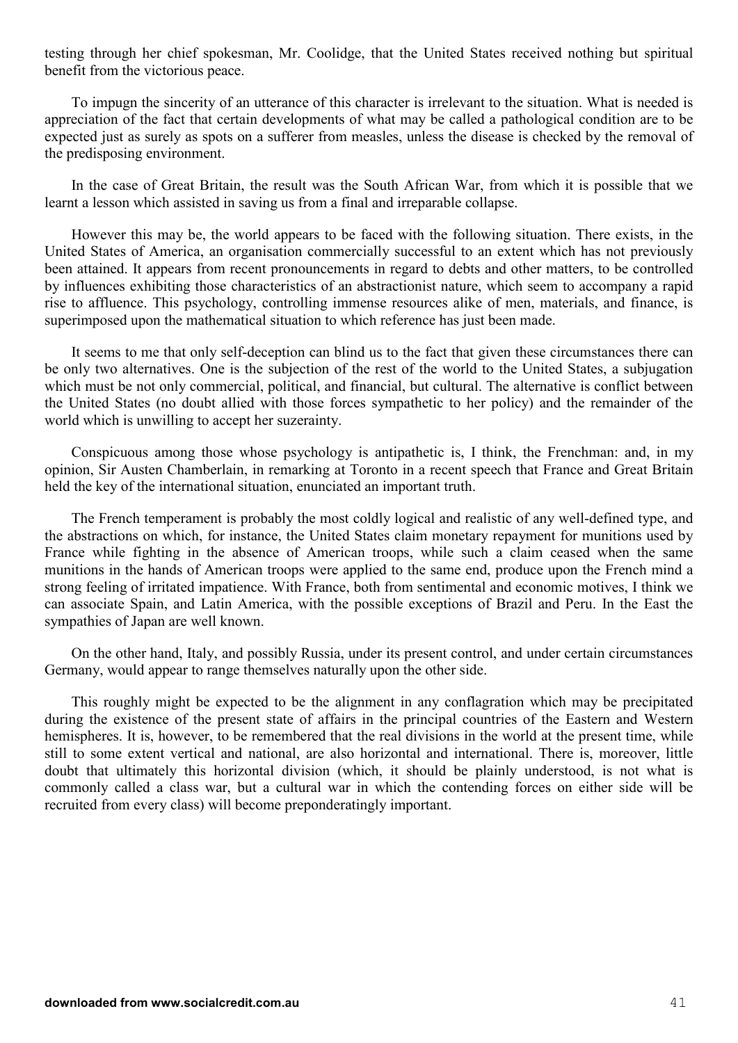testing through her chief spokesman, Mr. Coolidge, that the United States received nothing but spiritual benefit from the victorious peace.

To impugn the sincerity of an utterance of this character is irrelevant to the situation. What is needed is appreciation of the fact that certain developments of what may be called a pathological condition are to be expected just as surely as spots on a sufferer from measles, unless the disease is checked by the removal of the predisposing environment.

In the case of Great Britain, the result was the South African War, from which it is possible that we learnt a lesson which assisted in saving us from a final and irreparable collapse.

However this may be, the world appears to be faced with the following situation. There exists, in the United States of America, an organisation commercially successful to an extent which has not previously been attained. It appears from recent pronouncements in regard to debts and other matters, to be controlled by influences exhibiting those characteristics of an abstractionist nature, which seem to accompany a rapid rise to affluence. This psychology, controlling immense resources alike of men, materials, and finance, is superimposed upon the mathematical situation to which reference has just been made.

It seems to me that only self-deception can blind us to the fact that given these circumstances there can be only two alternatives. One is the subjection of the rest of the world to the United States, a subjugation which must be not only commercial, political, and financial, but cultural. The alternative is conflict between the United States (no doubt allied with those forces sympathetic to her policy) and the remainder of the world which is unwilling to accept her suzerainty.

Conspicuous among those whose psychology is antipathetic is, I think, the Frenchman: and, in my opinion, Sir Austen Chamberlain, in remarking at Toronto in a recent speech that France and Great Britain held the key of the international situation, enunciated an important truth.

The French temperament is probably the most coldly logical and realistic of any well-defined type, and the abstractions on which, for instance, the United States claim monetary repayment for munitions used by France while fighting in the absence of American troops, while such a claim ceased when the same munitions in the hands of American troops were applied to the same end, produce upon the French mind a strong feeling of irritated impatience. With France, both from sentimental and economic motives, I think we can associate Spain, and Latin America, with the possible exceptions of Brazil and Peru. In the East the sympathies of Japan are well known.

On the other hand, Italy, and possibly Russia, under its present control, and under certain circumstances Germany, would appear to range themselves naturally upon the other side.

This roughly might be expected to be the alignment in any conflagration which may be precipitated during the existence of the present state of affairs in the principal countries of the Eastern and Western hemispheres. It is, however, to be remembered that the real divisions in the world at the present time, while still to some extent vertical and national, are also horizontal and international. There is, moreover, little doubt that ultimately this horizontal division (which, it should be plainly understood, is not what is commonly called a class war, but a cultural war in which the contending forces on either side will be recruited from every class) will become preponderatingly important.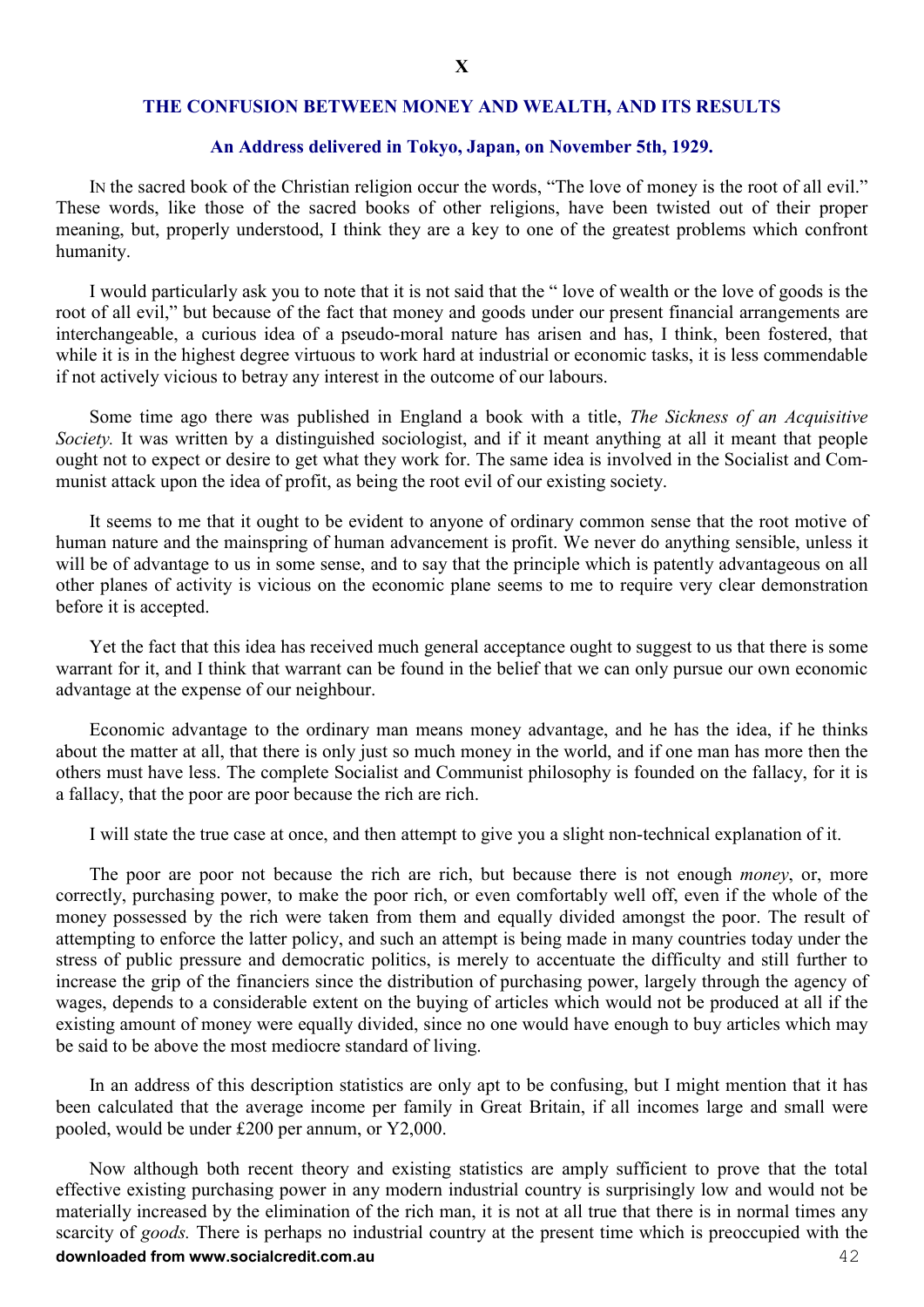# X

## THE CONFUSION BETWEEN MONEY AND WEALTH, AND ITS RESULTS

### An Address delivered in Tokyo, Japan, on November 5th, 1929.

IN the sacred book of the Christian religion occur the words, "The love of money is the root of all evil." These words, like those of the sacred books of other religions, have been twisted out of their proper meaning, but, properly understood, I think they are a key to one of the greatest problems which confront humanity.

I would particularly ask you to note that it is not said that the " love of wealth or the love of goods is the root of all evil," but because of the fact that money and goods under our present financial arrangements are interchangeable, a curious idea of a pseudo-moral nature has arisen and has, I think, been fostered, that while it is in the highest degree virtuous to work hard at industrial or economic tasks, it is less commendable if not actively vicious to betray any interest in the outcome of our labours.

Some time ago there was published in England a book with a title, *The Sickness of an Acquisitive Society.* It was written by a distinguished sociologist, and if it meant anything at all it meant that people ought not to expect or desire to get what they work for. The same idea is involved in the Socialist and Communist attack upon the idea of profit, as being the root evil of our existing society.

It seems to me that it ought to be evident to anyone of ordinary common sense that the root motive of human nature and the mainspring of human advancement is profit. We never do anything sensible, unless it will be of advantage to us in some sense, and to say that the principle which is patently advantageous on all other planes of activity is vicious on the economic plane seems to me to require very clear demonstration before it is accepted.

Yet the fact that this idea has received much general acceptance ought to suggest to us that there is some warrant for it, and I think that warrant can be found in the belief that we can only pursue our own economic advantage at the expense of our neighbour.

Economic advantage to the ordinary man means money advantage, and he has the idea, if he thinks about the matter at all, that there is only just so much money in the world, and if one man has more then the others must have less. The complete Socialist and Communist philosophy is founded on the fallacy, for it is a fallacy, that the poor are poor because the rich are rich.

I will state the true case at once, and then attempt to give you a slight non-technical explanation of it.

The poor are poor not because the rich are rich, but because there is not enough *money*, or, more correctly, purchasing power, to make the poor rich, or even comfortably well off, even if the whole of the money possessed by the rich were taken from them and equally divided amongst the poor. The result of attempting to enforce the latter policy, and such an attempt is being made in many countries today under the stress of public pressure and democratic politics, is merely to accentuate the difficulty and still further to increase the grip of the financiers since the distribution of purchasing power, largely through the agency of wages, depends to a considerable extent on the buying of articles which would not be produced at all if the existing amount of money were equally divided, since no one would have enough to buy articles which may be said to be above the most mediocre standard of living.

In an address of this description statistics are only apt to be confusing, but I might mention that it has been calculated that the average income per family in Great Britain, if all incomes large and small were pooled, would be under £200 per annum, or Y2,000.

Now although both recent theory and existing statistics are amply sufficient to prove that the total effective existing purchasing power in any modern industrial country is surprisingly low and would not be materially increased by the elimination of the rich man, it is not at all true that there is in normal times any scarcity of *goods.* There is perhaps no industrial country at the present time which is preoccupied with the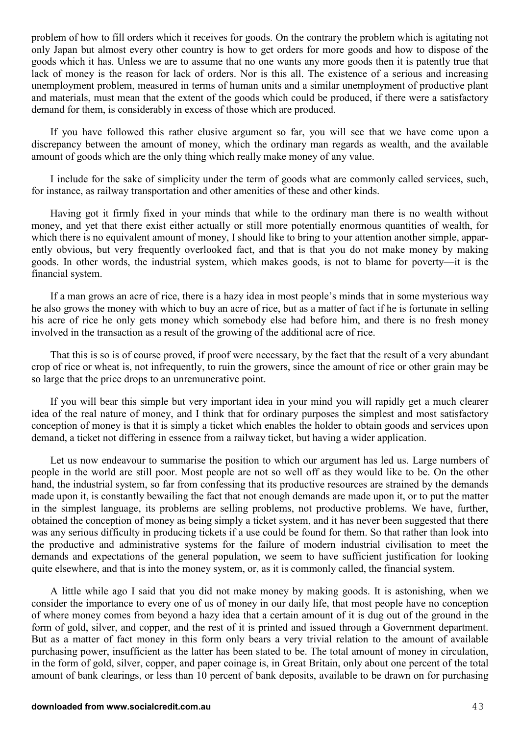problem of how to fill orders which it receives for goods. On the contrary the problem which is agitating not only Japan but almost every other country is how to get orders for more goods and how to dispose of the goods which it has. Unless we are to assume that no one wants any more goods then it is patently true that lack of money is the reason for lack of orders. Nor is this all. The existence of a serious and increasing unemployment problem, measured in terms of human units and a similar unemployment of productive plant and materials, must mean that the extent of the goods which could be produced, if there were a satisfactory demand for them, is considerably in excess of those which are produced.

If you have followed this rather elusive argument so far, you will see that we have come upon a discrepancy between the amount of money, which the ordinary man regards as wealth, and the available amount of goods which are the only thing which really make money of any value.

I include for the sake of simplicity under the term of goods what are commonly called services, such, for instance, as railway transportation and other amenities of these and other kinds.

Having got it firmly fixed in your minds that while to the ordinary man there is no wealth without money, and yet that there exist either actually or still more potentially enormous quantities of wealth, for which there is no equivalent amount of money, I should like to bring to your attention another simple, apparently obvious, but very frequently overlooked fact, and that is that you do not make money by making goods. In other words, the industrial system, which makes goods, is not to blame for poverty—it is the financial system.

If a man grows an acre of rice, there is a hazy idea in most people's minds that in some mysterious way he also grows the money with which to buy an acre of rice, but as a matter of fact if he is fortunate in selling his acre of rice he only gets money which somebody else had before him, and there is no fresh money involved in the transaction as a result of the growing of the additional acre of rice.

That this is so is of course proved, if proof were necessary, by the fact that the result of a very abundant crop of rice or wheat is, not infrequently, to ruin the growers, since the amount of rice or other grain may be so large that the price drops to an unremunerative point.

If you will bear this simple but very important idea in your mind you will rapidly get a much clearer idea of the real nature of money, and I think that for ordinary purposes the simplest and most satisfactory conception of money is that it is simply a ticket which enables the holder to obtain goods and services upon demand, a ticket not differing in essence from a railway ticket, but having a wider application.

Let us now endeavour to summarise the position to which our argument has led us. Large numbers of people in the world are still poor. Most people are not so well off as they would like to be. On the other hand, the industrial system, so far from confessing that its productive resources are strained by the demands made upon it, is constantly bewailing the fact that not enough demands are made upon it, or to put the matter in the simplest language, its problems are selling problems, not productive problems. We have, further, obtained the conception of money as being simply a ticket system, and it has never been suggested that there was any serious difficulty in producing tickets if a use could be found for them. So that rather than look into the productive and administrative systems for the failure of modern industrial civilisation to meet the demands and expectations of the general population, we seem to have sufficient justification for looking quite elsewhere, and that is into the money system, or, as it is commonly called, the financial system.

A little while ago I said that you did not make money by making goods. It is astonishing, when we consider the importance to every one of us of money in our daily life, that most people have no conception of where money comes from beyond a hazy idea that a certain amount of it is dug out of the ground in the form of gold, silver, and copper, and the rest of it is printed and issued through a Government department. But as a matter of fact money in this form only bears a very trivial relation to the amount of available purchasing power, insufficient as the latter has been stated to be. The total amount of money in circulation, in the form of gold, silver, copper, and paper coinage is, in Great Britain, only about one percent of the total amount of bank clearings, or less than 10 percent of bank deposits, available to be drawn on for purchasing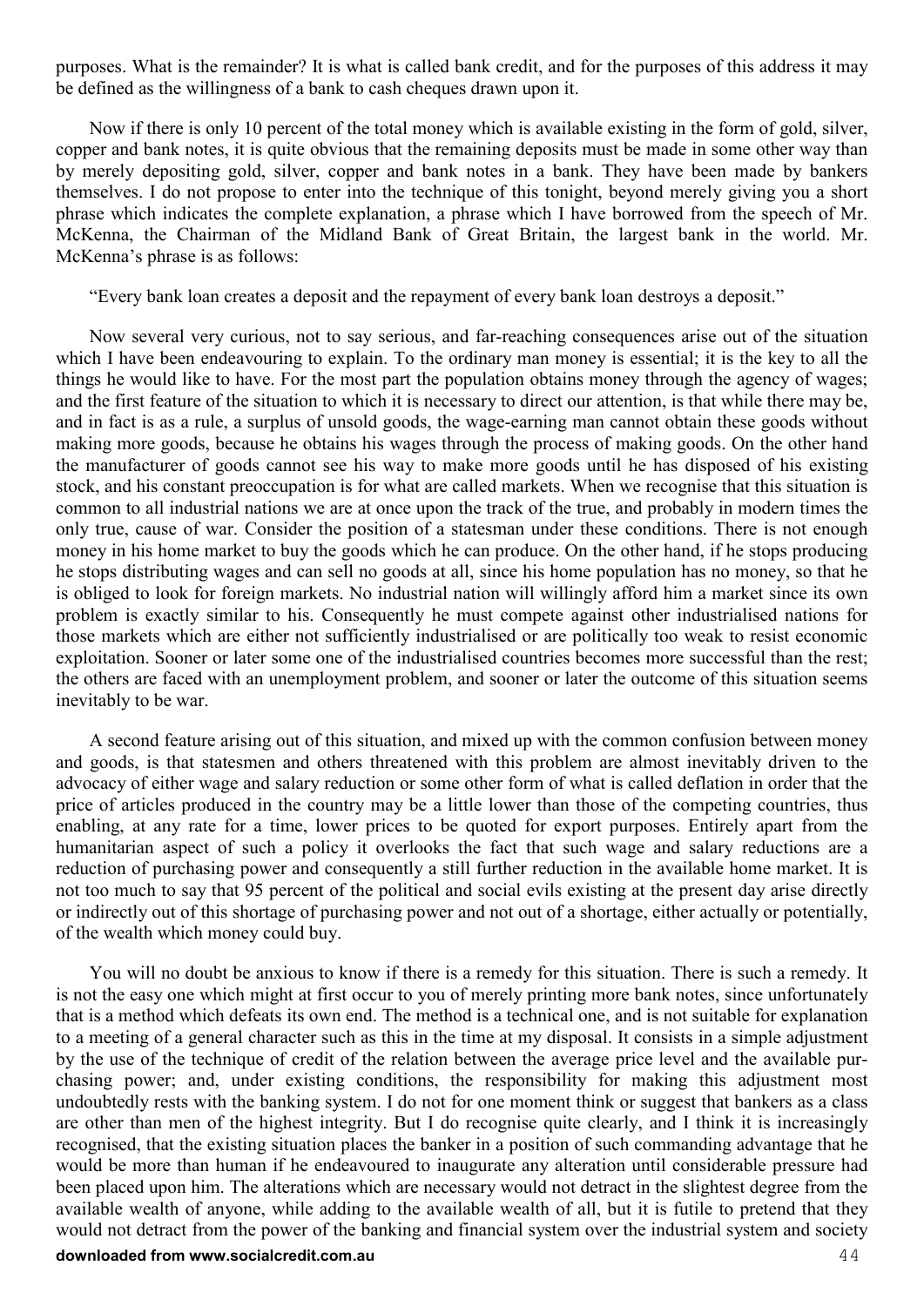purposes. What is the remainder? It is what is called bank credit, and for the purposes of this address it may be defined as the willingness of a bank to cash cheques drawn upon it.

Now if there is only 10 percent of the total money which is available existing in the form of gold, silver, copper and bank notes, it is quite obvious that the remaining deposits must be made in some other way than by merely depositing gold, silver, copper and bank notes in a bank. They have been made by bankers themselves. I do not propose to enter into the technique of this tonight, beyond merely giving you a short phrase which indicates the complete explanation, a phrase which I have borrowed from the speech of Mr. McKenna, the Chairman of the Midland Bank of Great Britain, the largest bank in the world. Mr. McKenna's phrase is as follows:

"Every bank loan creates a deposit and the repayment of every bank loan destroys a deposit."

Now several very curious, not to say serious, and far-reaching consequences arise out of the situation which I have been endeavouring to explain. To the ordinary man money is essential; it is the key to all the things he would like to have. For the most part the population obtains money through the agency of wages; and the first feature of the situation to which it is necessary to direct our attention, is that while there may be, and in fact is as a rule, a surplus of unsold goods, the wage-earning man cannot obtain these goods without making more goods, because he obtains his wages through the process of making goods. On the other hand the manufacturer of goods cannot see his way to make more goods until he has disposed of his existing stock, and his constant preoccupation is for what are called markets. When we recognise that this situation is common to all industrial nations we are at once upon the track of the true, and probably in modern times the only true, cause of war. Consider the position of a statesman under these conditions. There is not enough money in his home market to buy the goods which he can produce. On the other hand, if he stops producing he stops distributing wages and can sell no goods at all, since his home population has no money, so that he is obliged to look for foreign markets. No industrial nation will willingly afford him a market since its own problem is exactly similar to his. Consequently he must compete against other industrialised nations for those markets which are either not sufficiently industrialised or are politically too weak to resist economic exploitation. Sooner or later some one of the industrialised countries becomes more successful than the rest; the others are faced with an unemployment problem, and sooner or later the outcome of this situation seems inevitably to be war.

A second feature arising out of this situation, and mixed up with the common confusion between money and goods, is that statesmen and others threatened with this problem are almost inevitably driven to the advocacy of either wage and salary reduction or some other form of what is called deflation in order that the price of articles produced in the country may be a little lower than those of the competing countries, thus enabling, at any rate for a time, lower prices to be quoted for export purposes. Entirely apart from the humanitarian aspect of such a policy it overlooks the fact that such wage and salary reductions are a reduction of purchasing power and consequently a still further reduction in the available home market. It is not too much to say that 95 percent of the political and social evils existing at the present day arise directly or indirectly out of this shortage of purchasing power and not out of a shortage, either actually or potentially, of the wealth which money could buy.

You will no doubt be anxious to know if there is a remedy for this situation. There is such a remedy. It is not the easy one which might at first occur to you of merely printing more bank notes, since unfortunately that is a method which defeats its own end. The method is a technical one, and is not suitable for explanation to a meeting of a general character such as this in the time at my disposal. It consists in a simple adjustment by the use of the technique of credit of the relation between the average price level and the available purchasing power; and, under existing conditions, the responsibility for making this adjustment most undoubtedly rests with the banking system. I do not for one moment think or suggest that bankers as a class are other than men of the highest integrity. But I do recognise quite clearly, and I think it is increasingly recognised, that the existing situation places the banker in a position of such commanding advantage that he would be more than human if he endeavoured to inaugurate any alteration until considerable pressure had been placed upon him. The alterations which are necessary would not detract in the slightest degree from the available wealth of anyone, while adding to the available wealth of all, but it is futile to pretend that they would not detract from the power of the banking and financial system over the industrial system and society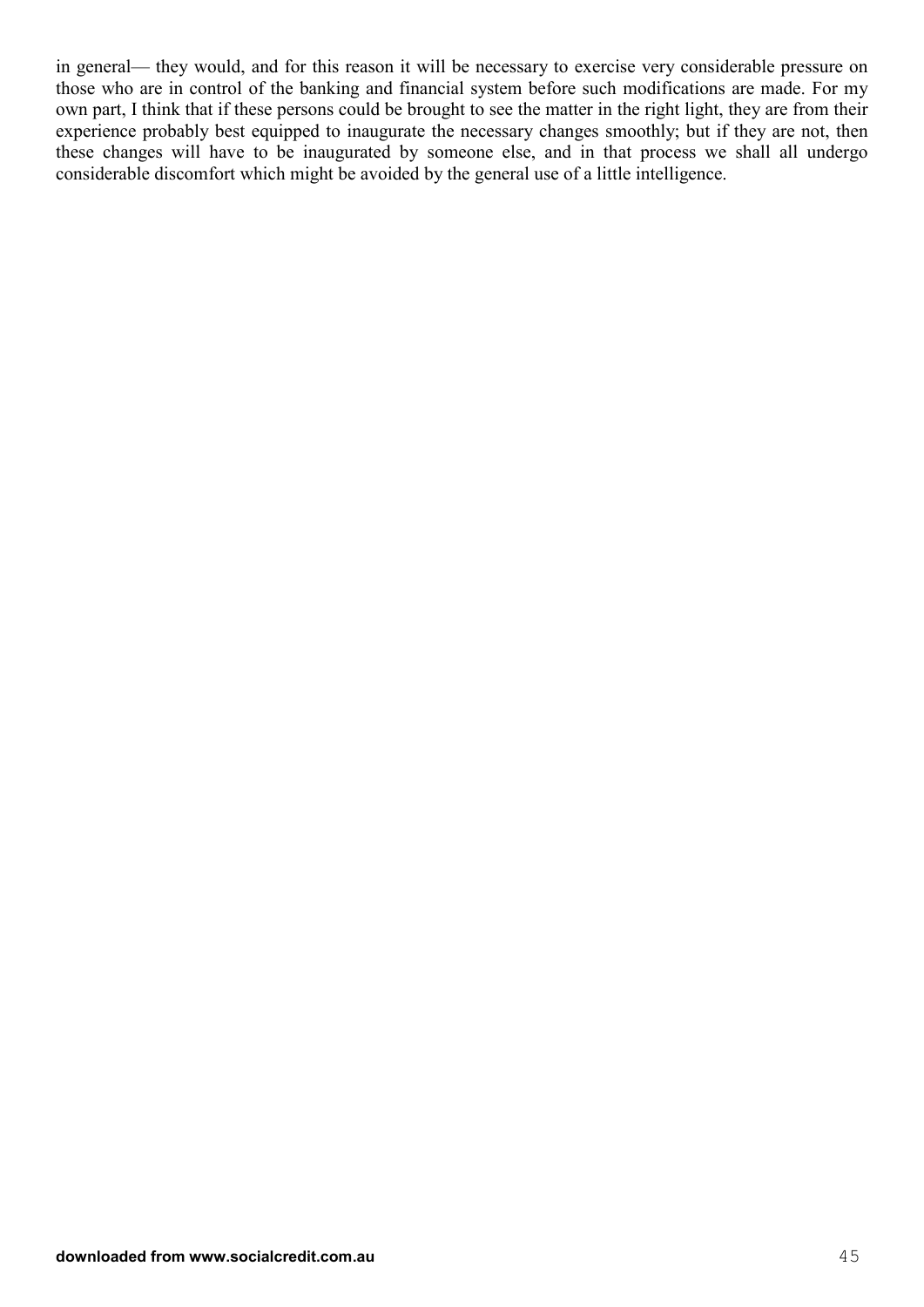in general— they would, and for this reason it will be necessary to exercise very considerable pressure on those who are in control of the banking and financial system before such modifications are made. For my own part, I think that if these persons could be brought to see the matter in the right light, they are from their experience probably best equipped to inaugurate the necessary changes smoothly; but if they are not, then these changes will have to be inaugurated by someone else, and in that process we shall all undergo considerable discomfort which might be avoided by the general use of a little intelligence.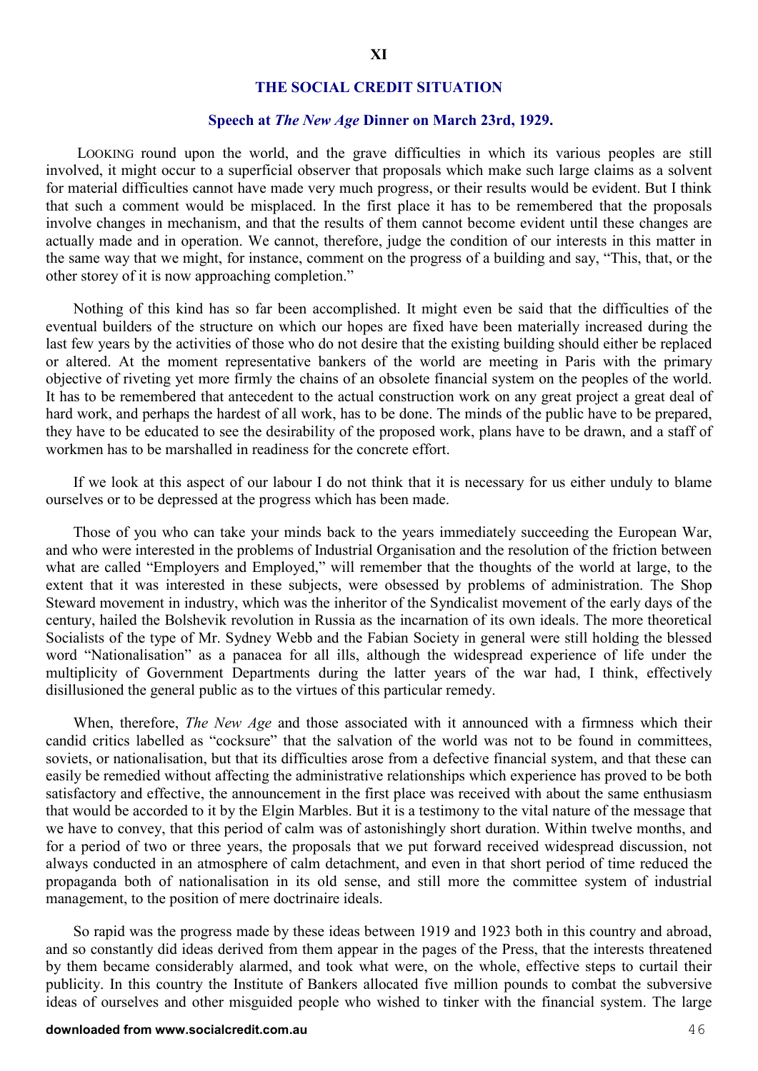# XI

## THE SOCIAL CREDIT SITUATION

### Speech at *The New Age* Dinner on March 23rd, 1929.

LOOKING round upon the world, and the grave difficulties in which its various peoples are still involved, it might occur to a superficial observer that proposals which make such large claims as a solvent for material difficulties cannot have made very much progress, or their results would be evident. But I think that such a comment would be misplaced. In the first place it has to be remembered that the proposals involve changes in mechanism, and that the results of them cannot become evident until these changes are actually made and in operation. We cannot, therefore, judge the condition of our interests in this matter in the same way that we might, for instance, comment on the progress of a building and say, "This, that, or the other storey of it is now approaching completion."

Nothing of this kind has so far been accomplished. It might even be said that the difficulties of the eventual builders of the structure on which our hopes are fixed have been materially increased during the last few years by the activities of those who do not desire that the existing building should either be replaced or altered. At the moment representative bankers of the world are meeting in Paris with the primary objective of riveting yet more firmly the chains of an obsolete financial system on the peoples of the world. It has to be remembered that antecedent to the actual construction work on any great project a great deal of hard work, and perhaps the hardest of all work, has to be done. The minds of the public have to be prepared, they have to be educated to see the desirability of the proposed work, plans have to be drawn, and a staff of workmen has to be marshalled in readiness for the concrete effort.

If we look at this aspect of our labour I do not think that it is necessary for us either unduly to blame ourselves or to be depressed at the progress which has been made.

Those of you who can take your minds back to the years immediately succeeding the European War, and who were interested in the problems of Industrial Organisation and the resolution of the friction between what are called "Employers and Employed," will remember that the thoughts of the world at large, to the extent that it was interested in these subjects, were obsessed by problems of administration. The Shop Steward movement in industry, which was the inheritor of the Syndicalist movement of the early days of the century, hailed the Bolshevik revolution in Russia as the incarnation of its own ideals. The more theoretical Socialists of the type of Mr. Sydney Webb and the Fabian Society in general were still holding the blessed word "Nationalisation" as a panacea for all ills, although the widespread experience of life under the multiplicity of Government Departments during the latter years of the war had, I think, effectively disillusioned the general public as to the virtues of this particular remedy.

When, therefore, *The New Age* and those associated with it announced with a firmness which their candid critics labelled as "cocksure" that the salvation of the world was not to be found in committees, soviets, or nationalisation, but that its difficulties arose from a defective financial system, and that these can easily be remedied without affecting the administrative relationships which experience has proved to be both satisfactory and effective, the announcement in the first place was received with about the same enthusiasm that would be accorded to it by the Elgin Marbles. But it is a testimony to the vital nature of the message that we have to convey, that this period of calm was of astonishingly short duration. Within twelve months, and for a period of two or three years, the proposals that we put forward received widespread discussion, not always conducted in an atmosphere of calm detachment, and even in that short period of time reduced the propaganda both of nationalisation in its old sense, and still more the committee system of industrial management, to the position of mere doctrinaire ideals.

So rapid was the progress made by these ideas between 1919 and 1923 both in this country and abroad, and so constantly did ideas derived from them appear in the pages of the Press, that the interests threatened by them became considerably alarmed, and took what were, on the whole, effective steps to curtail their publicity. In this country the Institute of Bankers allocated five million pounds to combat the subversive ideas of ourselves and other misguided people who wished to tinker with the financial system. The large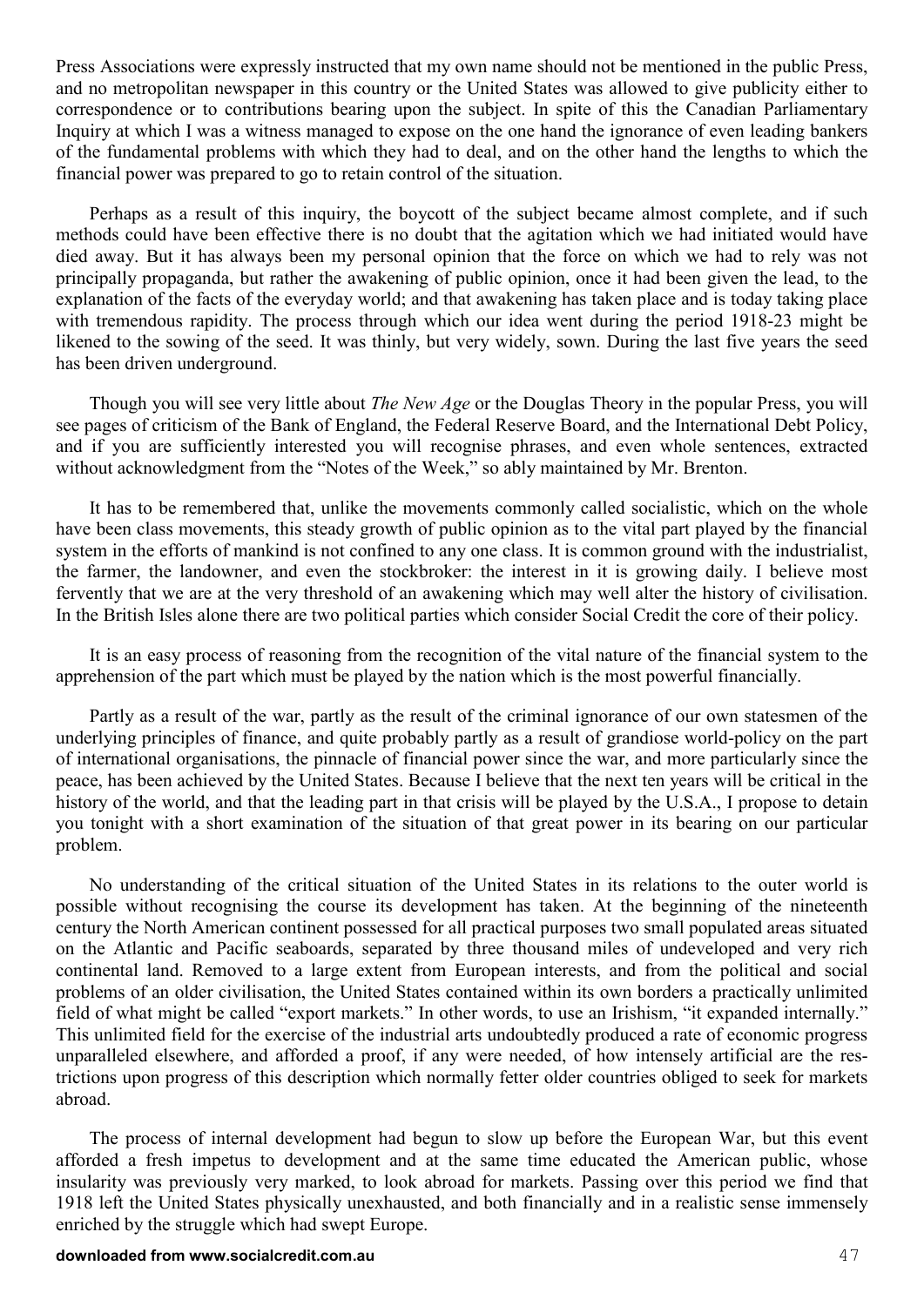Press Associations were expressly instructed that my own name should not be mentioned in the public Press, and no metropolitan newspaper in this country or the United States was allowed to give publicity either to correspondence or to contributions bearing upon the subject. In spite of this the Canadian Parliamentary Inquiry at which I was a witness managed to expose on the one hand the ignorance of even leading bankers of the fundamental problems with which they had to deal, and on the other hand the lengths to which the financial power was prepared to go to retain control of the situation.

Perhaps as a result of this inquiry, the boycott of the subject became almost complete, and if such methods could have been effective there is no doubt that the agitation which we had initiated would have died away. But it has always been my personal opinion that the force on which we had to rely was not principally propaganda, but rather the awakening of public opinion, once it had been given the lead, to the explanation of the facts of the everyday world; and that awakening has taken place and is today taking place with tremendous rapidity. The process through which our idea went during the period 1918-23 might be likened to the sowing of the seed. It was thinly, but very widely, sown. During the last five years the seed has been driven underground.

Though you will see very little about *The New Age* or the Douglas Theory in the popular Press, you will see pages of criticism of the Bank of England, the Federal Reserve Board, and the International Debt Policy, and if you are sufficiently interested you will recognise phrases, and even whole sentences, extracted without acknowledgment from the "Notes of the Week," so ably maintained by Mr. Brenton.

It has to be remembered that, unlike the movements commonly called socialistic, which on the whole have been class movements, this steady growth of public opinion as to the vital part played by the financial system in the efforts of mankind is not confined to any one class. It is common ground with the industrialist, the farmer, the landowner, and even the stockbroker: the interest in it is growing daily. I believe most fervently that we are at the very threshold of an awakening which may well alter the history of civilisation. In the British Isles alone there are two political parties which consider Social Credit the core of their policy.

It is an easy process of reasoning from the recognition of the vital nature of the financial system to the apprehension of the part which must be played by the nation which is the most powerful financially.

Partly as a result of the war, partly as the result of the criminal ignorance of our own statesmen of the underlying principles of finance, and quite probably partly as a result of grandiose world-policy on the part of international organisations, the pinnacle of financial power since the war, and more particularly since the peace, has been achieved by the United States. Because I believe that the next ten years will be critical in the history of the world, and that the leading part in that crisis will be played by the U.S.A., I propose to detain you tonight with a short examination of the situation of that great power in its bearing on our particular problem.

No understanding of the critical situation of the United States in its relations to the outer world is possible without recognising the course its development has taken. At the beginning of the nineteenth century the North American continent possessed for all practical purposes two small populated areas situated on the Atlantic and Pacific seaboards, separated by three thousand miles of undeveloped and very rich continental land. Removed to a large extent from European interests, and from the political and social problems of an older civilisation, the United States contained within its own borders a practically unlimited field of what might be called "export markets." In other words, to use an Irishism, "it expanded internally." This unlimited field for the exercise of the industrial arts undoubtedly produced a rate of economic progress unparalleled elsewhere, and afforded a proof, if any were needed, of how intensely artificial are the restrictions upon progress of this description which normally fetter older countries obliged to seek for markets abroad.

The process of internal development had begun to slow up before the European War, but this event afforded a fresh impetus to development and at the same time educated the American public, whose insularity was previously very marked, to look abroad for markets. Passing over this period we find that 1918 left the United States physically unexhausted, and both financially and in a realistic sense immensely enriched by the struggle which had swept Europe.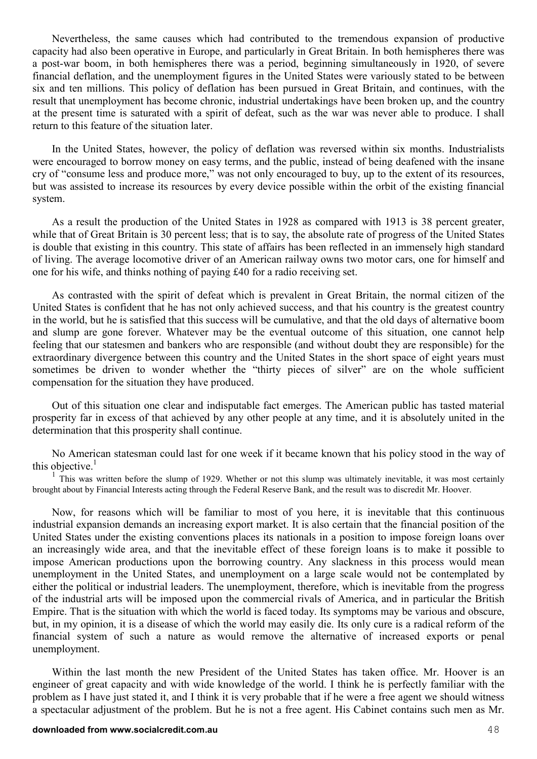Nevertheless, the same causes which had contributed to the tremendous expansion of productive capacity had also been operative in Europe, and particularly in Great Britain. In both hemispheres there was a post-war boom, in both hemispheres there was a period, beginning simultaneously in 1920, of severe financial deflation, and the unemployment figures in the United States were variously stated to be between six and ten millions. This policy of deflation has been pursued in Great Britain, and continues, with the result that unemployment has become chronic, industrial undertakings have been broken up, and the country at the present time is saturated with a spirit of defeat, such as the war was never able to produce. I shall return to this feature of the situation later.

In the United States, however, the policy of deflation was reversed within six months. Industrialists were encouraged to borrow money on easy terms, and the public, instead of being deafened with the insane cry of "consume less and produce more," was not only encouraged to buy, up to the extent of its resources, but was assisted to increase its resources by every device possible within the orbit of the existing financial system.

As a result the production of the United States in 1928 as compared with 1913 is 38 percent greater, while that of Great Britain is 30 percent less; that is to say, the absolute rate of progress of the United States is double that existing in this country. This state of affairs has been reflected in an immensely high standard of living. The average locomotive driver of an American railway owns two motor cars, one for himself and one for his wife, and thinks nothing of paying £40 for a radio receiving set.

As contrasted with the spirit of defeat which is prevalent in Great Britain, the normal citizen of the United States is confident that he has not only achieved success, and that his country is the greatest country in the world, but he is satisfied that this success will be cumulative, and that the old days of alternative boom and slump are gone forever. Whatever may be the eventual outcome of this situation, one cannot help feeling that our statesmen and bankers who are responsible (and without doubt they are responsible) for the extraordinary divergence between this country and the United States in the short space of eight years must sometimes be driven to wonder whether the "thirty pieces of silver" are on the whole sufficient compensation for the situation they have produced.

Out of this situation one clear and indisputable fact emerges. The American public has tasted material prosperity far in excess of that achieved by any other people at any time, and it is absolutely united in the determination that this prosperity shall continue.

No American statesman could last for one week if it became known that his policy stood in the way of this objective.[1]

[1] This was written before the slump of 1929. Whether or not this slump was ultimately inevitable, it was most certainly brought about by Financial Interests acting through the Federal Reserve Bank, and the result was to discredit Mr. Hoover.

Now, for reasons which will be familiar to most of you here, it is inevitable that this continuous industrial expansion demands an increasing export market. It is also certain that the financial position of the United States under the existing conventions places its nationals in a position to impose foreign loans over an increasingly wide area, and that the inevitable effect of these foreign loans is to make it possible to impose American productions upon the borrowing country. Any slackness in this process would mean unemployment in the United States, and unemployment on a large scale would not be contemplated by either the political or industrial leaders. The unemployment, therefore, which is inevitable from the progress of the industrial arts will be imposed upon the commercial rivals of America, and in particular the British Empire. That is the situation with which the world is faced today. Its symptoms may be various and obscure, but, in my opinion, it is a disease of which the world may easily die. Its only cure is a radical reform of the financial system of such a nature as would remove the alternative of increased exports or penal unemployment.

Within the last month the new President of the United States has taken office. Mr. Hoover is an engineer of great capacity and with wide knowledge of the world. I think he is perfectly familiar with the problem as I have just stated it, and I think it is very probable that if he were a free agent we should witness a spectacular adjustment of the problem. But he is not a free agent. His Cabinet contains such men as Mr.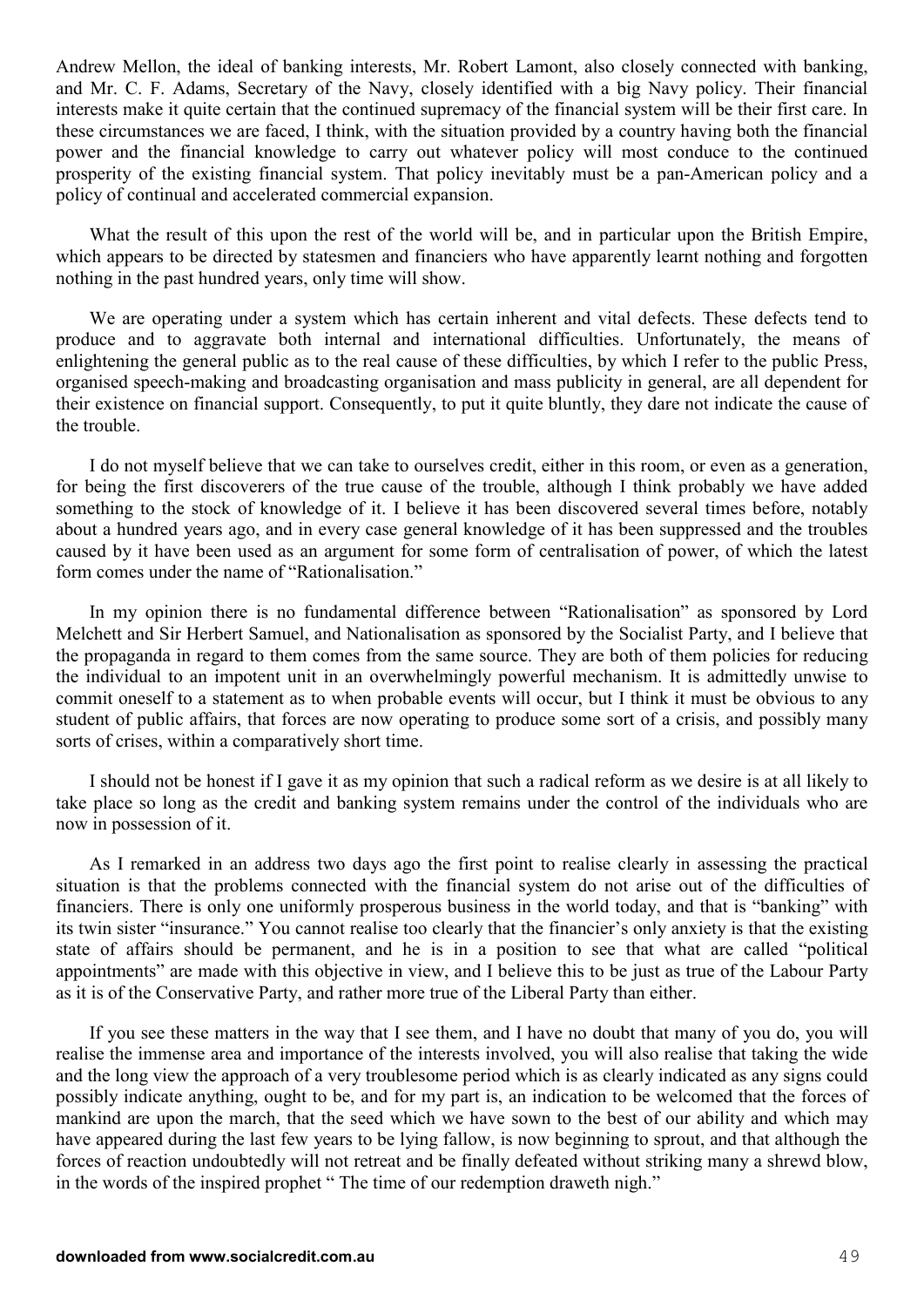Andrew Mellon, the ideal of banking interests, Mr. Robert Lamont, also closely connected with banking, and Mr. C. F. Adams, Secretary of the Navy, closely identified with a big Navy policy. Their financial interests make it quite certain that the continued supremacy of the financial system will be their first care. In these circumstances we are faced, I think, with the situation provided by a country having both the financial power and the financial knowledge to carry out whatever policy will most conduce to the continued prosperity of the existing financial system. That policy inevitably must be a pan-American policy and a policy of continual and accelerated commercial expansion.

What the result of this upon the rest of the world will be, and in particular upon the British Empire, which appears to be directed by statesmen and financiers who have apparently learnt nothing and forgotten nothing in the past hundred years, only time will show.

We are operating under a system which has certain inherent and vital defects. These defects tend to produce and to aggravate both internal and international difficulties. Unfortunately, the means of enlightening the general public as to the real cause of these difficulties, by which I refer to the public Press, organised speech-making and broadcasting organisation and mass publicity in general, are all dependent for their existence on financial support. Consequently, to put it quite bluntly, they dare not indicate the cause of the trouble.

I do not myself believe that we can take to ourselves credit, either in this room, or even as a generation, for being the first discoverers of the true cause of the trouble, although I think probably we have added something to the stock of knowledge of it. I believe it has been discovered several times before, notably about a hundred years ago, and in every case general knowledge of it has been suppressed and the troubles caused by it have been used as an argument for some form of centralisation of power, of which the latest form comes under the name of "Rationalisation."

In my opinion there is no fundamental difference between "Rationalisation" as sponsored by Lord Melchett and Sir Herbert Samuel, and Nationalisation as sponsored by the Socialist Party, and I believe that the propaganda in regard to them comes from the same source. They are both of them policies for reducing the individual to an impotent unit in an overwhelmingly powerful mechanism. It is admittedly unwise to commit oneself to a statement as to when probable events will occur, but I think it must be obvious to any student of public affairs, that forces are now operating to produce some sort of a crisis, and possibly many sorts of crises, within a comparatively short time.

I should not be honest if I gave it as my opinion that such a radical reform as we desire is at all likely to take place so long as the credit and banking system remains under the control of the individuals who are now in possession of it.

As I remarked in an address two days ago the first point to realise clearly in assessing the practical situation is that the problems connected with the financial system do not arise out of the difficulties of financiers. There is only one uniformly prosperous business in the world today, and that is "banking" with its twin sister "insurance." You cannot realise too clearly that the financier's only anxiety is that the existing state of affairs should be permanent, and he is in a position to see that what are called "political appointments" are made with this objective in view, and I believe this to be just as true of the Labour Party as it is of the Conservative Party, and rather more true of the Liberal Party than either.

If you see these matters in the way that I see them, and I have no doubt that many of you do, you will realise the immense area and importance of the interests involved, you will also realise that taking the wide and the long view the approach of a very troublesome period which is as clearly indicated as any signs could possibly indicate anything, ought to be, and for my part is, an indication to be welcomed that the forces of mankind are upon the march, that the seed which we have sown to the best of our ability and which may have appeared during the last few years to be lying fallow, is now beginning to sprout, and that although the forces of reaction undoubtedly will not retreat and be finally defeated without striking many a shrewd blow, in the words of the inspired prophet " The time of our redemption draweth nigh."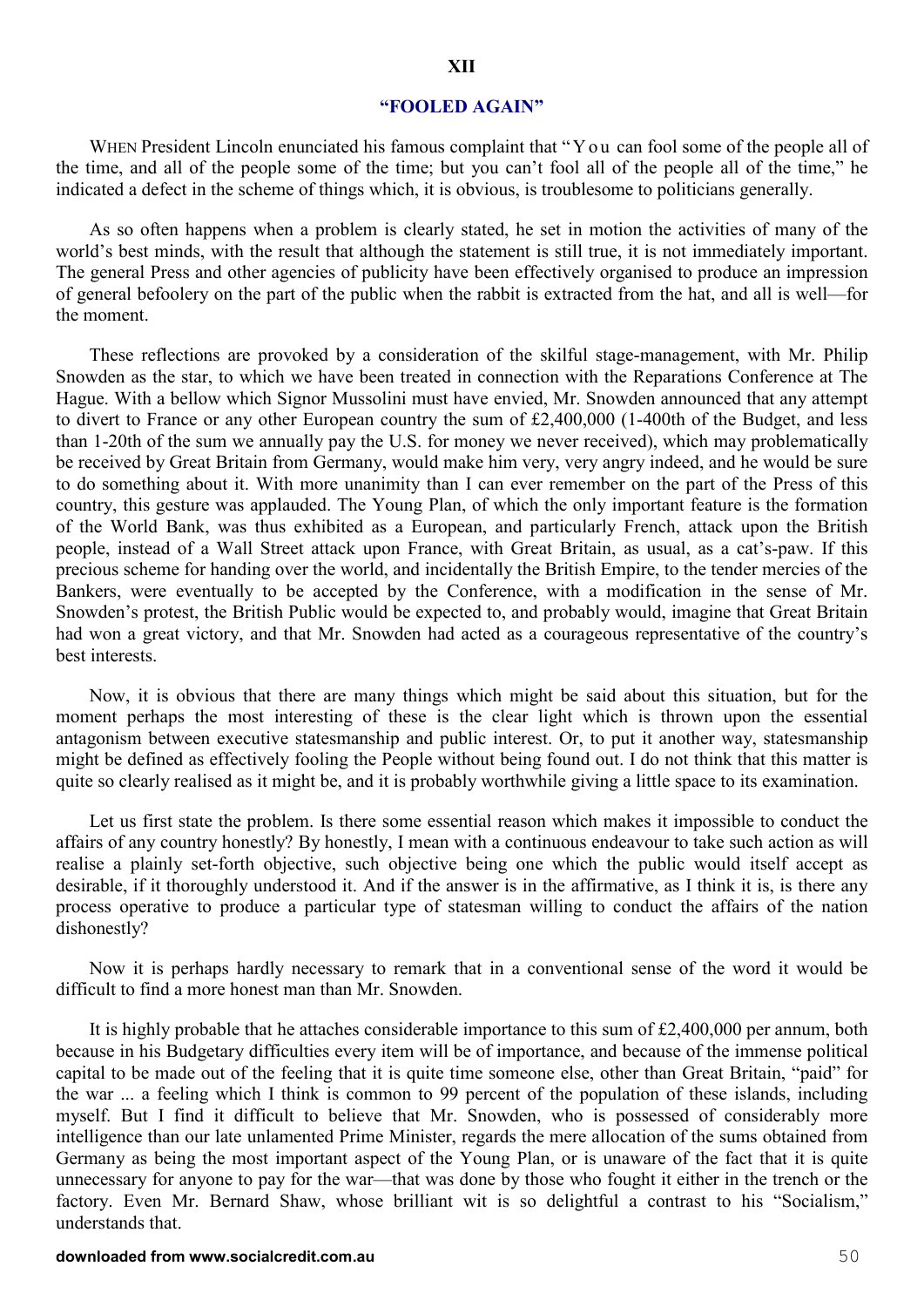## XII

## "FOOLED AGAIN"

WHEN President Lincoln enunciated his famous complaint that "You can fool some of the people all of the time, and all of the people some of the time; but you can't fool all of the people all of the time," he indicated a defect in the scheme of things which, it is obvious, is troublesome to politicians generally.

As so often happens when a problem is clearly stated, he set in motion the activities of many of the world's best minds, with the result that although the statement is still true, it is not immediately important. The general Press and other agencies of publicity have been effectively organised to produce an impression of general befoolery on the part of the public when the rabbit is extracted from the hat, and all is well—for the moment.

These reflections are provoked by a consideration of the skilful stage-management, with Mr. Philip Snowden as the star, to which we have been treated in connection with the Reparations Conference at The Hague. With a bellow which Signor Mussolini must have envied, Mr. Snowden announced that any attempt to divert to France or any other European country the sum of £2,400,000 (1-400th of the Budget, and less than 1-20th of the sum we annually pay the U.S. for money we never received), which may problematically be received by Great Britain from Germany, would make him very, very angry indeed, and he would be sure to do something about it. With more unanimity than I can ever remember on the part of the Press of this country, this gesture was applauded. The Young Plan, of which the only important feature is the formation of the World Bank, was thus exhibited as a European, and particularly French, attack upon the British people, instead of a Wall Street attack upon France, with Great Britain, as usual, as a cat's-paw. If this precious scheme for handing over the world, and incidentally the British Empire, to the tender mercies of the Bankers, were eventually to be accepted by the Conference, with a modification in the sense of Mr. Snowden's protest, the British Public would be expected to, and probably would, imagine that Great Britain had won a great victory, and that Mr. Snowden had acted as a courageous representative of the country's best interests.

Now, it is obvious that there are many things which might be said about this situation, but for the moment perhaps the most interesting of these is the clear light which is thrown upon the essential antagonism between executive statesmanship and public interest. Or, to put it another way, statesmanship might be defined as effectively fooling the People without being found out. I do not think that this matter is quite so clearly realised as it might be, and it is probably worthwhile giving a little space to its examination.

Let us first state the problem. Is there some essential reason which makes it impossible to conduct the affairs of any country honestly? By honestly, I mean with a continuous endeavour to take such action as will realise a plainly set-forth objective, such objective being one which the public would itself accept as desirable, if it thoroughly understood it. And if the answer is in the affirmative, as I think it is, is there any process operative to produce a particular type of statesman willing to conduct the affairs of the nation dishonestly?

Now it is perhaps hardly necessary to remark that in a conventional sense of the word it would be difficult to find a more honest man than Mr. Snowden.

It is highly probable that he attaches considerable importance to this sum of £2,400,000 per annum, both because in his Budgetary difficulties every item will be of importance, and because of the immense political capital to be made out of the feeling that it is quite time someone else, other than Great Britain, "paid" for the war ... a feeling which I think is common to 99 percent of the population of these islands, including myself. But I find it difficult to believe that Mr. Snowden, who is possessed of considerably more intelligence than our late unlamented Prime Minister, regards the mere allocation of the sums obtained from Germany as being the most important aspect of the Young Plan, or is unaware of the fact that it is quite unnecessary for anyone to pay for the war—that was done by those who fought it either in the trench or the factory. Even Mr. Bernard Shaw, whose brilliant wit is so delightful a contrast to his "Socialism," understands that.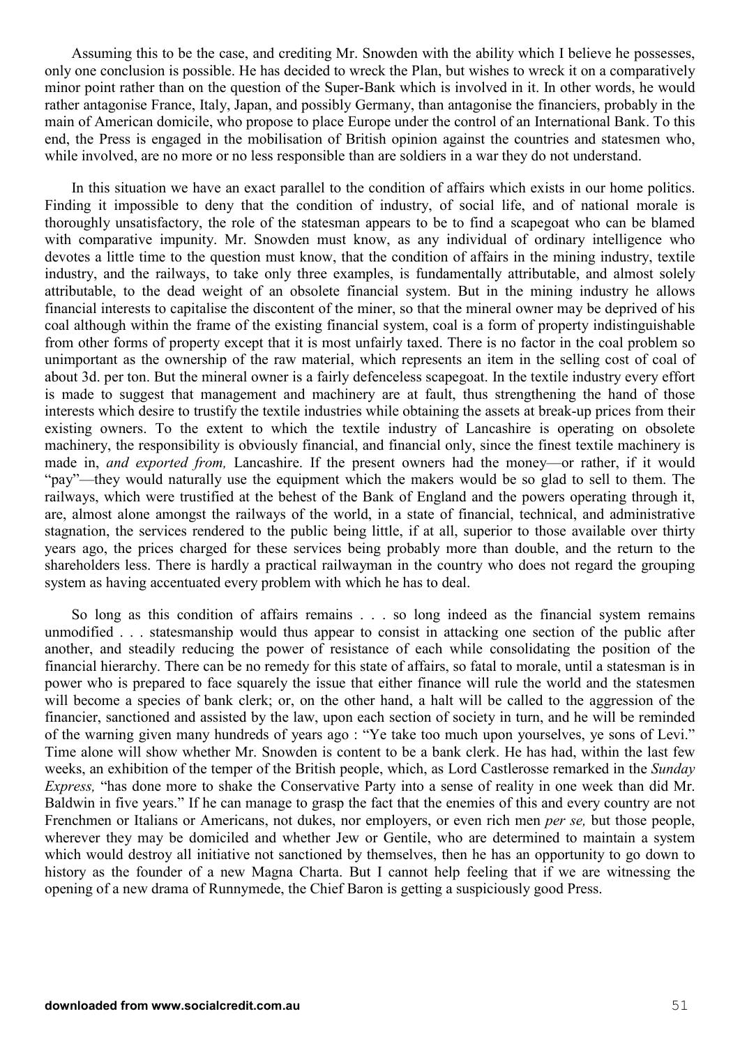Assuming this to be the case, and crediting Mr. Snowden with the ability which I believe he possesses, only one conclusion is possible. He has decided to wreck the Plan, but wishes to wreck it on a comparatively minor point rather than on the question of the Super-Bank which is involved in it. In other words, he would rather antagonise France, Italy, Japan, and possibly Germany, than antagonise the financiers, probably in the main of American domicile, who propose to place Europe under the control of an International Bank. To this end, the Press is engaged in the mobilisation of British opinion against the countries and statesmen who, while involved, are no more or no less responsible than are soldiers in a war they do not understand.

In this situation we have an exact parallel to the condition of affairs which exists in our home politics. Finding it impossible to deny that the condition of industry, of social life, and of national morale is thoroughly unsatisfactory, the role of the statesman appears to be to find a scapegoat who can be blamed with comparative impunity. Mr. Snowden must know, as any individual of ordinary intelligence who devotes a little time to the question must know, that the condition of affairs in the mining industry, textile industry, and the railways, to take only three examples, is fundamentally attributable, and almost solely attributable, to the dead weight of an obsolete financial system. But in the mining industry he allows financial interests to capitalise the discontent of the miner, so that the mineral owner may be deprived of his coal although within the frame of the existing financial system, coal is a form of property indistinguishable from other forms of property except that it is most unfairly taxed. There is no factor in the coal problem so unimportant as the ownership of the raw material, which represents an item in the selling cost of coal of about 3d. per ton. But the mineral owner is a fairly defenceless scapegoat. In the textile industry every effort is made to suggest that management and machinery are at fault, thus strengthening the hand of those interests which desire to trustify the textile industries while obtaining the assets at break-up prices from their existing owners. To the extent to which the textile industry of Lancashire is operating on obsolete machinery, the responsibility is obviously financial, and financial only, since the finest textile machinery is made in, *and exported from,* Lancashire. If the present owners had the money—or rather, if it would "pay"—they would naturally use the equipment which the makers would be so glad to sell to them. The railways, which were trustified at the behest of the Bank of England and the powers operating through it, are, almost alone amongst the railways of the world, in a state of financial, technical, and administrative stagnation, the services rendered to the public being little, if at all, superior to those available over thirty years ago, the prices charged for these services being probably more than double, and the return to the shareholders less. There is hardly a practical railwayman in the country who does not regard the grouping system as having accentuated every problem with which he has to deal.

So long as this condition of affairs remains . . . so long indeed as the financial system remains unmodified . . . statesmanship would thus appear to consist in attacking one section of the public after another, and steadily reducing the power of resistance of each while consolidating the position of the financial hierarchy. There can be no remedy for this state of affairs, so fatal to morale, until a statesman is in power who is prepared to face squarely the issue that either finance will rule the world and the statesmen will become a species of bank clerk; or, on the other hand, a halt will be called to the aggression of the financier, sanctioned and assisted by the law, upon each section of society in turn, and he will be reminded of the warning given many hundreds of years ago : "Ye take too much upon yourselves, ye sons of Levi." Time alone will show whether Mr. Snowden is content to be a bank clerk. He has had, within the last few weeks, an exhibition of the temper of the British people, which, as Lord Castlerosse remarked in the *Sunday Express,* "has done more to shake the Conservative Party into a sense of reality in one week than did Mr. Baldwin in five years." If he can manage to grasp the fact that the enemies of this and every country are not Frenchmen or Italians or Americans, not dukes, nor employers, or even rich men *per se,* but those people, wherever they may be domiciled and whether Jew or Gentile, who are determined to maintain a system which would destroy all initiative not sanctioned by themselves, then he has an opportunity to go down to history as the founder of a new Magna Charta. But I cannot help feeling that if we are witnessing the opening of a new drama of Runnymede, the Chief Baron is getting a suspiciously good Press.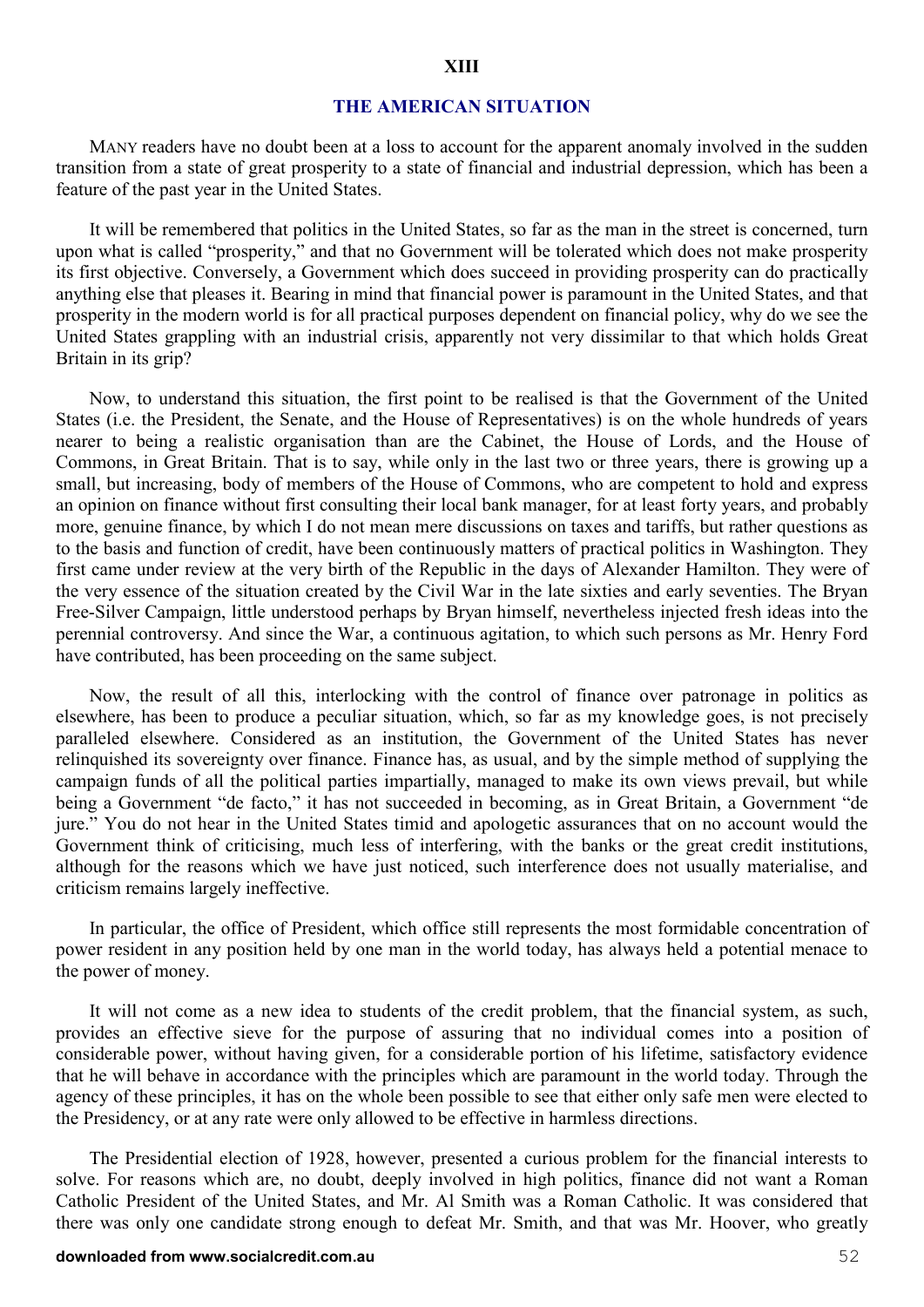## XIII

## THE AMERICAN SITUATION

MANY readers have no doubt been at a loss to account for the apparent anomaly involved in the sudden transition from a state of great prosperity to a state of financial and industrial depression, which has been a feature of the past year in the United States.

It will be remembered that politics in the United States, so far as the man in the street is concerned, turn upon what is called "prosperity," and that no Government will be tolerated which does not make prosperity its first objective. Conversely, a Government which does succeed in providing prosperity can do practically anything else that pleases it. Bearing in mind that financial power is paramount in the United States, and that prosperity in the modern world is for all practical purposes dependent on financial policy, why do we see the United States grappling with an industrial crisis, apparently not very dissimilar to that which holds Great Britain in its grip?

Now, to understand this situation, the first point to be realised is that the Government of the United States (i.e. the President, the Senate, and the House of Representatives) is on the whole hundreds of years nearer to being a realistic organisation than are the Cabinet, the House of Lords, and the House of Commons, in Great Britain. That is to say, while only in the last two or three years, there is growing up a small, but increasing, body of members of the House of Commons, who are competent to hold and express an opinion on finance without first consulting their local bank manager, for at least forty years, and probably more, genuine finance, by which I do not mean mere discussions on taxes and tariffs, but rather questions as to the basis and function of credit, have been continuously matters of practical politics in Washington. They first came under review at the very birth of the Republic in the days of Alexander Hamilton. They were of the very essence of the situation created by the Civil War in the late sixties and early seventies. The Bryan Free-Silver Campaign, little understood perhaps by Bryan himself, nevertheless injected fresh ideas into the perennial controversy. And since the War, a continuous agitation, to which such persons as Mr. Henry Ford have contributed, has been proceeding on the same subject.

Now, the result of all this, interlocking with the control of finance over patronage in politics as elsewhere, has been to produce a peculiar situation, which, so far as my knowledge goes, is not precisely paralleled elsewhere. Considered as an institution, the Government of the United States has never relinquished its sovereignty over finance. Finance has, as usual, and by the simple method of supplying the campaign funds of all the political parties impartially, managed to make its own views prevail, but while being a Government "de facto," it has not succeeded in becoming, as in Great Britain, a Government "de jure." You do not hear in the United States timid and apologetic assurances that on no account would the Government think of criticising, much less of interfering, with the banks or the great credit institutions, although for the reasons which we have just noticed, such interference does not usually materialise, and criticism remains largely ineffective.

In particular, the office of President, which office still represents the most formidable concentration of power resident in any position held by one man in the world today, has always held a potential menace to the power of money.

It will not come as a new idea to students of the credit problem, that the financial system, as such, provides an effective sieve for the purpose of assuring that no individual comes into a position of considerable power, without having given, for a considerable portion of his lifetime, satisfactory evidence that he will behave in accordance with the principles which are paramount in the world today. Through the agency of these principles, it has on the whole been possible to see that either only safe men were elected to the Presidency, or at any rate were only allowed to be effective in harmless directions.

The Presidential election of 1928, however, presented a curious problem for the financial interests to solve. For reasons which are, no doubt, deeply involved in high politics, finance did not want a Roman Catholic President of the United States, and Mr. Al Smith was a Roman Catholic. It was considered that there was only one candidate strong enough to defeat Mr. Smith, and that was Mr. Hoover, who greatly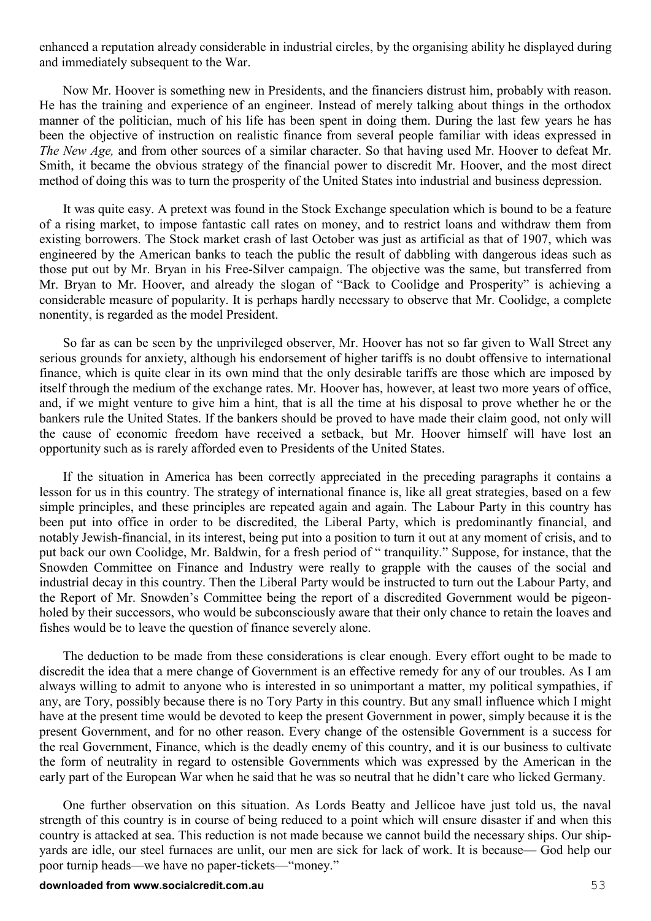enhanced a reputation already considerable in industrial circles, by the organising ability he displayed during and immediately subsequent to the War.

Now Mr. Hoover is something new in Presidents, and the financiers distrust him, probably with reason. He has the training and experience of an engineer. Instead of merely talking about things in the orthodox manner of the politician, much of his life has been spent in doing them. During the last few years he has been the objective of instruction on realistic finance from several people familiar with ideas expressed in *The New Age,* and from other sources of a similar character. So that having used Mr. Hoover to defeat Mr. Smith, it became the obvious strategy of the financial power to discredit Mr. Hoover, and the most direct method of doing this was to turn the prosperity of the United States into industrial and business depression.

It was quite easy. A pretext was found in the Stock Exchange speculation which is bound to be a feature of a rising market, to impose fantastic call rates on money, and to restrict loans and withdraw them from existing borrowers. The Stock market crash of last October was just as artificial as that of 1907, which was engineered by the American banks to teach the public the result of dabbling with dangerous ideas such as those put out by Mr. Bryan in his Free-Silver campaign. The objective was the same, but transferred from Mr. Bryan to Mr. Hoover, and already the slogan of "Back to Coolidge and Prosperity" is achieving a considerable measure of popularity. It is perhaps hardly necessary to observe that Mr. Coolidge, a complete nonentity, is regarded as the model President.

So far as can be seen by the unprivileged observer, Mr. Hoover has not so far given to Wall Street any serious grounds for anxiety, although his endorsement of higher tariffs is no doubt offensive to international finance, which is quite clear in its own mind that the only desirable tariffs are those which are imposed by itself through the medium of the exchange rates. Mr. Hoover has, however, at least two more years of office, and, if we might venture to give him a hint, that is all the time at his disposal to prove whether he or the bankers rule the United States. If the bankers should be proved to have made their claim good, not only will the cause of economic freedom have received a setback, but Mr. Hoover himself will have lost an opportunity such as is rarely afforded even to Presidents of the United States.

If the situation in America has been correctly appreciated in the preceding paragraphs it contains a lesson for us in this country. The strategy of international finance is, like all great strategies, based on a few simple principles, and these principles are repeated again and again. The Labour Party in this country has been put into office in order to be discredited, the Liberal Party, which is predominantly financial, and notably Jewish-financial, in its interest, being put into a position to turn it out at any moment of crisis, and to put back our own Coolidge, Mr. Baldwin, for a fresh period of " tranquility." Suppose, for instance, that the Snowden Committee on Finance and Industry were really to grapple with the causes of the social and industrial decay in this country. Then the Liberal Party would be instructed to turn out the Labour Party, and the Report of Mr. Snowden's Committee being the report of a discredited Government would be pigeon-holed by their successors, who would be subconsciously aware that their only chance to retain the loaves and fishes would be to leave the question of finance severely alone.

The deduction to be made from these considerations is clear enough. Every effort ought to be made to discredit the idea that a mere change of Government is an effective remedy for any of our troubles. As I am always willing to admit to anyone who is interested in so unimportant a matter, my political sympathies, if any, are Tory, possibly because there is no Tory Party in this country. But any small influence which I might have at the present time would be devoted to keep the present Government in power, simply because it is the present Government, and for no other reason. Every change of the ostensible Government is a success for the real Government, Finance, which is the deadly enemy of this country, and it is our business to cultivate the form of neutrality in regard to ostensible Governments which was expressed by the American in the early part of the European War when he said that he was so neutral that he didn't care who licked Germany.

One further observation on this situation. As Lords Beatty and Jellicoe have just told us, the naval strength of this country is in course of being reduced to a point which will ensure disaster if and when this country is attacked at sea. This reduction is not made because we cannot build the necessary ships. Our ship-yards are idle, our steel furnaces are unlit, our men are sick for lack of work. It is because— God help our poor turnip heads—we have no paper-tickets—"money."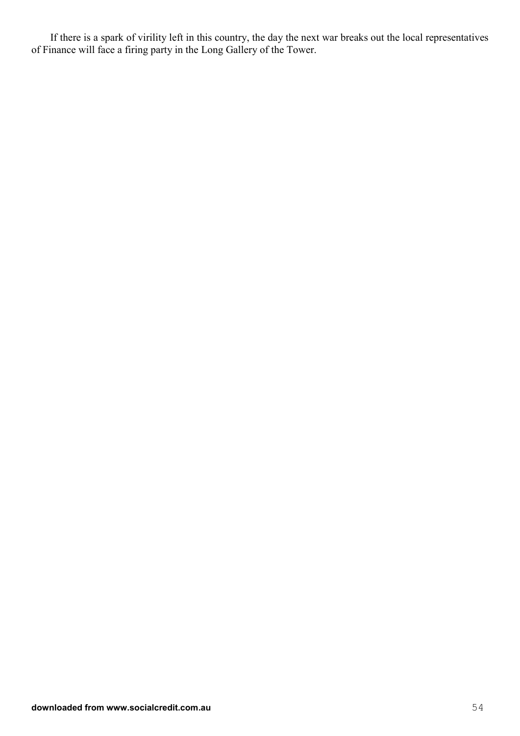If there is a spark of virility left in this country, the day the next war breaks out the local representatives of Finance will face a firing party in the Long Gallery of the Tower.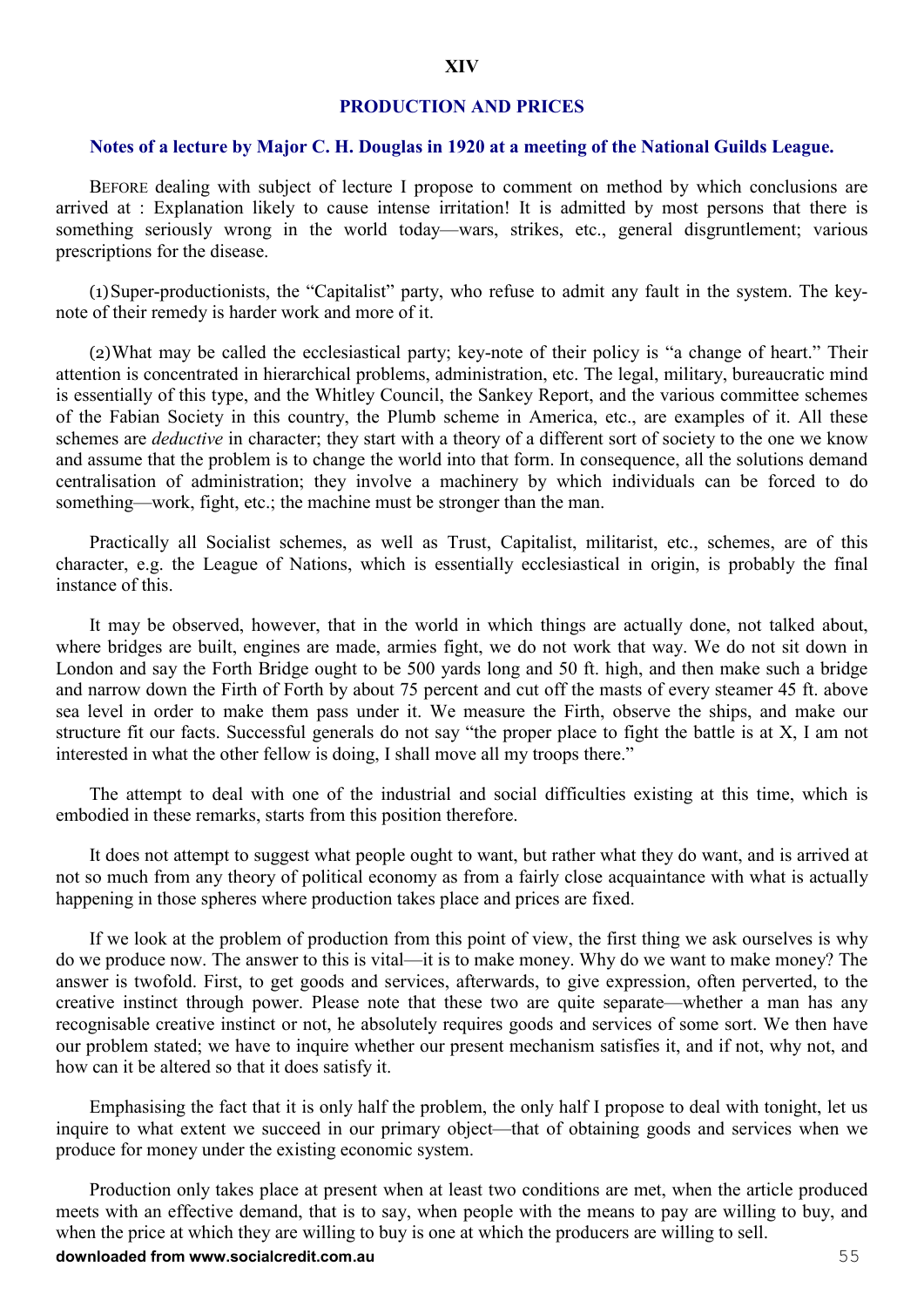## XIV

## PRODUCTION AND PRICES

### Notes of a lecture by Major C. H. Douglas in 1920 at a meeting of the National Guilds League.

BEFORE dealing with subject of lecture I propose to comment on method by which conclusions are arrived at : Explanation likely to cause intense irritation! It is admitted by most persons that there is something seriously wrong in the world today—wars, strikes, etc., general disgruntlement; various prescriptions for the disease.

(1) Super-productionists, the "Capitalist" party, who refuse to admit any fault in the system. The key-note of their remedy is harder work and more of it.

(2) What may be called the ecclesiastical party; key-note of their policy is "a change of heart." Their attention is concentrated in hierarchical problems, administration, etc. The legal, military, bureaucratic mind is essentially of this type, and the Whitley Council, the Sankey Report, and the various committee schemes of the Fabian Society in this country, the Plumb scheme in America, etc., are examples of it. All these schemes are *deductive* in character; they start with a theory of a different sort of society to the one we know and assume that the problem is to change the world into that form. In consequence, all the solutions demand centralisation of administration; they involve a machinery by which individuals can be forced to do something—work, fight, etc.; the machine must be stronger than the man.

Practically all Socialist schemes, as well as Trust, Capitalist, militarist, etc., schemes, are of this character, e.g. the League of Nations, which is essentially ecclesiastical in origin, is probably the final instance of this.

It may be observed, however, that in the world in which things are actually done, not talked about, where bridges are built, engines are made, armies fight, we do not work that way. We do not sit down in London and say the Forth Bridge ought to be 500 yards long and 50 ft. high, and then make such a bridge and narrow down the Firth of Forth by about 75 percent and cut off the masts of every steamer 45 ft. above sea level in order to make them pass under it. We measure the Firth, observe the ships, and make our structure fit our facts. Successful generals do not say "the proper place to fight the battle is at X, I am not interested in what the other fellow is doing, I shall move all my troops there."

The attempt to deal with one of the industrial and social difficulties existing at this time, which is embodied in these remarks, starts from this position therefore.

It does not attempt to suggest what people ought to want, but rather what they do want, and is arrived at not so much from any theory of political economy as from a fairly close acquaintance with what is actually happening in those spheres where production takes place and prices are fixed.

If we look at the problem of production from this point of view, the first thing we ask ourselves is why do we produce now. The answer to this is vital—it is to make money. Why do we want to make money? The answer is twofold. First, to get goods and services, afterwards, to give expression, often perverted, to the creative instinct through power. Please note that these two are quite separate—whether a man has any recognisable creative instinct or not, he absolutely requires goods and services of some sort. We then have our problem stated; we have to inquire whether our present mechanism satisfies it, and if not, why not, and how can it be altered so that it does satisfy it.

Emphasising the fact that it is only half the problem, the only half I propose to deal with tonight, let us inquire to what extent we succeed in our primary object—that of obtaining goods and services when we produce for money under the existing economic system.

Production only takes place at present when at least two conditions are met, when the article produced meets with an effective demand, that is to say, when people with the means to pay are willing to buy, and when the price at which they are willing to buy is one at which the producers are willing to sell.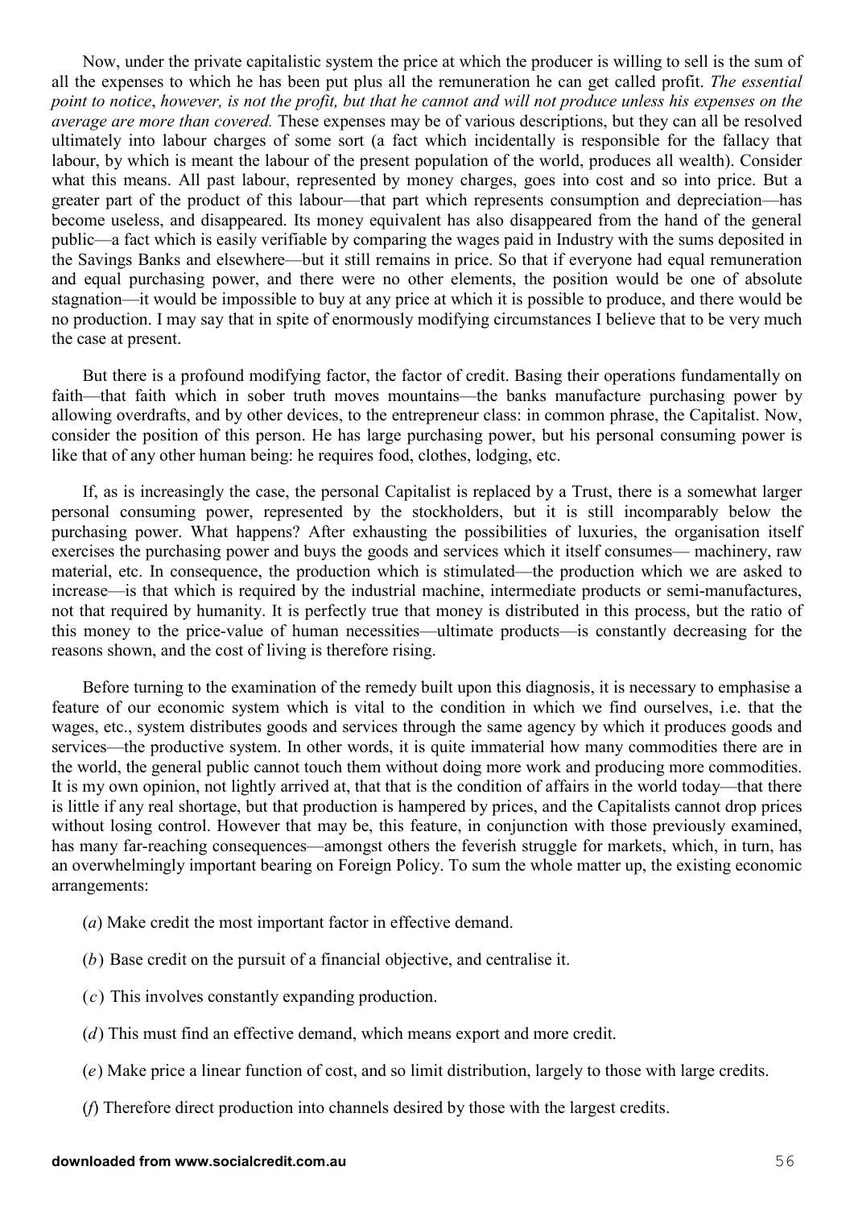Now, under the private capitalistic system the price at which the producer is willing to sell is the sum of all the expenses to which he has been put plus all the remuneration he can get called profit. *The essential point to notice*, *however, is not the profit, but that he cannot and will not produce unless his expenses on the average are more than covered.* These expenses may be of various descriptions, but they can all be resolved ultimately into labour charges of some sort (a fact which incidentally is responsible for the fallacy that labour, by which is meant the labour of the present population of the world, produces all wealth). Consider what this means. All past labour, represented by money charges, goes into cost and so into price. But a greater part of the product of this labour—that part which represents consumption and depreciation—has become useless, and disappeared. Its money equivalent has also disappeared from the hand of the general public—a fact which is easily verifiable by comparing the wages paid in Industry with the sums deposited in the Savings Banks and elsewhere—but it still remains in price. So that if everyone had equal remuneration and equal purchasing power, and there were no other elements, the position would be one of absolute stagnation—it would be impossible to buy at any price at which it is possible to produce, and there would be no production. I may say that in spite of enormously modifying circumstances I believe that to be very much the case at present.

But there is a profound modifying factor, the factor of credit. Basing their operations fundamentally on faith—that faith which in sober truth moves mountains—the banks manufacture purchasing power by allowing overdrafts, and by other devices, to the entrepreneur class: in common phrase, the Capitalist. Now, consider the position of this person. He has large purchasing power, but his personal consuming power is like that of any other human being: he requires food, clothes, lodging, etc.

If, as is increasingly the case, the personal Capitalist is replaced by a Trust, there is a somewhat larger personal consuming power, represented by the stockholders, but it is still incomparably below the purchasing power. What happens? After exhausting the possibilities of luxuries, the organisation itself exercises the purchasing power and buys the goods and services which it itself consumes— machinery, raw material, etc. In consequence, the production which is stimulated—the production which we are asked to increase—is that which is required by the industrial machine, intermediate products or semi-manufactures, not that required by humanity. It is perfectly true that money is distributed in this process, but the ratio of this money to the price-value of human necessities—ultimate products—is constantly decreasing for the reasons shown, and the cost of living is therefore rising.

Before turning to the examination of the remedy built upon this diagnosis, it is necessary to emphasise a feature of our economic system which is vital to the condition in which we find ourselves, i.e. that the wages, etc., system distributes goods and services through the same agency by which it produces goods and services—the productive system. In other words, it is quite immaterial how many commodities there are in the world, the general public cannot touch them without doing more work and producing more commodities. It is my own opinion, not lightly arrived at, that that is the condition of affairs in the world today—that there is little if any real shortage, but that production is hampered by prices, and the Capitalists cannot drop prices without losing control. However that may be, this feature, in conjunction with those previously examined, has many far-reaching consequences—amongst others the feverish struggle for markets, which, in turn, has an overwhelmingly important bearing on Foreign Policy. To sum the whole matter up, the existing economic arrangements:

(*a*) Make credit the most important factor in effective demand.

(*b*) Base credit on the pursuit of a financial objective, and centralise it.

(*c*) This involves constantly expanding production.

(*d*) This must find an effective demand, which means export and more credit.

(*e*) Make price a linear function of cost, and so limit distribution, largely to those with large credits.

(*f*) Therefore direct production into channels desired by those with the largest credits.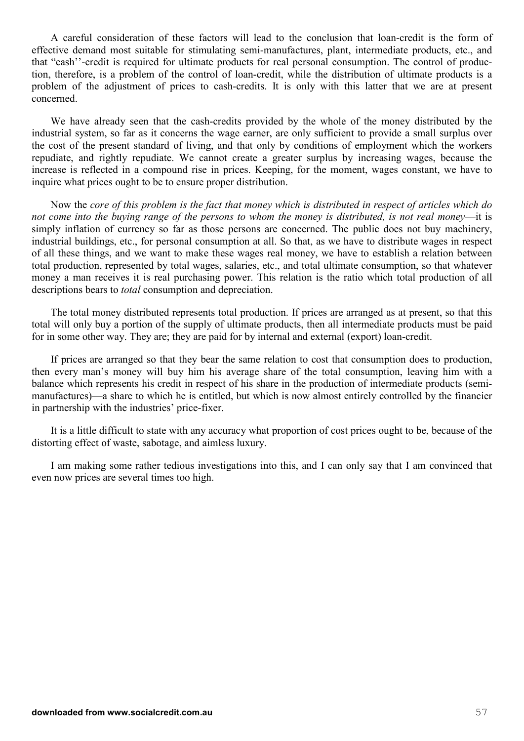A careful consideration of these factors will lead to the conclusion that loan-credit is the form of effective demand most suitable for stimulating semi-manufactures, plant, intermediate products, etc., and that "cash''-credit is required for ultimate products for real personal consumption. The control of production, therefore, is a problem of the control of loan-credit, while the distribution of ultimate products is a problem of the adjustment of prices to cash-credits. It is only with this latter that we are at present concerned.

We have already seen that the cash-credits provided by the whole of the money distributed by the industrial system, so far as it concerns the wage earner, are only sufficient to provide a small surplus over the cost of the present standard of living, and that only by conditions of employment which the workers repudiate, and rightly repudiate. We cannot create a greater surplus by increasing wages, because the increase is reflected in a compound rise in prices. Keeping, for the moment, wages constant, we have to inquire what prices ought to be to ensure proper distribution.

Now the *core of this problem is the fact that money which is distributed in respect of articles which do not come into the buying range of the persons to whom the money is distributed, is not real money*—it is simply inflation of currency so far as those persons are concerned. The public does not buy machinery, industrial buildings, etc., for personal consumption at all. So that, as we have to distribute wages in respect of all these things, and we want to make these wages real money, we have to establish a relation between total production, represented by total wages, salaries, etc., and total ultimate consumption, so that whatever money a man receives it is real purchasing power. This relation is the ratio which total production of all descriptions bears to *total* consumption and depreciation.

The total money distributed represents total production. If prices are arranged as at present, so that this total will only buy a portion of the supply of ultimate products, then all intermediate products must be paid for in some other way. They are; they are paid for by internal and external (export) loan-credit.

If prices are arranged so that they bear the same relation to cost that consumption does to production, then every man's money will buy him his average share of the total consumption, leaving him with a balance which represents his credit in respect of his share in the production of intermediate products (semi-manufactures)—a share to which he is entitled, but which is now almost entirely controlled by the financier in partnership with the industries' price-fixer.

It is a little difficult to state with any accuracy what proportion of cost prices ought to be, because of the distorting effect of waste, sabotage, and aimless luxury.

I am making some rather tedious investigations into this, and I can only say that I am convinced that even now prices are several times too high.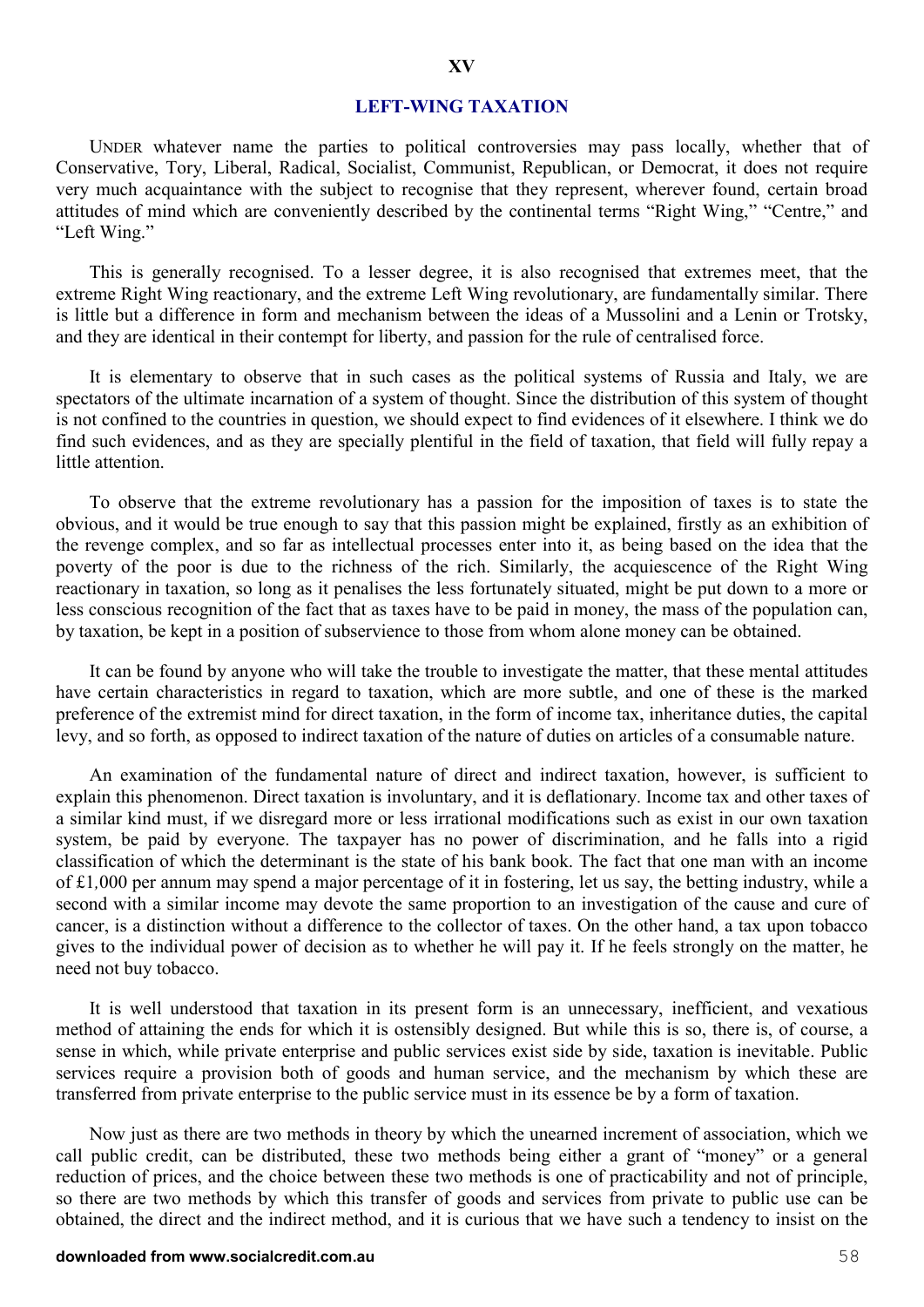## XV

## LEFT-WING TAXATION

UNDER whatever name the parties to political controversies may pass locally, whether that of Conservative, Tory, Liberal, Radical, Socialist, Communist, Republican, or Democrat, it does not require very much acquaintance with the subject to recognise that they represent, wherever found, certain broad attitudes of mind which are conveniently described by the continental terms "Right Wing," "Centre," and "Left Wing."

This is generally recognised. To a lesser degree, it is also recognised that extremes meet, that the extreme Right Wing reactionary, and the extreme Left Wing revolutionary, are fundamentally similar. There is little but a difference in form and mechanism between the ideas of a Mussolini and a Lenin or Trotsky, and they are identical in their contempt for liberty, and passion for the rule of centralised force.

It is elementary to observe that in such cases as the political systems of Russia and Italy, we are spectators of the ultimate incarnation of a system of thought. Since the distribution of this system of thought is not confined to the countries in question, we should expect to find evidences of it elsewhere. I think we do find such evidences, and as they are specially plentiful in the field of taxation, that field will fully repay a little attention.

To observe that the extreme revolutionary has a passion for the imposition of taxes is to state the obvious, and it would be true enough to say that this passion might be explained, firstly as an exhibition of the revenge complex, and so far as intellectual processes enter into it, as being based on the idea that the poverty of the poor is due to the richness of the rich. Similarly, the acquiescence of the Right Wing reactionary in taxation, so long as it penalises the less fortunately situated, might be put down to a more or less conscious recognition of the fact that as taxes have to be paid in money, the mass of the population can, by taxation, be kept in a position of subservience to those from whom alone money can be obtained.

It can be found by anyone who will take the trouble to investigate the matter, that these mental attitudes have certain characteristics in regard to taxation, which are more subtle, and one of these is the marked preference of the extremist mind for direct taxation, in the form of income tax, inheritance duties, the capital levy, and so forth, as opposed to indirect taxation of the nature of duties on articles of a consumable nature.

An examination of the fundamental nature of direct and indirect taxation, however, is sufficient to explain this phenomenon. Direct taxation is involuntary, and it is deflationary. Income tax and other taxes of a similar kind must, if we disregard more or less irrational modifications such as exist in our own taxation system, be paid by everyone. The taxpayer has no power of discrimination, and he falls into a rigid classification of which the determinant is the state of his bank book. The fact that one man with an income of £1,000 per annum may spend a major percentage of it in fostering, let us say, the betting industry, while a second with a similar income may devote the same proportion to an investigation of the cause and cure of cancer, is a distinction without a difference to the collector of taxes. On the other hand, a tax upon tobacco gives to the individual power of decision as to whether he will pay it. If he feels strongly on the matter, he need not buy tobacco.

It is well understood that taxation in its present form is an unnecessary, inefficient, and vexatious method of attaining the ends for which it is ostensibly designed. But while this is so, there is, of course, a sense in which, while private enterprise and public services exist side by side, taxation is inevitable. Public services require a provision both of goods and human service, and the mechanism by which these are transferred from private enterprise to the public service must in its essence be by a form of taxation.

Now just as there are two methods in theory by which the unearned increment of association, which we call public credit, can be distributed, these two methods being either a grant of "money" or a general reduction of prices, and the choice between these two methods is one of practicability and not of principle, so there are two methods by which this transfer of goods and services from private to public use can be obtained, the direct and the indirect method, and it is curious that we have such a tendency to insist on the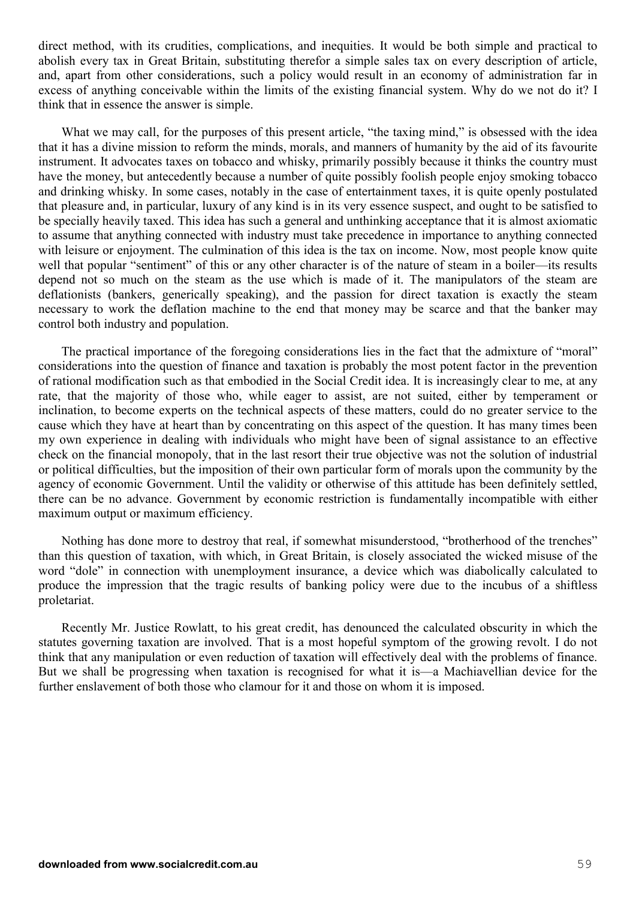direct method, with its crudities, complications, and inequities. It would be both simple and practical to abolish every tax in Great Britain, substituting therefor a simple sales tax on every description of article, and, apart from other considerations, such a policy would result in an economy of administration far in excess of anything conceivable within the limits of the existing financial system. Why do we not do it? I think that in essence the answer is simple.

What we may call, for the purposes of this present article, "the taxing mind," is obsessed with the idea that it has a divine mission to reform the minds, morals, and manners of humanity by the aid of its favourite instrument. It advocates taxes on tobacco and whisky, primarily possibly because it thinks the country must have the money, but antecedently because a number of quite possibly foolish people enjoy smoking tobacco and drinking whisky. In some cases, notably in the case of entertainment taxes, it is quite openly postulated that pleasure and, in particular, luxury of any kind is in its very essence suspect, and ought to be satisfied to be specially heavily taxed. This idea has such a general and unthinking acceptance that it is almost axiomatic to assume that anything connected with industry must take precedence in importance to anything connected with leisure or enjoyment. The culmination of this idea is the tax on income. Now, most people know quite well that popular "sentiment" of this or any other character is of the nature of steam in a boiler—its results depend not so much on the steam as the use which is made of it. The manipulators of the steam are deflationists (bankers, generically speaking), and the passion for direct taxation is exactly the steam necessary to work the deflation machine to the end that money may be scarce and that the banker may control both industry and population.

The practical importance of the foregoing considerations lies in the fact that the admixture of "moral" considerations into the question of finance and taxation is probably the most potent factor in the prevention of rational modification such as that embodied in the Social Credit idea. It is increasingly clear to me, at any rate, that the majority of those who, while eager to assist, are not suited, either by temperament or inclination, to become experts on the technical aspects of these matters, could do no greater service to the cause which they have at heart than by concentrating on this aspect of the question. It has many times been my own experience in dealing with individuals who might have been of signal assistance to an effective check on the financial monopoly, that in the last resort their true objective was not the solution of industrial or political difficulties, but the imposition of their own particular form of morals upon the community by the agency of economic Government. Until the validity or otherwise of this attitude has been definitely settled, there can be no advance. Government by economic restriction is fundamentally incompatible with either maximum output or maximum efficiency.

Nothing has done more to destroy that real, if somewhat misunderstood, "brotherhood of the trenches" than this question of taxation, with which, in Great Britain, is closely associated the wicked misuse of the word "dole" in connection with unemployment insurance, a device which was diabolically calculated to produce the impression that the tragic results of banking policy were due to the incubus of a shiftless proletariat.

Recently Mr. Justice Rowlatt, to his great credit, has denounced the calculated obscurity in which the statutes governing taxation are involved. That is a most hopeful symptom of the growing revolt. I do not think that any manipulation or even reduction of taxation will effectively deal with the problems of finance. But we shall be progressing when taxation is recognised for what it is—a Machiavellian device for the further enslavement of both those who clamour for it and those on whom it is imposed.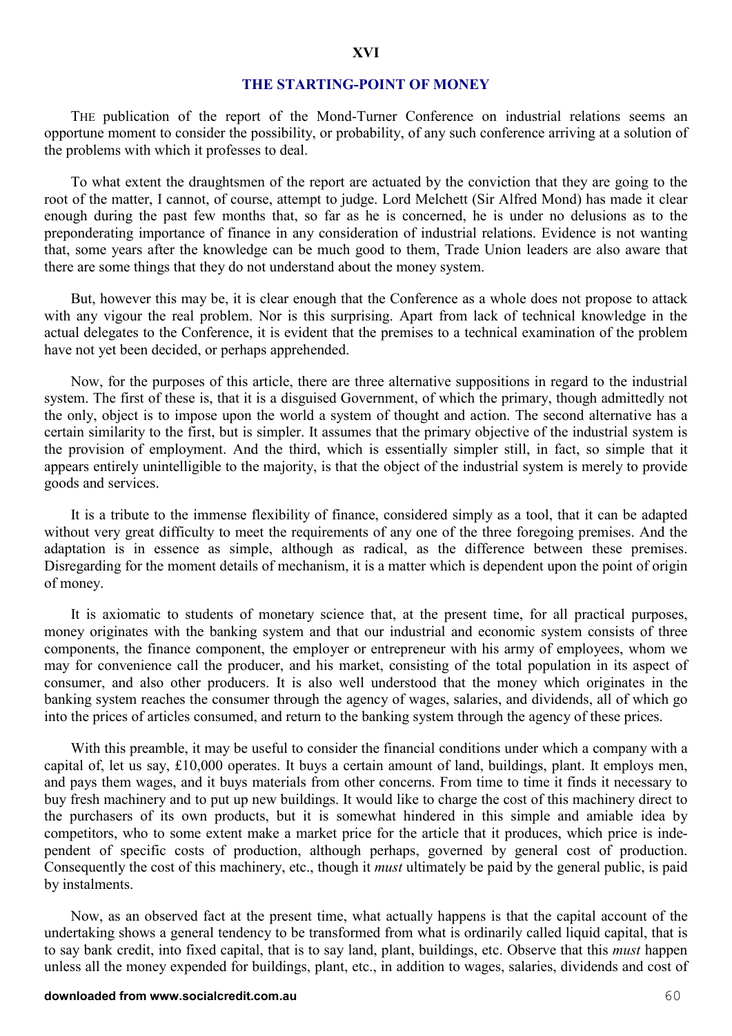## XVI

## THE STARTING-POINT OF MONEY

THE publication of the report of the Mond-Turner Conference on industrial relations seems an opportune moment to consider the possibility, or probability, of any such conference arriving at a solution of the problems with which it professes to deal.

To what extent the draughtsmen of the report are actuated by the conviction that they are going to the root of the matter, I cannot, of course, attempt to judge. Lord Melchett (Sir Alfred Mond) has made it clear enough during the past few months that, so far as he is concerned, he is under no delusions as to the preponderating importance of finance in any consideration of industrial relations. Evidence is not wanting that, some years after the knowledge can be much good to them, Trade Union leaders are also aware that there are some things that they do not understand about the money system.

But, however this may be, it is clear enough that the Conference as a whole does not propose to attack with any vigour the real problem. Nor is this surprising. Apart from lack of technical knowledge in the actual delegates to the Conference, it is evident that the premises to a technical examination of the problem have not yet been decided, or perhaps apprehended.

Now, for the purposes of this article, there are three alternative suppositions in regard to the industrial system. The first of these is, that it is a disguised Government, of which the primary, though admittedly not the only, object is to impose upon the world a system of thought and action. The second alternative has a certain similarity to the first, but is simpler. It assumes that the primary objective of the industrial system is the provision of employment. And the third, which is essentially simpler still, in fact, so simple that it appears entirely unintelligible to the majority, is that the object of the industrial system is merely to provide goods and services.

It is a tribute to the immense flexibility of finance, considered simply as a tool, that it can be adapted without very great difficulty to meet the requirements of any one of the three foregoing premises. And the adaptation is in essence as simple, although as radical, as the difference between these premises. Disregarding for the moment details of mechanism, it is a matter which is dependent upon the point of origin of money.

It is axiomatic to students of monetary science that, at the present time, for all practical purposes, money originates with the banking system and that our industrial and economic system consists of three components, the finance component, the employer or entrepreneur with his army of employees, whom we may for convenience call the producer, and his market, consisting of the total population in its aspect of consumer, and also other producers. It is also well understood that the money which originates in the banking system reaches the consumer through the agency of wages, salaries, and dividends, all of which go into the prices of articles consumed, and return to the banking system through the agency of these prices.

With this preamble, it may be useful to consider the financial conditions under which a company with a capital of, let us say, £10,000 operates. It buys a certain amount of land, buildings, plant. It employs men, and pays them wages, and it buys materials from other concerns. From time to time it finds it necessary to buy fresh machinery and to put up new buildings. It would like to charge the cost of this machinery direct to the purchasers of its own products, but it is somewhat hindered in this simple and amiable idea by competitors, who to some extent make a market price for the article that it produces, which price is independent of specific costs of production, although perhaps, governed by general cost of production. Consequently the cost of this machinery, etc., though it *must* ultimately be paid by the general public, is paid by instalments.

Now, as an observed fact at the present time, what actually happens is that the capital account of the undertaking shows a general tendency to be transformed from what is ordinarily called liquid capital, that is to say bank credit, into fixed capital, that is to say land, plant, buildings, etc. Observe that this *must* happen unless all the money expended for buildings, plant, etc., in addition to wages, salaries, dividends and cost of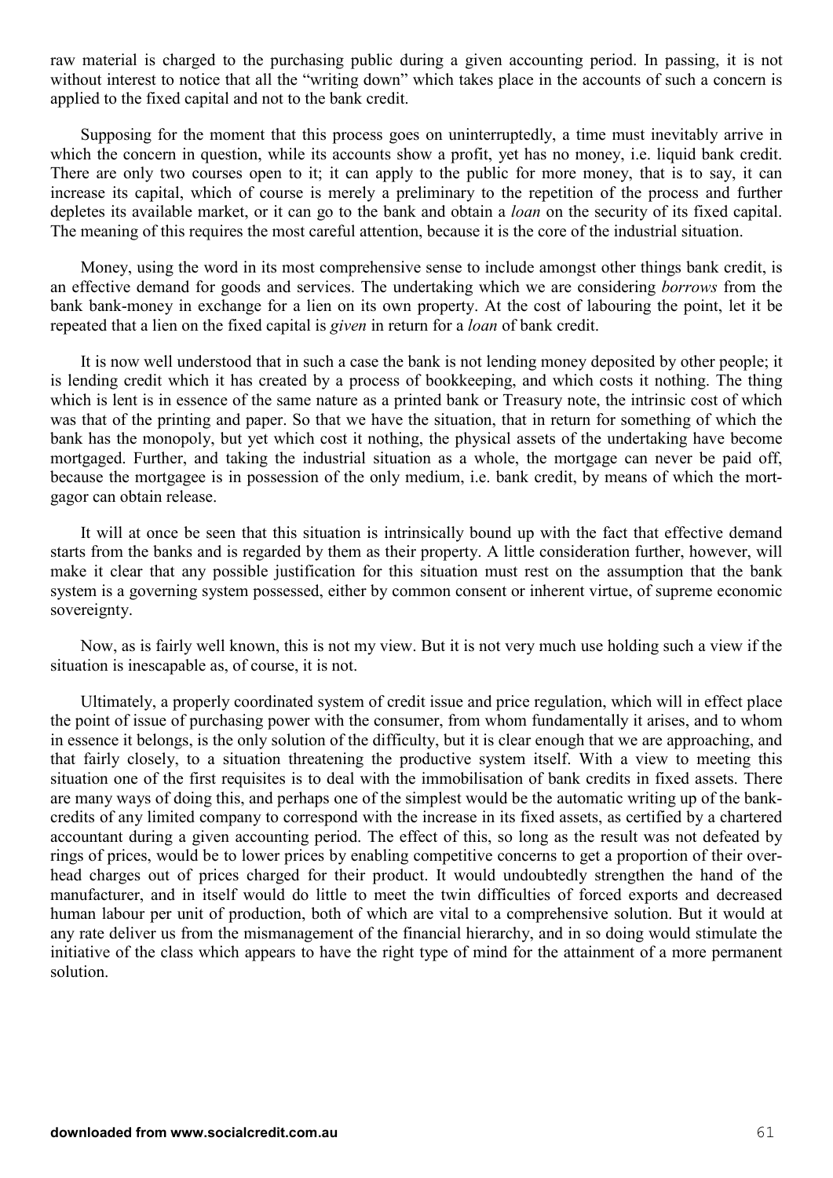raw material is charged to the purchasing public during a given accounting period. In passing, it is not without interest to notice that all the "writing down" which takes place in the accounts of such a concern is applied to the fixed capital and not to the bank credit.

Supposing for the moment that this process goes on uninterruptedly, a time must inevitably arrive in which the concern in question, while its accounts show a profit, yet has no money, i.e. liquid bank credit. There are only two courses open to it; it can apply to the public for more money, that is to say, it can increase its capital, which of course is merely a preliminary to the repetition of the process and further depletes its available market, or it can go to the bank and obtain a *loan* on the security of its fixed capital. The meaning of this requires the most careful attention, because it is the core of the industrial situation.

Money, using the word in its most comprehensive sense to include amongst other things bank credit, is an effective demand for goods and services. The undertaking which we are considering *borrows* from the bank bank-money in exchange for a lien on its own property. At the cost of labouring the point, let it be repeated that a lien on the fixed capital is *given* in return for a *loan* of bank credit.

It is now well understood that in such a case the bank is not lending money deposited by other people; it is lending credit which it has created by a process of bookkeeping, and which costs it nothing. The thing which is lent is in essence of the same nature as a printed bank or Treasury note, the intrinsic cost of which was that of the printing and paper. So that we have the situation, that in return for something of which the bank has the monopoly, but yet which cost it nothing, the physical assets of the undertaking have become mortgaged. Further, and taking the industrial situation as a whole, the mortgage can never be paid off, because the mortgagee is in possession of the only medium, i.e. bank credit, by means of which the mortgagor can obtain release.

It will at once be seen that this situation is intrinsically bound up with the fact that effective demand starts from the banks and is regarded by them as their property. A little consideration further, however, will make it clear that any possible justification for this situation must rest on the assumption that the bank system is a governing system possessed, either by common consent or inherent virtue, of supreme economic sovereignty.

Now, as is fairly well known, this is not my view. But it is not very much use holding such a view if the situation is inescapable as, of course, it is not.

Ultimately, a properly coordinated system of credit issue and price regulation, which will in effect place the point of issue of purchasing power with the consumer, from whom fundamentally it arises, and to whom in essence it belongs, is the only solution of the difficulty, but it is clear enough that we are approaching, and that fairly closely, to a situation threatening the productive system itself. With a view to meeting this situation one of the first requisites is to deal with the immobilisation of bank credits in fixed assets. There are many ways of doing this, and perhaps one of the simplest would be the automatic writing up of the bank-credits of any limited company to correspond with the increase in its fixed assets, as certified by a chartered accountant during a given accounting period. The effect of this, so long as the result was not defeated by rings of prices, would be to lower prices by enabling competitive concerns to get a proportion of their overhead charges out of prices charged for their product. It would undoubtedly strengthen the hand of the manufacturer, and in itself would do little to meet the twin difficulties of forced exports and decreased human labour per unit of production, both of which are vital to a comprehensive solution. But it would at any rate deliver us from the mismanagement of the financial hierarchy, and in so doing would stimulate the initiative of the class which appears to have the right type of mind for the attainment of a more permanent solution.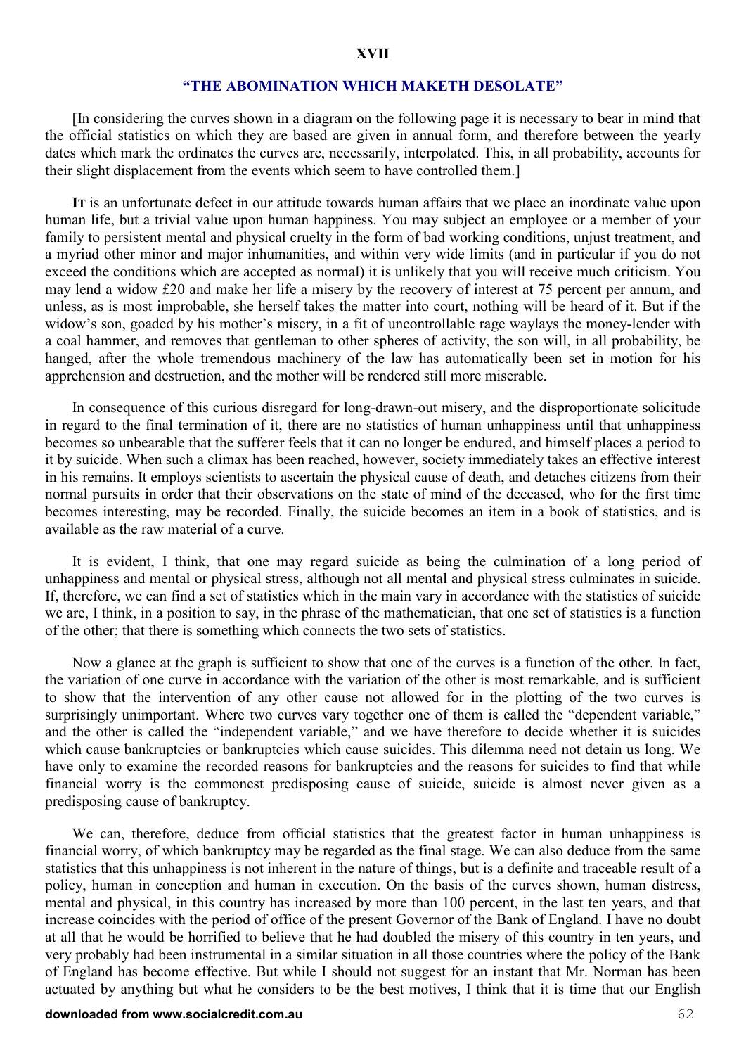## XVII

## "THE ABOMINATION WHICH MAKETH DESOLATE"

[In considering the curves shown in a diagram on the following page it is necessary to bear in mind that the official statistics on which they are based are given in annual form, and therefore between the yearly dates which mark the ordinates the curves are, necessarily, interpolated. This, in all probability, accounts for their slight displacement from the events which seem to have controlled them.]

**It** is an unfortunate defect in our attitude towards human affairs that we place an inordinate value upon human life, but a trivial value upon human happiness. You may subject an employee or a member of your family to persistent mental and physical cruelty in the form of bad working conditions, unjust treatment, and a myriad other minor and major inhumanities, and within very wide limits (and in particular if you do not exceed the conditions which are accepted as normal) it is unlikely that you will receive much criticism. You may lend a widow £20 and make her life a misery by the recovery of interest at 75 percent per annum, and unless, as is most improbable, she herself takes the matter into court, nothing will be heard of it. But if the widow's son, goaded by his mother's misery, in a fit of uncontrollable rage waylays the money-lender with a coal hammer, and removes that gentleman to other spheres of activity, the son will, in all probability, be hanged, after the whole tremendous machinery of the law has automatically been set in motion for his apprehension and destruction, and the mother will be rendered still more miserable.

In consequence of this curious disregard for long-drawn-out misery, and the disproportionate solicitude in regard to the final termination of it, there are no statistics of human unhappiness until that unhappiness becomes so unbearable that the sufferer feels that it can no longer be endured, and himself places a period to it by suicide. When such a climax has been reached, however, society immediately takes an effective interest in his remains. It employs scientists to ascertain the physical cause of death, and detaches citizens from their normal pursuits in order that their observations on the state of mind of the deceased, who for the first time becomes interesting, may be recorded. Finally, the suicide becomes an item in a book of statistics, and is available as the raw material of a curve.

It is evident, I think, that one may regard suicide as being the culmination of a long period of unhappiness and mental or physical stress, although not all mental and physical stress culminates in suicide. If, therefore, we can find a set of statistics which in the main vary in accordance with the statistics of suicide we are, I think, in a position to say, in the phrase of the mathematician, that one set of statistics is a function of the other; that there is something which connects the two sets of statistics.

Now a glance at the graph is sufficient to show that one of the curves is a function of the other. In fact, the variation of one curve in accordance with the variation of the other is most remarkable, and is sufficient to show that the intervention of any other cause not allowed for in the plotting of the two curves is surprisingly unimportant. Where two curves vary together one of them is called the "dependent variable," and the other is called the "independent variable," and we have therefore to decide whether it is suicides which cause bankruptcies or bankruptcies which cause suicides. This dilemma need not detain us long. We have only to examine the recorded reasons for bankruptcies and the reasons for suicides to find that while financial worry is the commonest predisposing cause of suicide, suicide is almost never given as a predisposing cause of bankruptcy.

We can, therefore, deduce from official statistics that the greatest factor in human unhappiness is financial worry, of which bankruptcy may be regarded as the final stage. We can also deduce from the same statistics that this unhappiness is not inherent in the nature of things, but is a definite and traceable result of a policy, human in conception and human in execution. On the basis of the curves shown, human distress, mental and physical, in this country has increased by more than 100 percent, in the last ten years, and that increase coincides with the period of office of the present Governor of the Bank of England. I have no doubt at all that he would be horrified to believe that he had doubled the misery of this country in ten years, and very probably had been instrumental in a similar situation in all those countries where the policy of the Bank of England has become effective. But while I should not suggest for an instant that Mr. Norman has been actuated by anything but what he considers to be the best motives, I think that it is time that our English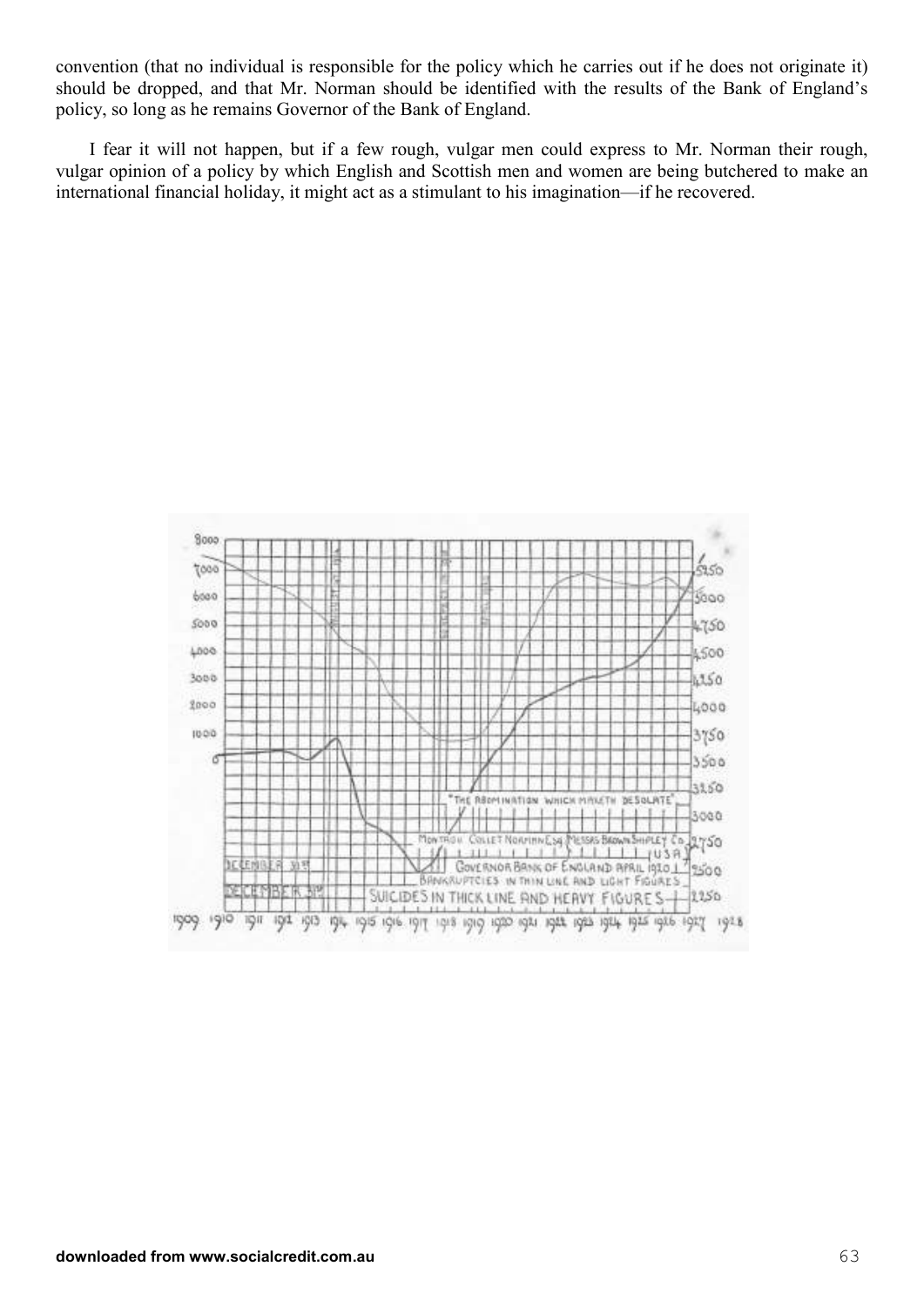convention (that no individual is responsible for the policy which he carries out if he does not originate it) should be dropped, and that Mr. Norman should be identified with the results of the Bank of England's policy, so long as he remains Governor of the Bank of England.

I fear it will not happen, but if a few rough, vulgar men could express to Mr. Norman their rough, vulgar opinion of a policy by which English and Scottish men and women are being butchered to make an international financial holiday, it might act as a stimulant to his imagination—if he recovered.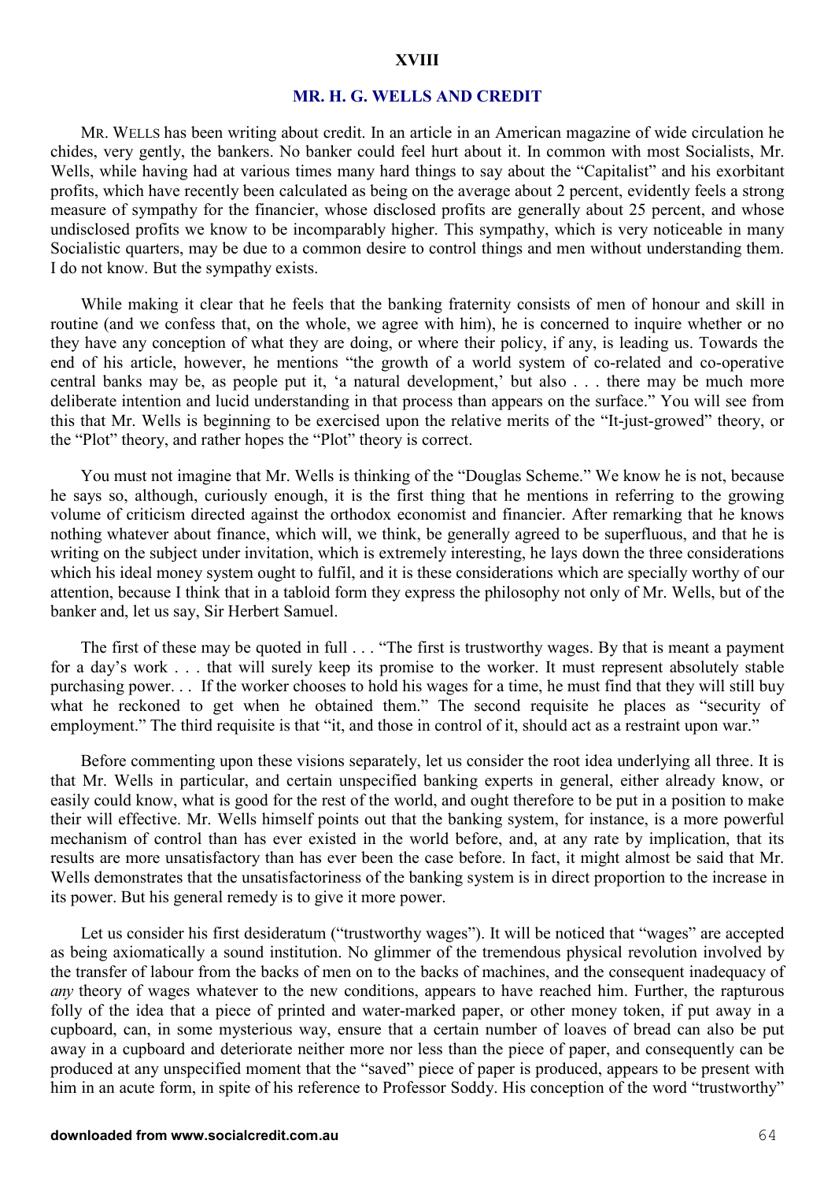## XVIII

## MR. H. G. WELLS AND CREDIT

MR. WELLS has been writing about credit. In an article in an American magazine of wide circulation he chides, very gently, the bankers. No banker could feel hurt about it. In common with most Socialists, Mr. Wells, while having had at various times many hard things to say about the "Capitalist" and his exorbitant profits, which have recently been calculated as being on the average about 2 percent, evidently feels a strong measure of sympathy for the financier, whose disclosed profits are generally about 25 percent, and whose undisclosed profits we know to be incomparably higher. This sympathy, which is very noticeable in many Socialistic quarters, may be due to a common desire to control things and men without understanding them. I do not know. But the sympathy exists.

While making it clear that he feels that the banking fraternity consists of men of honour and skill in routine (and we confess that, on the whole, we agree with him), he is concerned to inquire whether or no they have any conception of what they are doing, or where their policy, if any, is leading us. Towards the end of his article, however, he mentions "the growth of a world system of co-related and co-operative central banks may be, as people put it, 'a natural development,' but also . . . there may be much more deliberate intention and lucid understanding in that process than appears on the surface." You will see from this that Mr. Wells is beginning to be exercised upon the relative merits of the "It-just-growed" theory, or the "Plot" theory, and rather hopes the "Plot" theory is correct.

You must not imagine that Mr. Wells is thinking of the "Douglas Scheme." We know he is not, because he says so, although, curiously enough, it is the first thing that he mentions in referring to the growing volume of criticism directed against the orthodox economist and financier. After remarking that he knows nothing whatever about finance, which will, we think, be generally agreed to be superfluous, and that he is writing on the subject under invitation, which is extremely interesting, he lays down the three considerations which his ideal money system ought to fulfil, and it is these considerations which are specially worthy of our attention, because I think that in a tabloid form they express the philosophy not only of Mr. Wells, but of the banker and, let us say, Sir Herbert Samuel.

The first of these may be quoted in full . . . "The first is trustworthy wages. By that is meant a payment for a day's work . . . that will surely keep its promise to the worker. It must represent absolutely stable purchasing power. . . If the worker chooses to hold his wages for a time, he must find that they will still buy what he reckoned to get when he obtained them." The second requisite he places as "security of employment." The third requisite is that "it, and those in control of it, should act as a restraint upon war."

Before commenting upon these visions separately, let us consider the root idea underlying all three. It is that Mr. Wells in particular, and certain unspecified banking experts in general, either already know, or easily could know, what is good for the rest of the world, and ought therefore to be put in a position to make their will effective. Mr. Wells himself points out that the banking system, for instance, is a more powerful mechanism of control than has ever existed in the world before, and, at any rate by implication, that its results are more unsatisfactory than has ever been the case before. In fact, it might almost be said that Mr. Wells demonstrates that the unsatisfactoriness of the banking system is in direct proportion to the increase in its power. But his general remedy is to give it more power.

Let us consider his first desideratum ("trustworthy wages"). It will be noticed that "wages" are accepted as being axiomatically a sound institution. No glimmer of the tremendous physical revolution involved by the transfer of labour from the backs of men on to the backs of machines, and the consequent inadequacy of *any* theory of wages whatever to the new conditions, appears to have reached him. Further, the rapturous folly of the idea that a piece of printed and water-marked paper, or other money token, if put away in a cupboard, can, in some mysterious way, ensure that a certain number of loaves of bread can also be put away in a cupboard and deteriorate neither more nor less than the piece of paper, and consequently can be produced at any unspecified moment that the "saved" piece of paper is produced, appears to be present with him in an acute form, in spite of his reference to Professor Soddy. His conception of the word "trustworthy"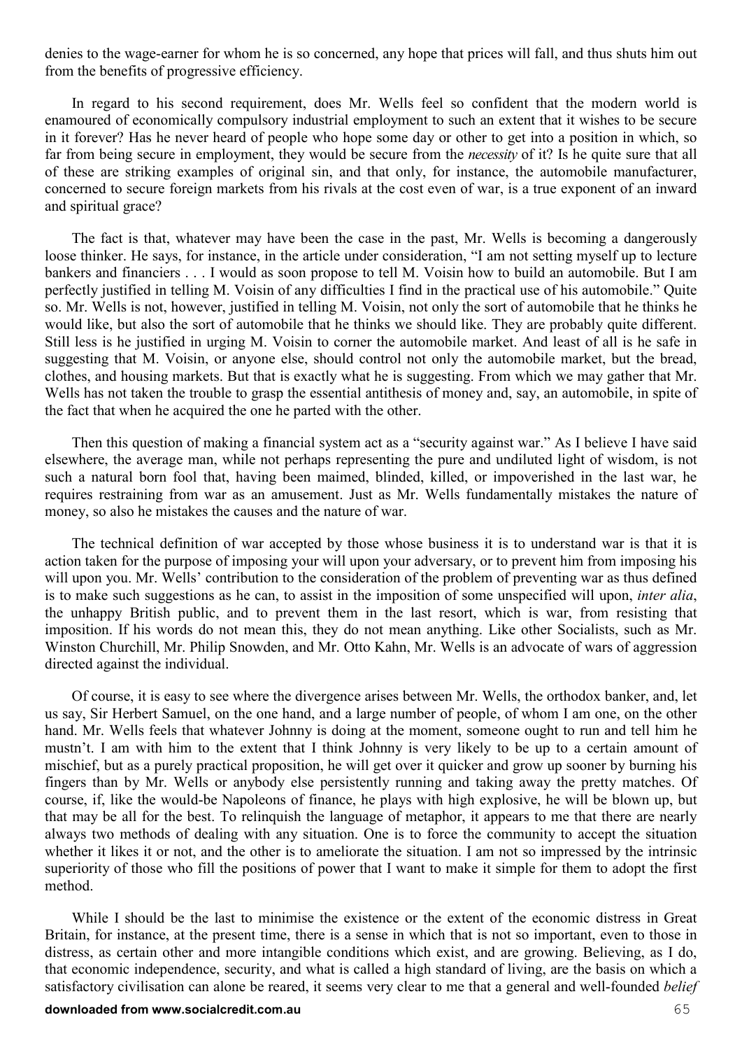denies to the wage-earner for whom he is so concerned, any hope that prices will fall, and thus shuts him out from the benefits of progressive efficiency.

In regard to his second requirement, does Mr. Wells feel so confident that the modern world is enamoured of economically compulsory industrial employment to such an extent that it wishes to be secure in it forever? Has he never heard of people who hope some day or other to get into a position in which, so far from being secure in employment, they would be secure from the *necessity* of it? Is he quite sure that all of these are striking examples of original sin, and that only, for instance, the automobile manufacturer, concerned to secure foreign markets from his rivals at the cost even of war, is a true exponent of an inward and spiritual grace?

The fact is that, whatever may have been the case in the past, Mr. Wells is becoming a dangerously loose thinker. He says, for instance, in the article under consideration, "I am not setting myself up to lecture bankers and financiers . . . I would as soon propose to tell M. Voisin how to build an automobile. But I am perfectly justified in telling M. Voisin of any difficulties I find in the practical use of his automobile." Quite so. Mr. Wells is not, however, justified in telling M. Voisin, not only the sort of automobile that he thinks he would like, but also the sort of automobile that he thinks we should like. They are probably quite different. Still less is he justified in urging M. Voisin to corner the automobile market. And least of all is he safe in suggesting that M. Voisin, or anyone else, should control not only the automobile market, but the bread, clothes, and housing markets. But that is exactly what he is suggesting. From which we may gather that Mr. Wells has not taken the trouble to grasp the essential antithesis of money and, say, an automobile, in spite of the fact that when he acquired the one he parted with the other.

Then this question of making a financial system act as a "security against war." As I believe I have said elsewhere, the average man, while not perhaps representing the pure and undiluted light of wisdom, is not such a natural born fool that, having been maimed, blinded, killed, or impoverished in the last war, he requires restraining from war as an amusement. Just as Mr. Wells fundamentally mistakes the nature of money, so also he mistakes the causes and the nature of war.

The technical definition of war accepted by those whose business it is to understand war is that it is action taken for the purpose of imposing your will upon your adversary, or to prevent him from imposing his will upon you. Mr. Wells' contribution to the consideration of the problem of preventing war as thus defined is to make such suggestions as he can, to assist in the imposition of some unspecified will upon, *inter alia*, the unhappy British public, and to prevent them in the last resort, which is war, from resisting that imposition. If his words do not mean this, they do not mean anything. Like other Socialists, such as Mr. Winston Churchill, Mr. Philip Snowden, and Mr. Otto Kahn, Mr. Wells is an advocate of wars of aggression directed against the individual.

Of course, it is easy to see where the divergence arises between Mr. Wells, the orthodox banker, and, let us say, Sir Herbert Samuel, on the one hand, and a large number of people, of whom I am one, on the other hand. Mr. Wells feels that whatever Johnny is doing at the moment, someone ought to run and tell him he mustn't. I am with him to the extent that I think Johnny is very likely to be up to a certain amount of mischief, but as a purely practical proposition, he will get over it quicker and grow up sooner by burning his fingers than by Mr. Wells or anybody else persistently running and taking away the pretty matches. Of course, if, like the would-be Napoleons of finance, he plays with high explosive, he will be blown up, but that may be all for the best. To relinquish the language of metaphor, it appears to me that there are nearly always two methods of dealing with any situation. One is to force the community to accept the situation whether it likes it or not, and the other is to ameliorate the situation. I am not so impressed by the intrinsic superiority of those who fill the positions of power that I want to make it simple for them to adopt the first method.

While I should be the last to minimise the existence or the extent of the economic distress in Great Britain, for instance, at the present time, there is a sense in which that is not so important, even to those in distress, as certain other and more intangible conditions which exist, and are growing. Believing, as I do, that economic independence, security, and what is called a high standard of living, are the basis on which a satisfactory civilisation can alone be reared, it seems very clear to me that a general and well-founded *belief*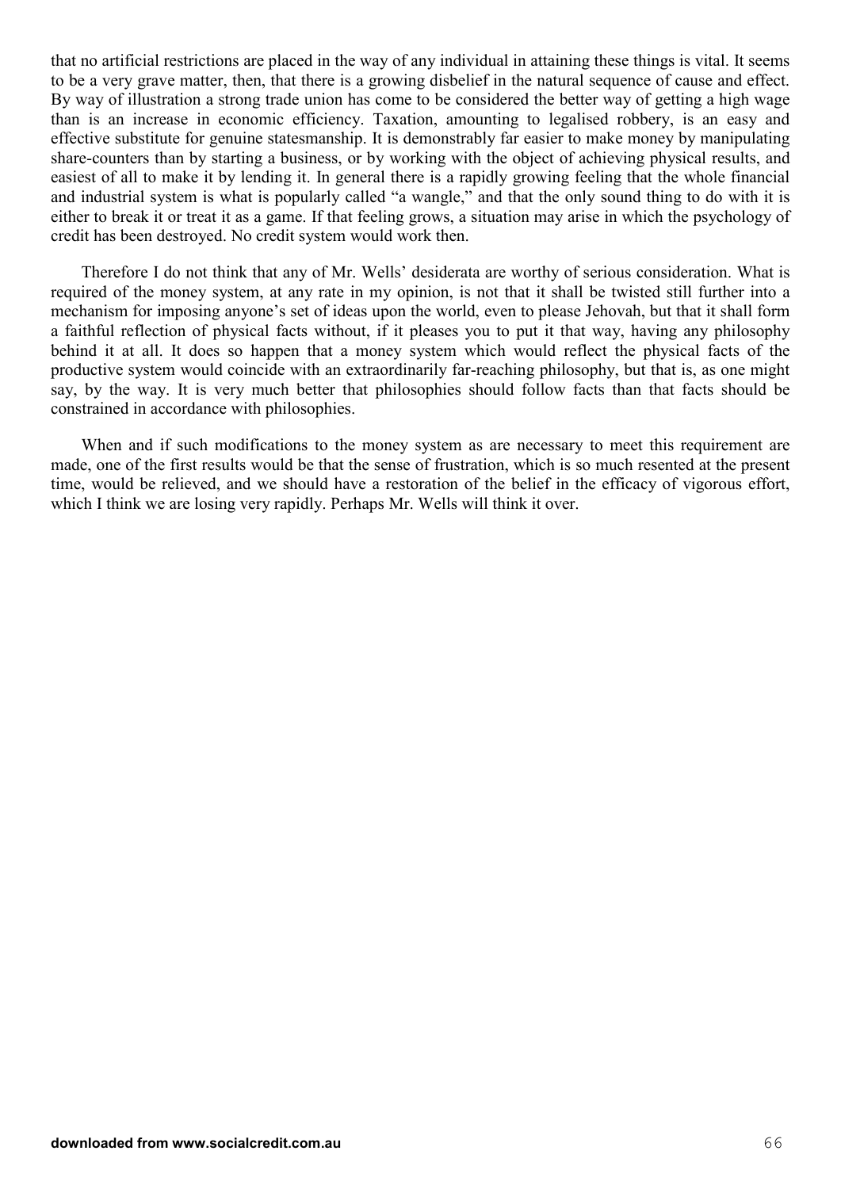that no artificial restrictions are placed in the way of any individual in attaining these things is vital. It seems to be a very grave matter, then, that there is a growing disbelief in the natural sequence of cause and effect. By way of illustration a strong trade union has come to be considered the better way of getting a high wage than is an increase in economic efficiency. Taxation, amounting to legalised robbery, is an easy and effective substitute for genuine statesmanship. It is demonstrably far easier to make money by manipulating share-counters than by starting a business, or by working with the object of achieving physical results, and easiest of all to make it by lending it. In general there is a rapidly growing feeling that the whole financial and industrial system is what is popularly called "a wangle," and that the only sound thing to do with it is either to break it or treat it as a game. If that feeling grows, a situation may arise in which the psychology of credit has been destroyed. No credit system would work then.

Therefore I do not think that any of Mr. Wells' desiderata are worthy of serious consideration. What is required of the money system, at any rate in my opinion, is not that it shall be twisted still further into a mechanism for imposing anyone's set of ideas upon the world, even to please Jehovah, but that it shall form a faithful reflection of physical facts without, if it pleases you to put it that way, having any philosophy behind it at all. It does so happen that a money system which would reflect the physical facts of the productive system would coincide with an extraordinarily far-reaching philosophy, but that is, as one might say, by the way. It is very much better that philosophies should follow facts than that facts should be constrained in accordance with philosophies.

When and if such modifications to the money system as are necessary to meet this requirement are made, one of the first results would be that the sense of frustration, which is so much resented at the present time, would be relieved, and we should have a restoration of the belief in the efficacy of vigorous effort, which I think we are losing very rapidly. Perhaps Mr. Wells will think it over.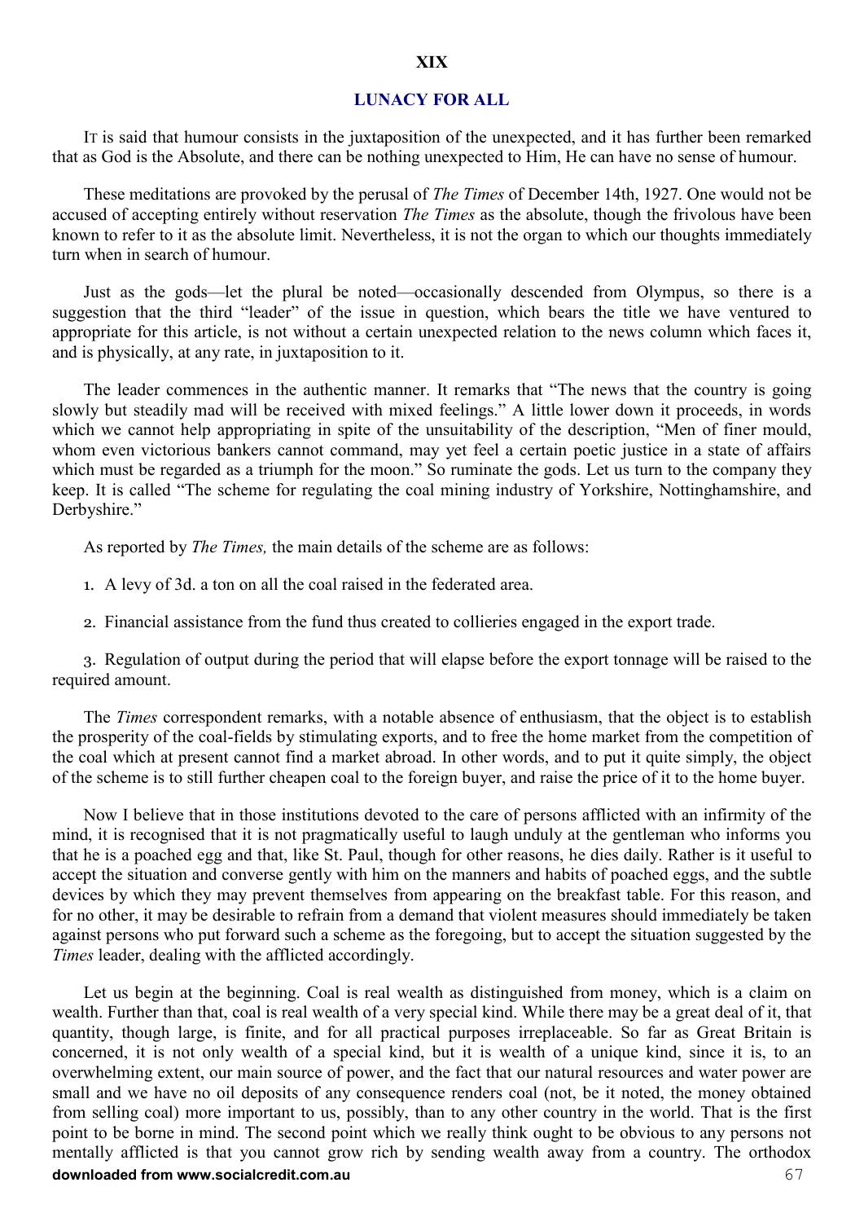## XIX

## LUNACY FOR ALL

It is said that humour consists in the juxtaposition of the unexpected, and it has further been remarked that as God is the Absolute, and there can be nothing unexpected to Him, He can have no sense of humour.

These meditations are provoked by the perusal of *The Times* of December 14th, 1927. One would not be accused of accepting entirely without reservation *The Times* as the absolute, though the frivolous have been known to refer to it as the absolute limit. Nevertheless, it is not the organ to which our thoughts immediately turn when in search of humour.

Just as the gods—let the plural be noted—occasionally descended from Olympus, so there is a suggestion that the third "leader" of the issue in question, which bears the title we have ventured to appropriate for this article, is not without a certain unexpected relation to the news column which faces it, and is physically, at any rate, in juxtaposition to it.

The leader commences in the authentic manner. It remarks that "The news that the country is going slowly but steadily mad will be received with mixed feelings." A little lower down it proceeds, in words which we cannot help appropriating in spite of the unsuitability of the description, "Men of finer mould, whom even victorious bankers cannot command, may yet feel a certain poetic justice in a state of affairs which must be regarded as a triumph for the moon." So ruminate the gods. Let us turn to the company they keep. It is called "The scheme for regulating the coal mining industry of Yorkshire, Nottinghamshire, and Derbyshire."

As reported by *The Times,* the main details of the scheme are as follows:

1. A levy of 3d. a ton on all the coal raised in the federated area.

2. Financial assistance from the fund thus created to collieries engaged in the export trade.

3. Regulation of output during the period that will elapse before the export tonnage will be raised to the required amount.

The *Times* correspondent remarks, with a notable absence of enthusiasm, that the object is to establish the prosperity of the coal-fields by stimulating exports, and to free the home market from the competition of the coal which at present cannot find a market abroad. In other words, and to put it quite simply, the object of the scheme is to still further cheapen coal to the foreign buyer, and raise the price of it to the home buyer.

Now I believe that in those institutions devoted to the care of persons afflicted with an infirmity of the mind, it is recognised that it is not pragmatically useful to laugh unduly at the gentleman who informs you that he is a poached egg and that, like St. Paul, though for other reasons, he dies daily. Rather is it useful to accept the situation and converse gently with him on the manners and habits of poached eggs, and the subtle devices by which they may prevent themselves from appearing on the breakfast table. For this reason, and for no other, it may be desirable to refrain from a demand that violent measures should immediately be taken against persons who put forward such a scheme as the foregoing, but to accept the situation suggested by the *Times* leader, dealing with the afflicted accordingly.

Let us begin at the beginning. Coal is real wealth as distinguished from money, which is a claim on wealth. Further than that, coal is real wealth of a very special kind. While there may be a great deal of it, that quantity, though large, is finite, and for all practical purposes irreplaceable. So far as Great Britain is concerned, it is not only wealth of a special kind, but it is wealth of a unique kind, since it is, to an overwhelming extent, our main source of power, and the fact that our natural resources and water power are small and we have no oil deposits of any consequence renders coal (not, be it noted, the money obtained from selling coal) more important to us, possibly, than to any other country in the world. That is the first point to be borne in mind. The second point which we really think ought to be obvious to any persons not mentally afflicted is that you cannot grow rich by sending wealth away from a country. The orthodox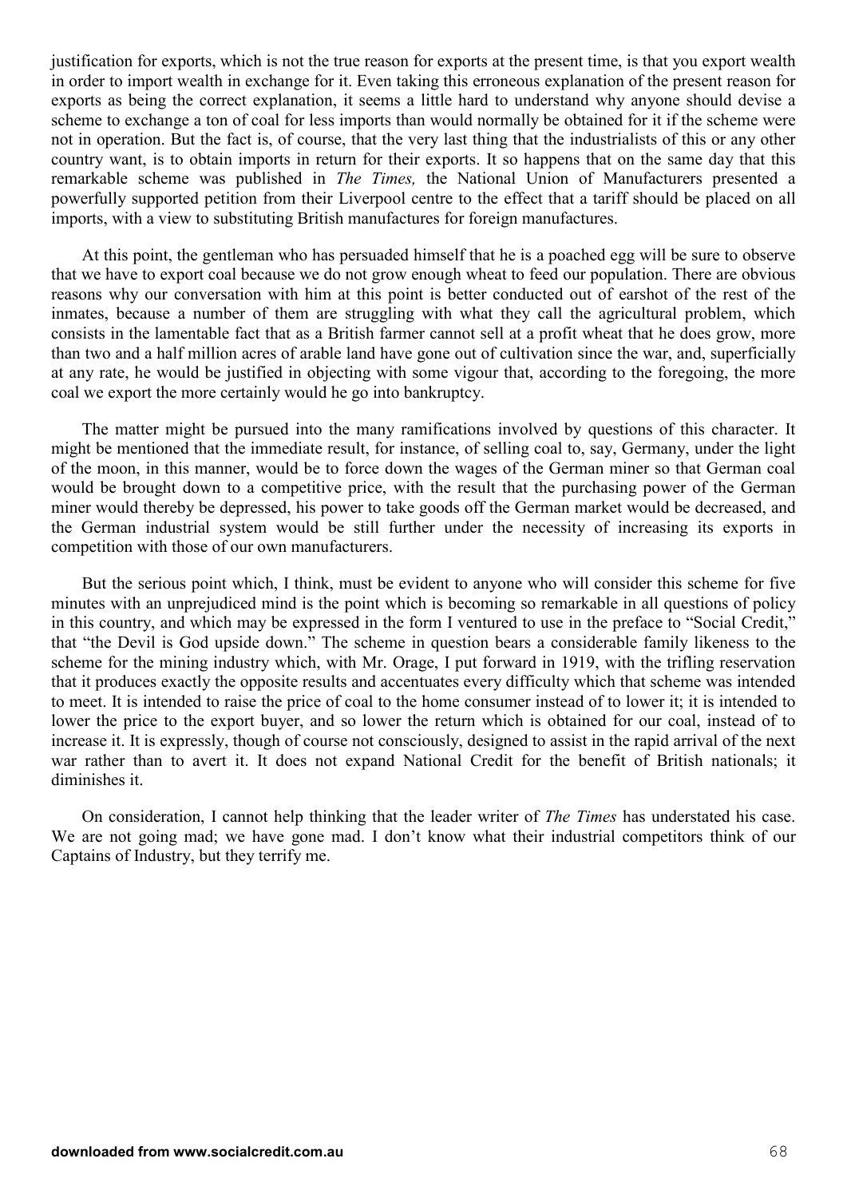justification for exports, which is not the true reason for exports at the present time, is that you export wealth in order to import wealth in exchange for it. Even taking this erroneous explanation of the present reason for exports as being the correct explanation, it seems a little hard to understand why anyone should devise a scheme to exchange a ton of coal for less imports than would normally be obtained for it if the scheme were not in operation. But the fact is, of course, that the very last thing that the industrialists of this or any other country want, is to obtain imports in return for their exports. It so happens that on the same day that this remarkable scheme was published in *The Times,* the National Union of Manufacturers presented a powerfully supported petition from their Liverpool centre to the effect that a tariff should be placed on all imports, with a view to substituting British manufactures for foreign manufactures.

At this point, the gentleman who has persuaded himself that he is a poached egg will be sure to observe that we have to export coal because we do not grow enough wheat to feed our population. There are obvious reasons why our conversation with him at this point is better conducted out of earshot of the rest of the inmates, because a number of them are struggling with what they call the agricultural problem, which consists in the lamentable fact that as a British farmer cannot sell at a profit wheat that he does grow, more than two and a half million acres of arable land have gone out of cultivation since the war, and, superficially at any rate, he would be justified in objecting with some vigour that, according to the foregoing, the more coal we export the more certainly would he go into bankruptcy.

The matter might be pursued into the many ramifications involved by questions of this character. It might be mentioned that the immediate result, for instance, of selling coal to, say, Germany, under the light of the moon, in this manner, would be to force down the wages of the German miner so that German coal would be brought down to a competitive price, with the result that the purchasing power of the German miner would thereby be depressed, his power to take goods off the German market would be decreased, and the German industrial system would be still further under the necessity of increasing its exports in competition with those of our own manufacturers.

But the serious point which, I think, must be evident to anyone who will consider this scheme for five minutes with an unprejudiced mind is the point which is becoming so remarkable in all questions of policy in this country, and which may be expressed in the form I ventured to use in the preface to "Social Credit," that "the Devil is God upside down." The scheme in question bears a considerable family likeness to the scheme for the mining industry which, with Mr. Orage, I put forward in 1919, with the trifling reservation that it produces exactly the opposite results and accentuates every difficulty which that scheme was intended to meet. It is intended to raise the price of coal to the home consumer instead of to lower it; it is intended to lower the price to the export buyer, and so lower the return which is obtained for our coal, instead of to increase it. It is expressly, though of course not consciously, designed to assist in the rapid arrival of the next war rather than to avert it. It does not expand National Credit for the benefit of British nationals; it diminishes it.

On consideration, I cannot help thinking that the leader writer of *The Times* has understated his case. We are not going mad; we have gone mad. I don't know what their industrial competitors think of our Captains of Industry, but they terrify me.